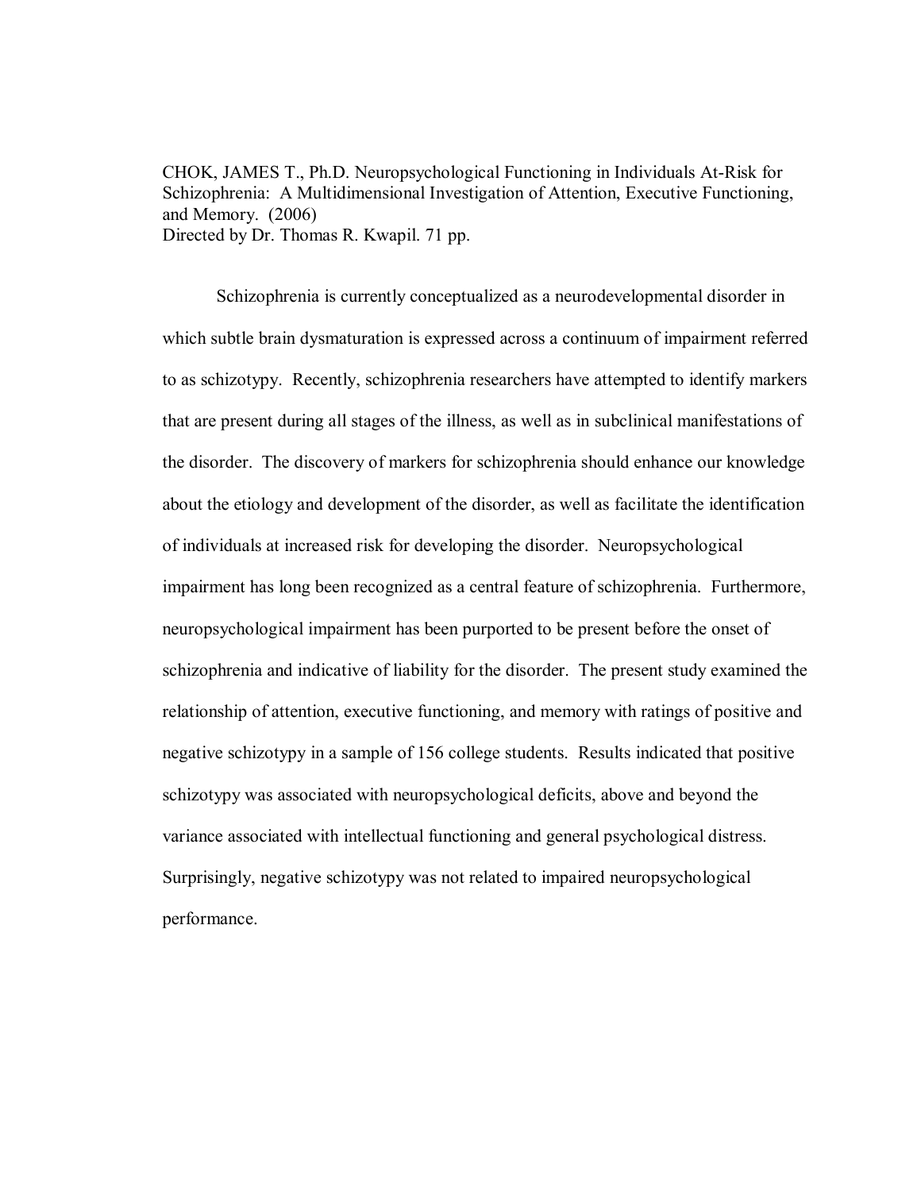CHOK, JAMES T., Ph.D. Neuropsychological Functioning in Individuals At-Risk for Schizophrenia: A Multidimensional Investigation of Attention, Executive Functioning, and Memory. (2006)
Directed by Dr. Thomas R. Kwapil. 71 pp.

Schizophrenia is currently conceptualized as a neurodevelopmental disorder in which subtle brain dysmaturation is expressed across a continuum of impairment referred to as schizotypy. Recently, schizophrenia researchers have attempted to identify markers that are present during all stages of the illness, as well as in subclinical manifestations of the disorder. The discovery of markers for schizophrenia should enhance our knowledge about the etiology and development of the disorder, as well as facilitate the identification of individuals at increased risk for developing the disorder. Neuropsychological impairment has long been recognized as a central feature of schizophrenia. Furthermore, neuropsychological impairment has been purported to be present before the onset of schizophrenia and indicative of liability for the disorder. The present study examined the relationship of attention, executive functioning, and memory with ratings of positive and negative schizotypy in a sample of 156 college students. Results indicated that positive schizotypy was associated with neuropsychological deficits, above and beyond the variance associated with intellectual functioning and general psychological distress. Surprisingly, negative schizotypy was not related to impaired neuropsychological performance.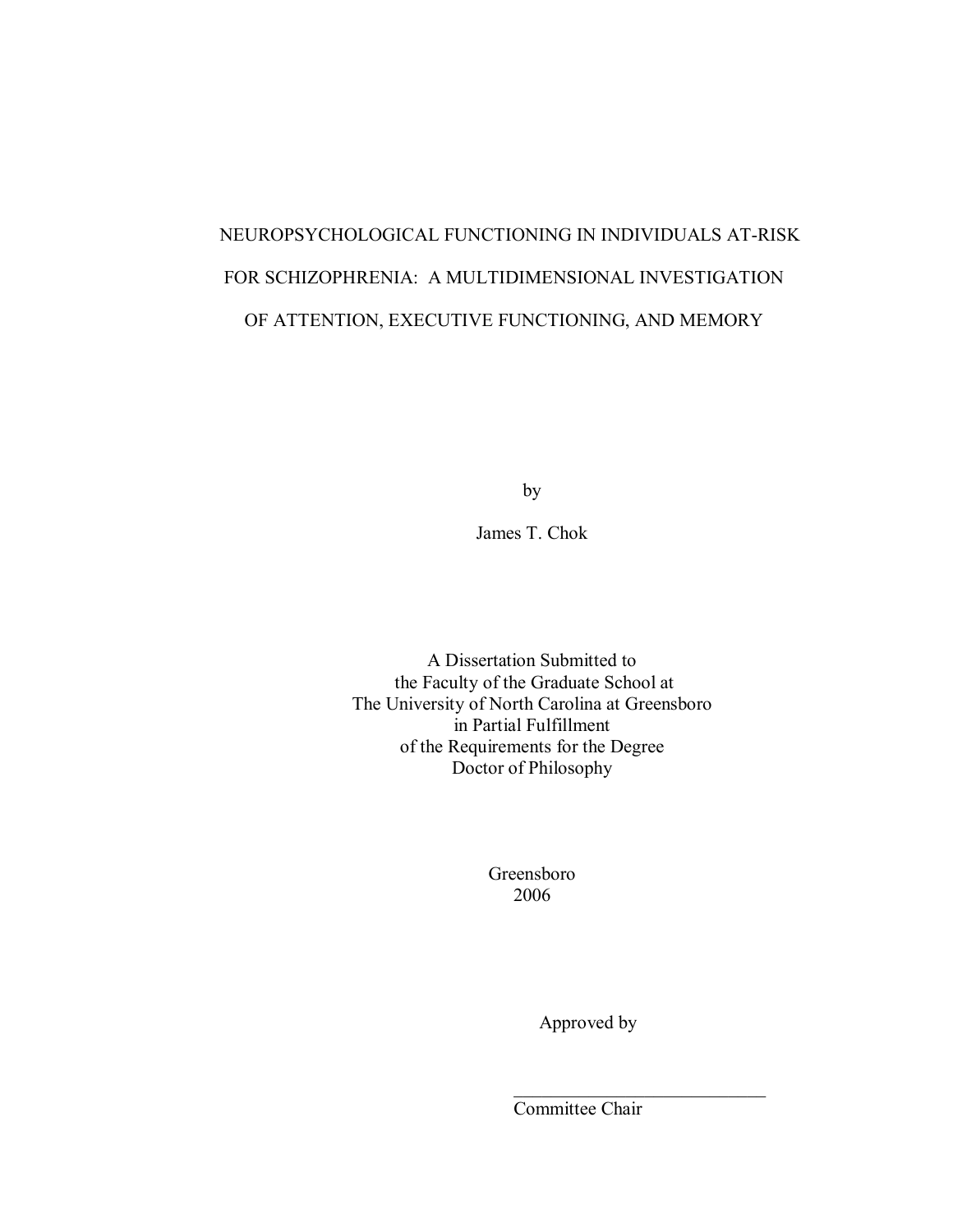# NEUROPSYCHOLOGICAL FUNCTIONING IN INDIVIDUALS AT-RISK FOR SCHIZOPHRENIA: A MULTIDIMENSIONAL INVESTIGATION OF ATTENTION, EXECUTIVE FUNCTIONING, AND MEMORY

by

James T. Chok

A Dissertation Submitted to
the Faculty of the Graduate School at
The University of North Carolina at Greensboro
in Partial Fulfillment
of the Requirements for the Degree
Doctor of Philosophy

Greensboro
2006

Approved by

_____________________________
Committee Chair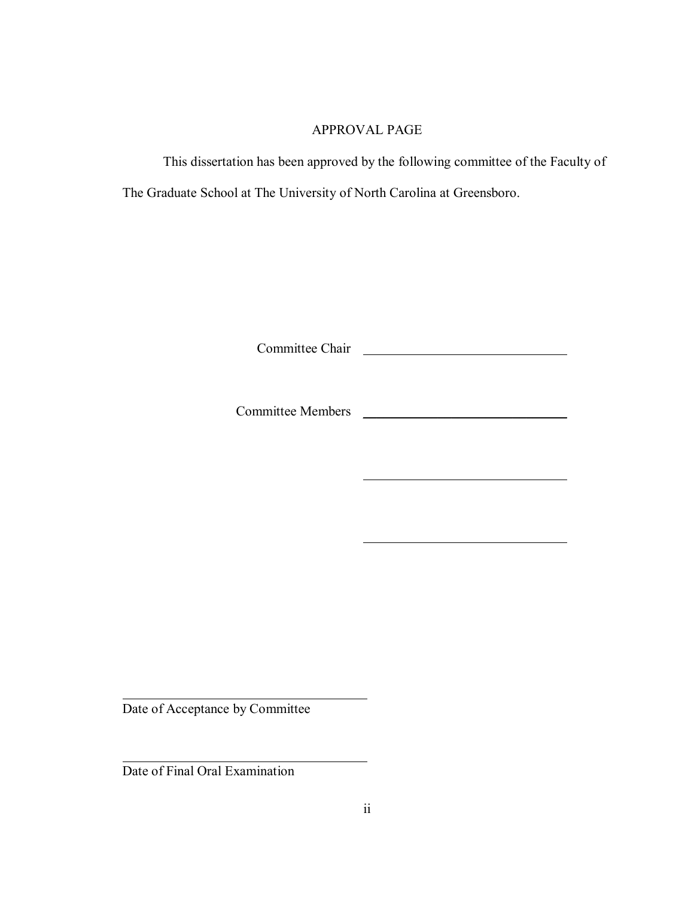# APPROVAL PAGE

This dissertation has been approved by the following committee of the Faculty of The Graduate School at The University of North Carolina at Greensboro.

Committee Chair \_\_\_\_\_\_\_\_\_\_\_\_\_\_\_\_\_\_\_\_\_\_\_\_\_\_\_\_\_\_

Committee Members \_\_\_\_\_\_\_\_\_\_\_\_\_\_\_\_\_\_\_\_\_\_\_\_\_\_\_\_\_\_

\_\_\_\_\_\_\_\_\_\_\_\_\_\_\_\_\_\_\_\_\_\_\_\_\_\_\_\_\_\_

\_\_\_\_\_\_\_\_\_\_\_\_\_\_\_\_\_\_\_\_\_\_\_\_\_\_\_\_\_\_

\_\_\_\_\_\_\_\_\_\_\_\_\_\_\_\_\_\_\_\_\_\_\_\_\_\_\_\_\_\_
Date of Acceptance by Committee

\_\_\_\_\_\_\_\_\_\_\_\_\_\_\_\_\_\_\_\_\_\_\_\_\_\_\_\_\_\_
Date of Final Oral Examination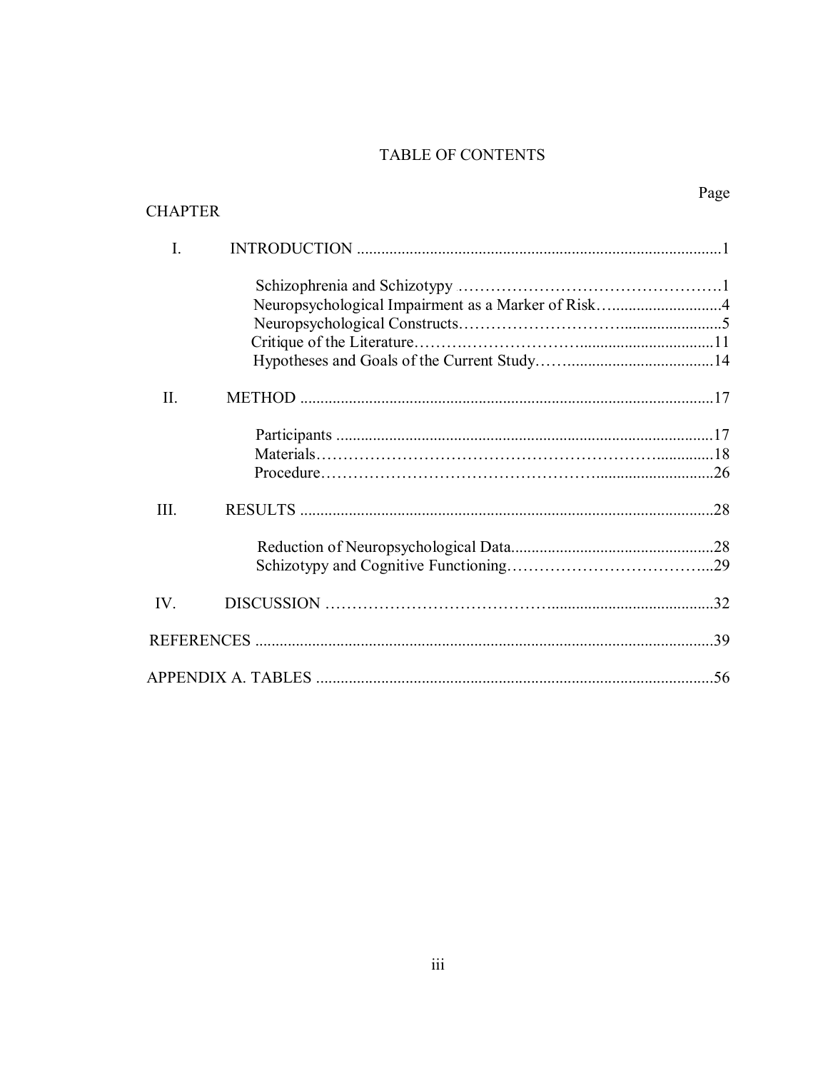# TABLE OF CONTENTS

| CHAPTER | | Page |
|---|---|---|
| I. | INTRODUCTION | 1 |
| | Schizophrenia and Schizotypy | 1 |
| | Neuropsychological Impairment as a Marker of Risk | 4 |
| | Neuropsychological Constructs | 5 |
| | Critique of the Literature | 11 |
| | Hypotheses and Goals of the Current Study | 14 |
| II. | METHOD | 17 |
| | Participants | 17 |
| | Materials | 18 |
| | Procedure | 26 |
| III. | RESULTS | 28 |
| | Reduction of Neuropsychological Data | 28 |
| | Schizotypy and Cognitive Functioning | 29 |
| IV. | DISCUSSION | 32 |
| REFERENCES | | 39 |
| APPENDIX A. TABLES | | 56 |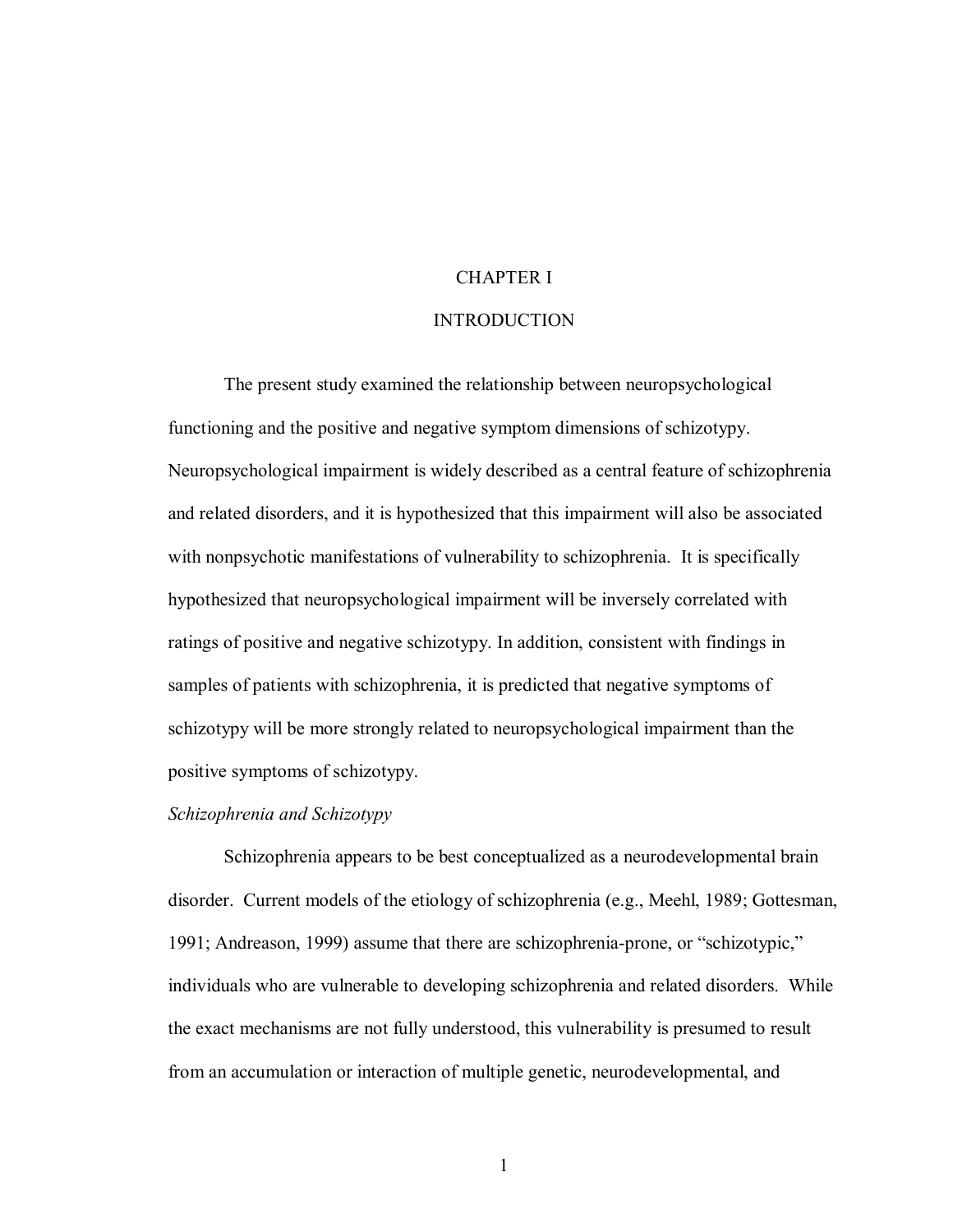# CHAPTER I

# INTRODUCTION

The present study examined the relationship between neuropsychological functioning and the positive and negative symptom dimensions of schizotypy. Neuropsychological impairment is widely described as a central feature of schizophrenia and related disorders, and it is hypothesized that this impairment will also be associated with nonpsychotic manifestations of vulnerability to schizophrenia. It is specifically hypothesized that neuropsychological impairment will be inversely correlated with ratings of positive and negative schizotypy. In addition, consistent with findings in samples of patients with schizophrenia, it is predicted that negative symptoms of schizotypy will be more strongly related to neuropsychological impairment than the positive symptoms of schizotypy.

*Schizophrenia and Schizotypy*

Schizophrenia appears to be best conceptualized as a neurodevelopmental brain disorder. Current models of the etiology of schizophrenia (e.g., Meehl, 1989; Gottesman, 1991; Andreason, 1999) assume that there are schizophrenia-prone, or "schizotypic," individuals who are vulnerable to developing schizophrenia and related disorders. While the exact mechanisms are not fully understood, this vulnerability is presumed to result from an accumulation or interaction of multiple genetic, neurodevelopmental, and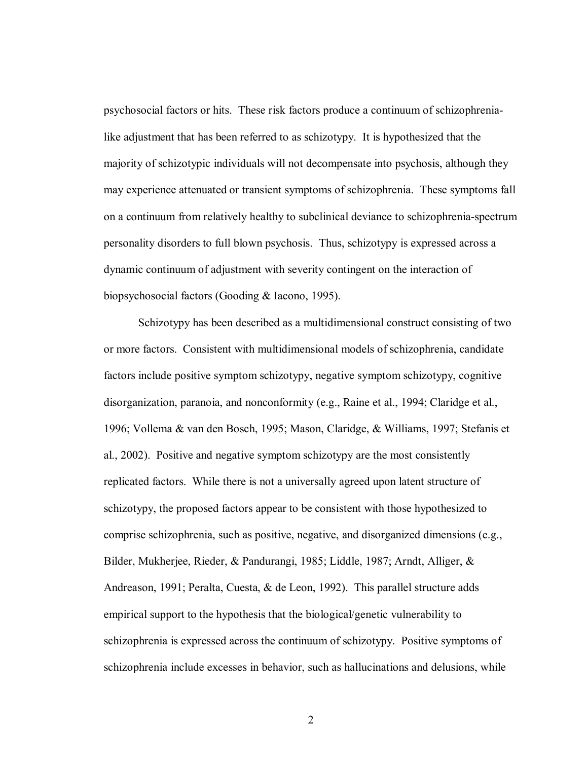psychosocial factors or hits. These risk factors produce a continuum of schizophrenia-like adjustment that has been referred to as schizotypy. It is hypothesized that the majority of schizotypic individuals will not decompensate into psychosis, although they may experience attenuated or transient symptoms of schizophrenia. These symptoms fall on a continuum from relatively healthy to subclinical deviance to schizophrenia-spectrum personality disorders to full blown psychosis. Thus, schizotypy is expressed across a dynamic continuum of adjustment with severity contingent on the interaction of biopsychosocial factors (Gooding & Iacono, 1995).

Schizotypy has been described as a multidimensional construct consisting of two or more factors. Consistent with multidimensional models of schizophrenia, candidate factors include positive symptom schizotypy, negative symptom schizotypy, cognitive disorganization, paranoia, and nonconformity (e.g., Raine et al., 1994; Claridge et al., 1996; Vollema & van den Bosch, 1995; Mason, Claridge, & Williams, 1997; Stefanis et al., 2002). Positive and negative symptom schizotypy are the most consistently replicated factors. While there is not a universally agreed upon latent structure of schizotypy, the proposed factors appear to be consistent with those hypothesized to comprise schizophrenia, such as positive, negative, and disorganized dimensions (e.g., Bilder, Mukherjee, Rieder, & Pandurangi, 1985; Liddle, 1987; Arndt, Alliger, & Andreason, 1991; Peralta, Cuesta, & de Leon, 1992). This parallel structure adds empirical support to the hypothesis that the biological/genetic vulnerability to schizophrenia is expressed across the continuum of schizotypy. Positive symptoms of schizophrenia include excesses in behavior, such as hallucinations and delusions, while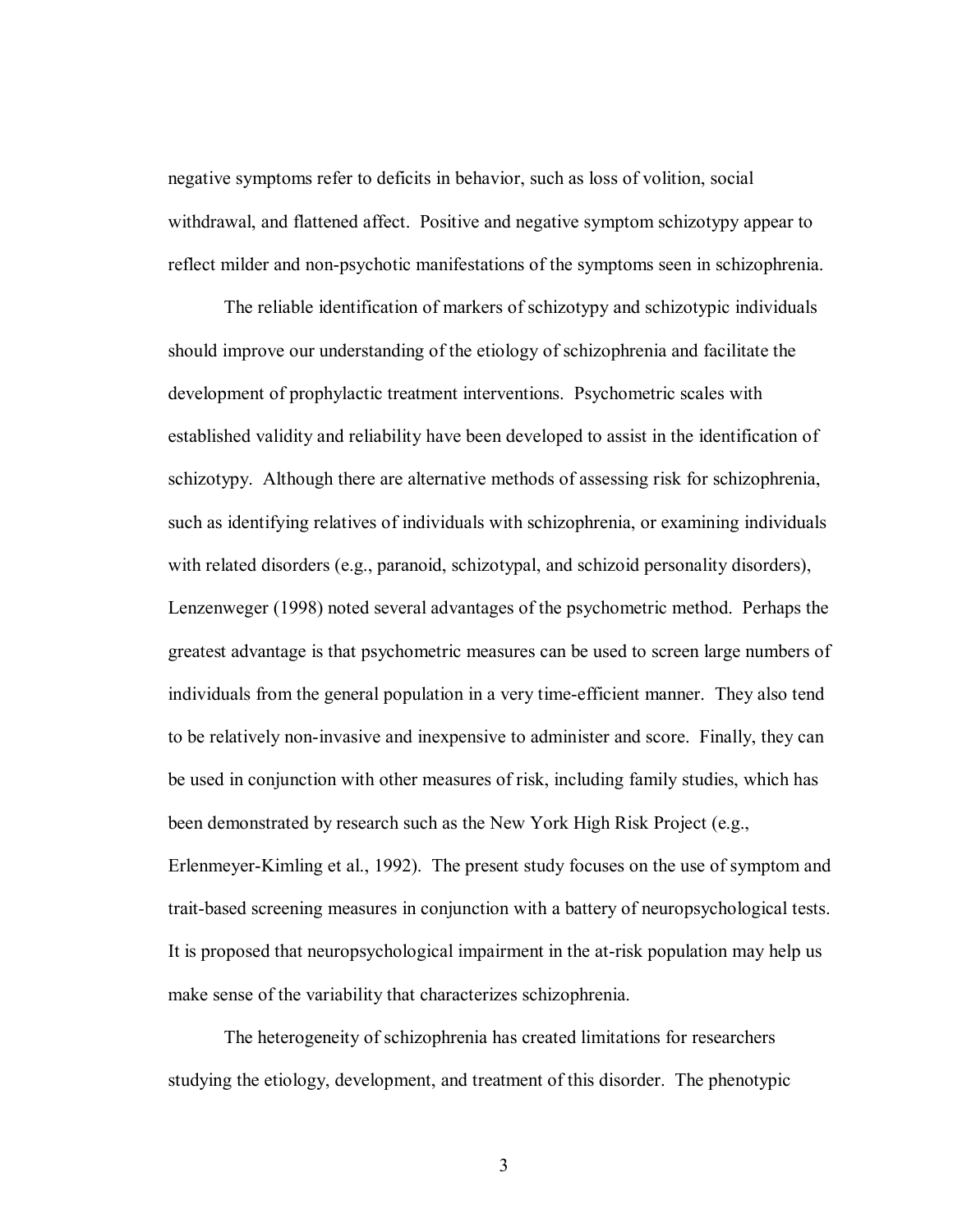negative symptoms refer to deficits in behavior, such as loss of volition, social withdrawal, and flattened affect. Positive and negative symptom schizotypy appear to reflect milder and non-psychotic manifestations of the symptoms seen in schizophrenia.

The reliable identification of markers of schizotypy and schizotypic individuals should improve our understanding of the etiology of schizophrenia and facilitate the development of prophylactic treatment interventions. Psychometric scales with established validity and reliability have been developed to assist in the identification of schizotypy. Although there are alternative methods of assessing risk for schizophrenia, such as identifying relatives of individuals with schizophrenia, or examining individuals with related disorders (e.g., paranoid, schizotypal, and schizoid personality disorders), Lenzenweger (1998) noted several advantages of the psychometric method. Perhaps the greatest advantage is that psychometric measures can be used to screen large numbers of individuals from the general population in a very time-efficient manner. They also tend to be relatively non-invasive and inexpensive to administer and score. Finally, they can be used in conjunction with other measures of risk, including family studies, which has been demonstrated by research such as the New York High Risk Project (e.g., Erlenmeyer-Kimling et al., 1992). The present study focuses on the use of symptom and trait-based screening measures in conjunction with a battery of neuropsychological tests. It is proposed that neuropsychological impairment in the at-risk population may help us make sense of the variability that characterizes schizophrenia.

The heterogeneity of schizophrenia has created limitations for researchers studying the etiology, development, and treatment of this disorder. The phenotypic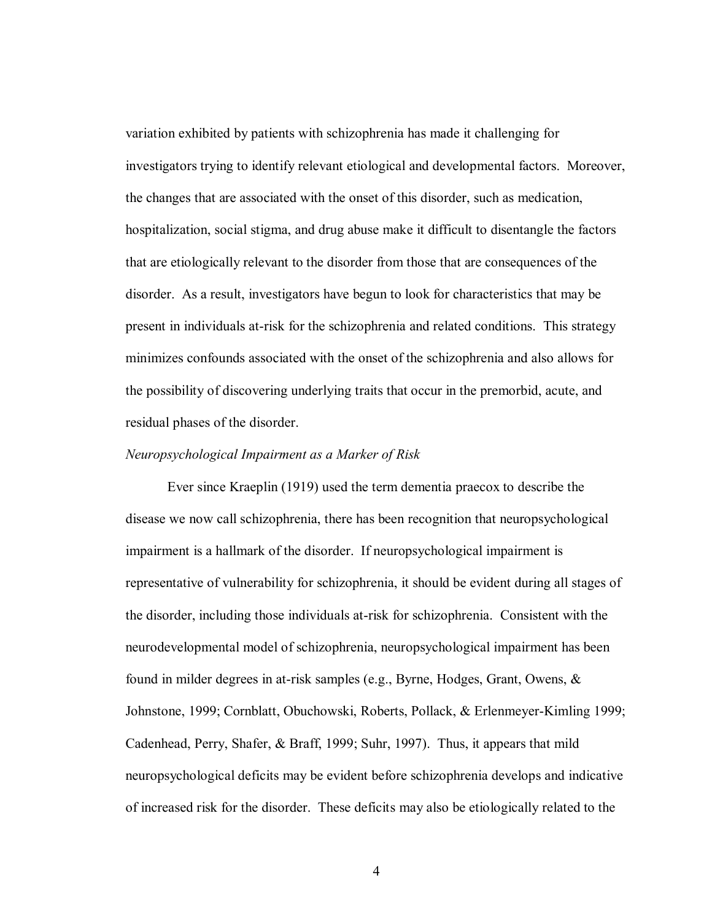variation exhibited by patients with schizophrenia has made it challenging for investigators trying to identify relevant etiological and developmental factors. Moreover, the changes that are associated with the onset of this disorder, such as medication, hospitalization, social stigma, and drug abuse make it difficult to disentangle the factors that are etiologically relevant to the disorder from those that are consequences of the disorder. As a result, investigators have begun to look for characteristics that may be present in individuals at-risk for the schizophrenia and related conditions. This strategy minimizes confounds associated with the onset of the schizophrenia and also allows for the possibility of discovering underlying traits that occur in the premorbid, acute, and residual phases of the disorder.

*Neuropsychological Impairment as a Marker of Risk*

Ever since Kraeplin (1919) used the term dementia praecox to describe the disease we now call schizophrenia, there has been recognition that neuropsychological impairment is a hallmark of the disorder. If neuropsychological impairment is representative of vulnerability for schizophrenia, it should be evident during all stages of the disorder, including those individuals at-risk for schizophrenia. Consistent with the neurodevelopmental model of schizophrenia, neuropsychological impairment has been found in milder degrees in at-risk samples (e.g., Byrne, Hodges, Grant, Owens, & Johnstone, 1999; Cornblatt, Obuchowski, Roberts, Pollack, & Erlenmeyer-Kimling 1999; Cadenhead, Perry, Shafer, & Braff, 1999; Suhr, 1997). Thus, it appears that mild neuropsychological deficits may be evident before schizophrenia develops and indicative of increased risk for the disorder. These deficits may also be etiologically related to the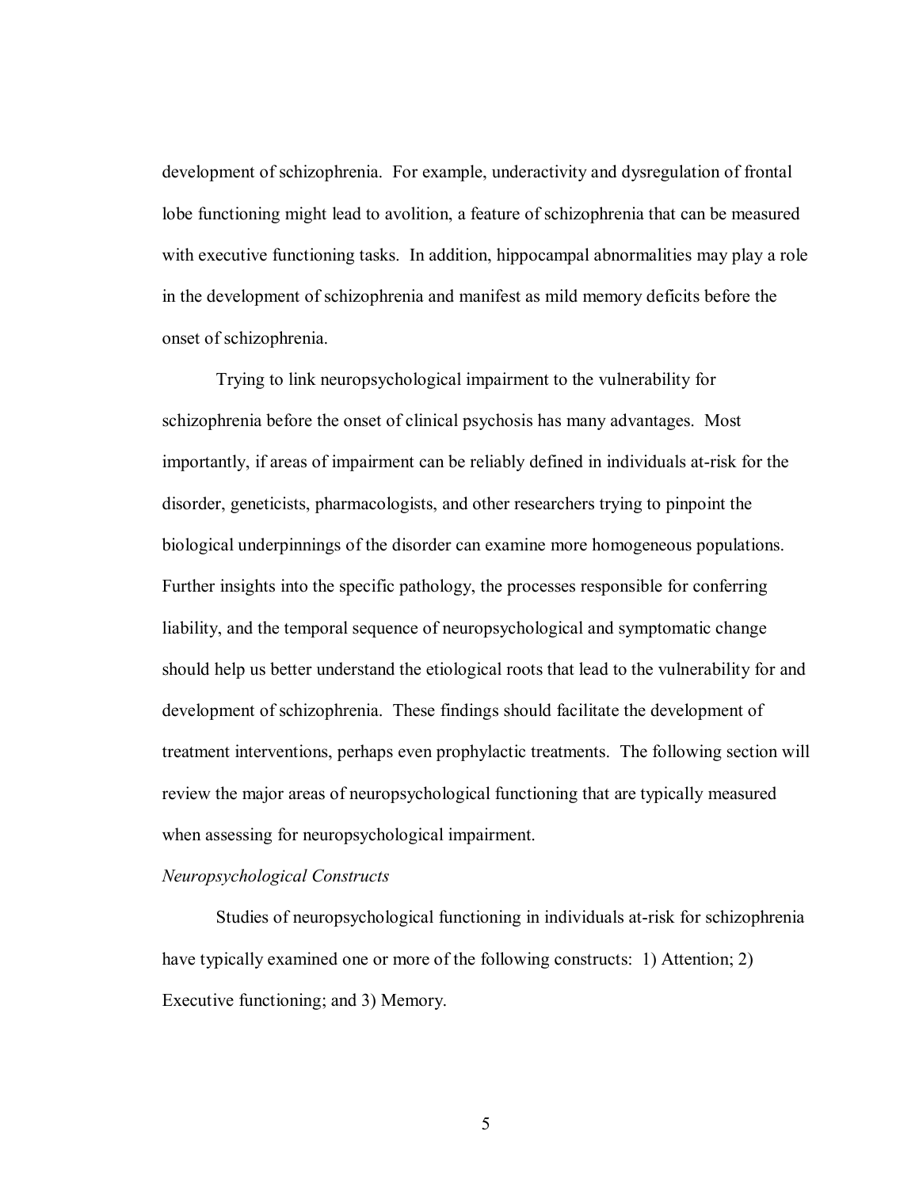development of schizophrenia. For example, underactivity and dysregulation of frontal lobe functioning might lead to avolition, a feature of schizophrenia that can be measured with executive functioning tasks. In addition, hippocampal abnormalities may play a role in the development of schizophrenia and manifest as mild memory deficits before the onset of schizophrenia.

Trying to link neuropsychological impairment to the vulnerability for schizophrenia before the onset of clinical psychosis has many advantages. Most importantly, if areas of impairment can be reliably defined in individuals at-risk for the disorder, geneticists, pharmacologists, and other researchers trying to pinpoint the biological underpinnings of the disorder can examine more homogeneous populations. Further insights into the specific pathology, the processes responsible for conferring liability, and the temporal sequence of neuropsychological and symptomatic change should help us better understand the etiological roots that lead to the vulnerability for and development of schizophrenia. These findings should facilitate the development of treatment interventions, perhaps even prophylactic treatments. The following section will review the major areas of neuropsychological functioning that are typically measured when assessing for neuropsychological impairment.

*Neuropsychological Constructs*

Studies of neuropsychological functioning in individuals at-risk for schizophrenia have typically examined one or more of the following constructs: 1) Attention; 2) Executive functioning; and 3) Memory.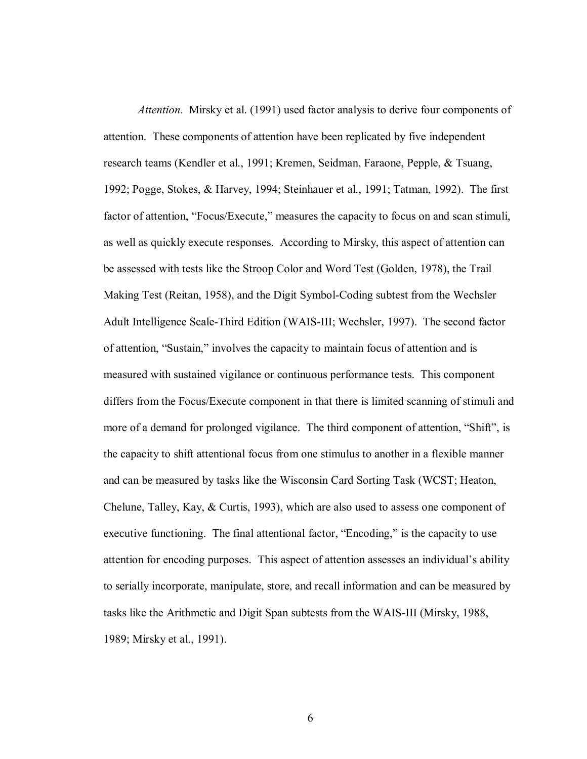*Attention*. Mirsky et al. (1991) used factor analysis to derive four components of attention. These components of attention have been replicated by five independent research teams (Kendler et al., 1991; Kremen, Seidman, Faraone, Pepple, & Tsuang, 1992; Pogge, Stokes, & Harvey, 1994; Steinhauer et al., 1991; Tatman, 1992). The first factor of attention, "Focus/Execute," measures the capacity to focus on and scan stimuli, as well as quickly execute responses. According to Mirsky, this aspect of attention can be assessed with tests like the Stroop Color and Word Test (Golden, 1978), the Trail Making Test (Reitan, 1958), and the Digit Symbol-Coding subtest from the Wechsler Adult Intelligence Scale-Third Edition (WAIS-III; Wechsler, 1997). The second factor of attention, "Sustain," involves the capacity to maintain focus of attention and is measured with sustained vigilance or continuous performance tests. This component differs from the Focus/Execute component in that there is limited scanning of stimuli and more of a demand for prolonged vigilance. The third component of attention, "Shift", is the capacity to shift attentional focus from one stimulus to another in a flexible manner and can be measured by tasks like the Wisconsin Card Sorting Task (WCST; Heaton, Chelune, Talley, Kay, & Curtis, 1993), which are also used to assess one component of executive functioning. The final attentional factor, "Encoding," is the capacity to use attention for encoding purposes. This aspect of attention assesses an individual's ability to serially incorporate, manipulate, store, and recall information and can be measured by tasks like the Arithmetic and Digit Span subtests from the WAIS-III (Mirsky, 1988, 1989; Mirsky et al., 1991).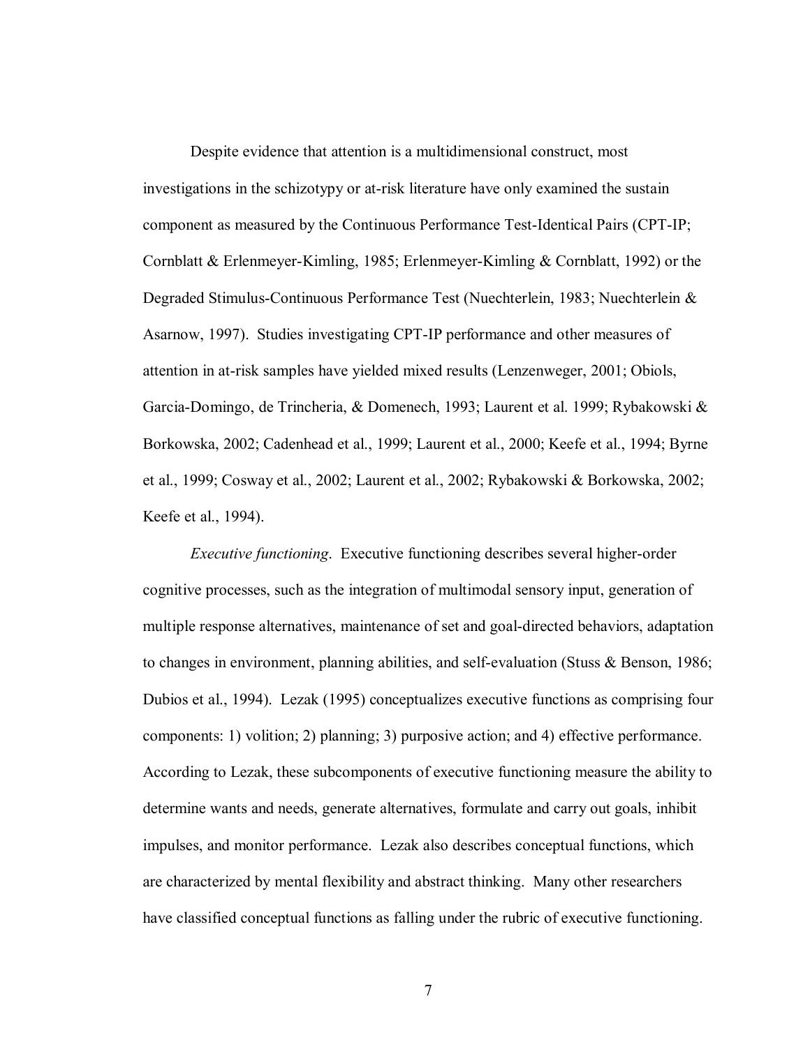Despite evidence that attention is a multidimensional construct, most investigations in the schizotypy or at-risk literature have only examined the sustain component as measured by the Continuous Performance Test-Identical Pairs (CPT-IP; Cornblatt & Erlenmeyer-Kimling, 1985; Erlenmeyer-Kimling & Cornblatt, 1992) or the Degraded Stimulus-Continuous Performance Test (Nuechterlein, 1983; Nuechterlein & Asarnow, 1997). Studies investigating CPT-IP performance and other measures of attention in at-risk samples have yielded mixed results (Lenzenweger, 2001; Obiols, Garcia-Domingo, de Trincheria, & Domenech, 1993; Laurent et al. 1999; Rybakowski & Borkowska, 2002; Cadenhead et al., 1999; Laurent et al., 2000; Keefe et al., 1994; Byrne et al., 1999; Cosway et al., 2002; Laurent et al., 2002; Rybakowski & Borkowska, 2002; Keefe et al., 1994).

*Executive functioning*. Executive functioning describes several higher-order cognitive processes, such as the integration of multimodal sensory input, generation of multiple response alternatives, maintenance of set and goal-directed behaviors, adaptation to changes in environment, planning abilities, and self-evaluation (Stuss & Benson, 1986; Dubios et al., 1994). Lezak (1995) conceptualizes executive functions as comprising four components: 1) volition; 2) planning; 3) purposive action; and 4) effective performance. According to Lezak, these subcomponents of executive functioning measure the ability to determine wants and needs, generate alternatives, formulate and carry out goals, inhibit impulses, and monitor performance. Lezak also describes conceptual functions, which are characterized by mental flexibility and abstract thinking. Many other researchers have classified conceptual functions as falling under the rubric of executive functioning.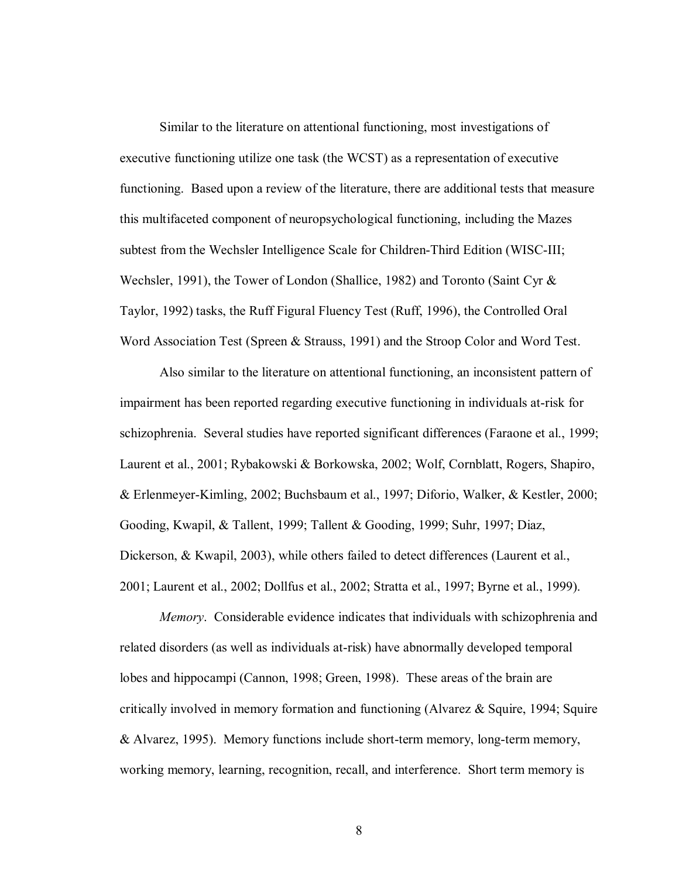Similar to the literature on attentional functioning, most investigations of executive functioning utilize one task (the WCST) as a representation of executive functioning. Based upon a review of the literature, there are additional tests that measure this multifaceted component of neuropsychological functioning, including the Mazes subtest from the Wechsler Intelligence Scale for Children-Third Edition (WISC-III; Wechsler, 1991), the Tower of London (Shallice, 1982) and Toronto (Saint Cyr & Taylor, 1992) tasks, the Ruff Figural Fluency Test (Ruff, 1996), the Controlled Oral Word Association Test (Spreen & Strauss, 1991) and the Stroop Color and Word Test.

Also similar to the literature on attentional functioning, an inconsistent pattern of impairment has been reported regarding executive functioning in individuals at-risk for schizophrenia. Several studies have reported significant differences (Faraone et al., 1999; Laurent et al., 2001; Rybakowski & Borkowska, 2002; Wolf, Cornblatt, Rogers, Shapiro, & Erlenmeyer-Kimling, 2002; Buchsbaum et al., 1997; Diforio, Walker, & Kestler, 2000; Gooding, Kwapil, & Tallent, 1999; Tallent & Gooding, 1999; Suhr, 1997; Diaz, Dickerson, & Kwapil, 2003), while others failed to detect differences (Laurent et al., 2001; Laurent et al., 2002; Dollfus et al., 2002; Stratta et al., 1997; Byrne et al., 1999).

*Memory*. Considerable evidence indicates that individuals with schizophrenia and related disorders (as well as individuals at-risk) have abnormally developed temporal lobes and hippocampi (Cannon, 1998; Green, 1998). These areas of the brain are critically involved in memory formation and functioning (Alvarez & Squire, 1994; Squire & Alvarez, 1995). Memory functions include short-term memory, long-term memory, working memory, learning, recognition, recall, and interference. Short term memory is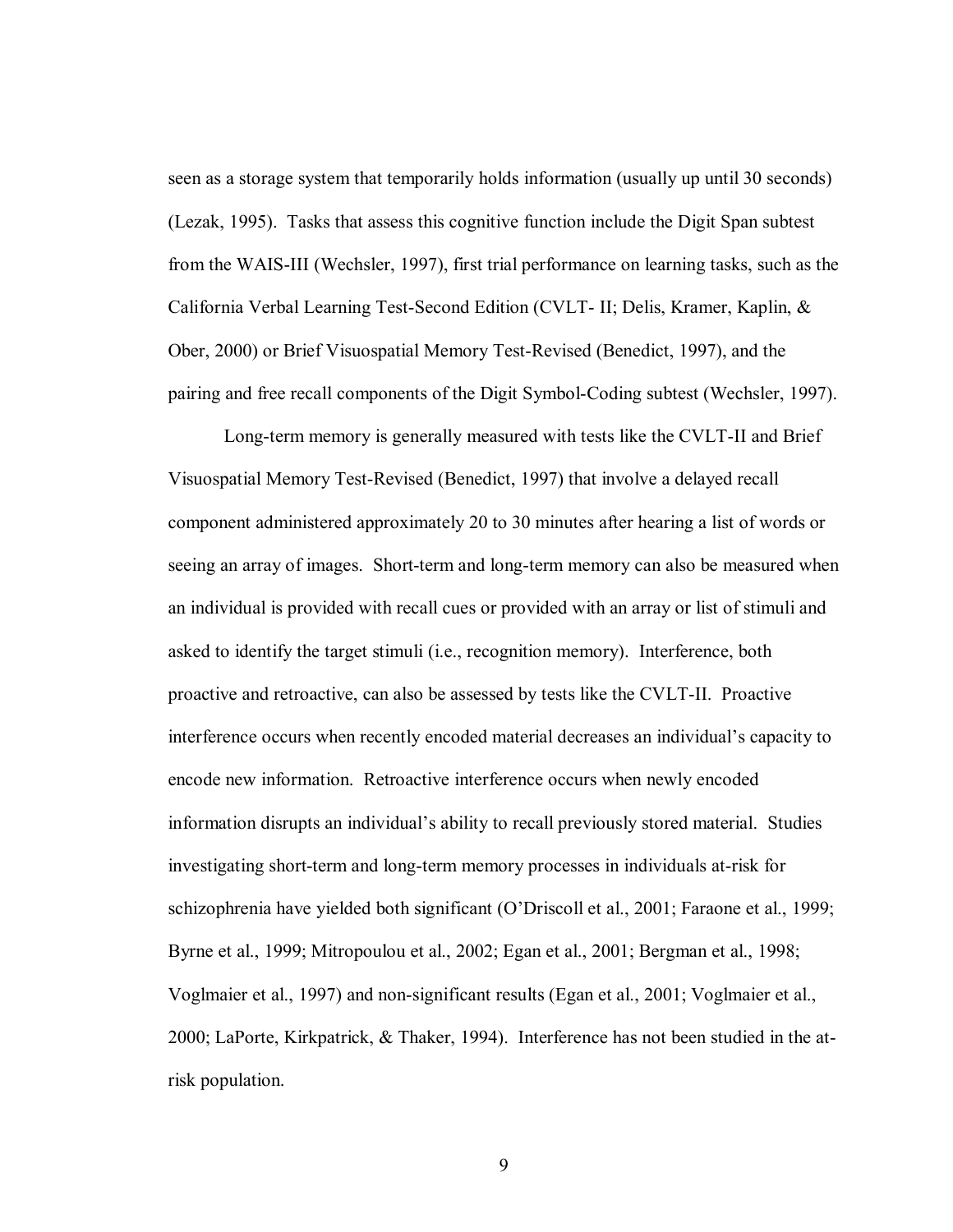seen as a storage system that temporarily holds information (usually up until 30 seconds) (Lezak, 1995). Tasks that assess this cognitive function include the Digit Span subtest from the WAIS-III (Wechsler, 1997), first trial performance on learning tasks, such as the California Verbal Learning Test-Second Edition (CVLT- II; Delis, Kramer, Kaplin, & Ober, 2000) or Brief Visuospatial Memory Test-Revised (Benedict, 1997), and the pairing and free recall components of the Digit Symbol-Coding subtest (Wechsler, 1997).

Long-term memory is generally measured with tests like the CVLT-II and Brief Visuospatial Memory Test-Revised (Benedict, 1997) that involve a delayed recall component administered approximately 20 to 30 minutes after hearing a list of words or seeing an array of images. Short-term and long-term memory can also be measured when an individual is provided with recall cues or provided with an array or list of stimuli and asked to identify the target stimuli (i.e., recognition memory). Interference, both proactive and retroactive, can also be assessed by tests like the CVLT-II. Proactive interference occurs when recently encoded material decreases an individual's capacity to encode new information. Retroactive interference occurs when newly encoded information disrupts an individual's ability to recall previously stored material. Studies investigating short-term and long-term memory processes in individuals at-risk for schizophrenia have yielded both significant (O'Driscoll et al., 2001; Faraone et al., 1999; Byrne et al., 1999; Mitropoulou et al., 2002; Egan et al., 2001; Bergman et al., 1998; Voglmaier et al., 1997) and non-significant results (Egan et al., 2001; Voglmaier et al., 2000; LaPorte, Kirkpatrick, & Thaker, 1994). Interference has not been studied in the at-risk population.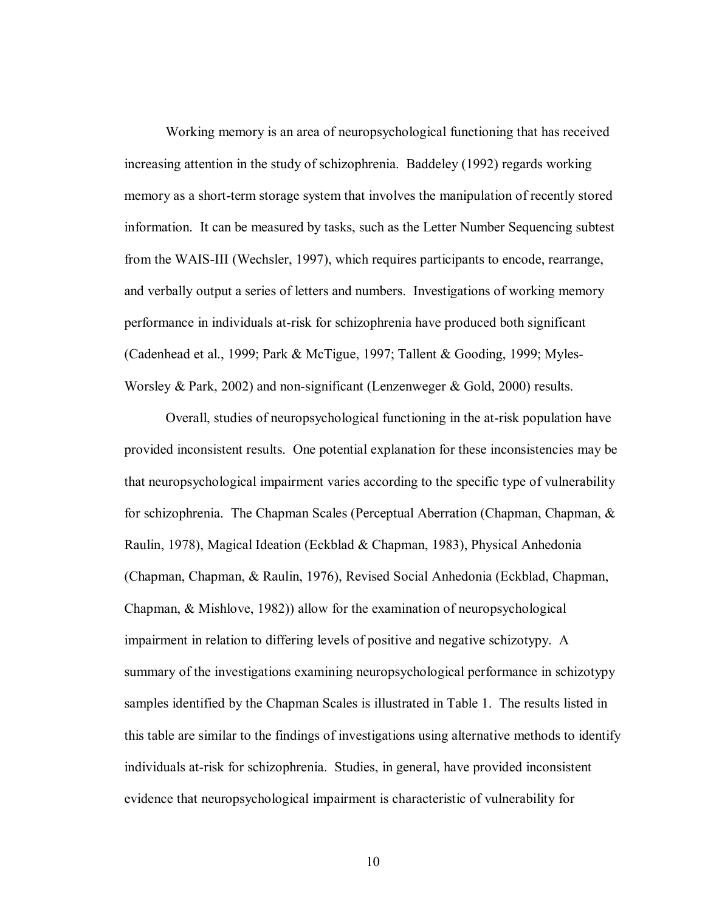Working memory is an area of neuropsychological functioning that has received increasing attention in the study of schizophrenia. Baddeley (1992) regards working memory as a short-term storage system that involves the manipulation of recently stored information. It can be measured by tasks, such as the Letter Number Sequencing subtest from the WAIS-III (Wechsler, 1997), which requires participants to encode, rearrange, and verbally output a series of letters and numbers. Investigations of working memory performance in individuals at-risk for schizophrenia have produced both significant (Cadenhead et al., 1999; Park & McTigue, 1997; Tallent & Gooding, 1999; Myles-Worsley & Park, 2002) and non-significant (Lenzenweger & Gold, 2000) results.

Overall, studies of neuropsychological functioning in the at-risk population have provided inconsistent results. One potential explanation for these inconsistencies may be that neuropsychological impairment varies according to the specific type of vulnerability for schizophrenia. The Chapman Scales (Perceptual Aberration (Chapman, Chapman, & Raulin, 1978), Magical Ideation (Eckblad & Chapman, 1983), Physical Anhedonia (Chapman, Chapman, & Raulin, 1976), Revised Social Anhedonia (Eckblad, Chapman, Chapman, & Mishlove, 1982)) allow for the examination of neuropsychological impairment in relation to differing levels of positive and negative schizotypy. A summary of the investigations examining neuropsychological performance in schizotypy samples identified by the Chapman Scales is illustrated in Table 1. The results listed in this table are similar to the findings of investigations using alternative methods to identify individuals at-risk for schizophrenia. Studies, in general, have provided inconsistent evidence that neuropsychological impairment is characteristic of vulnerability for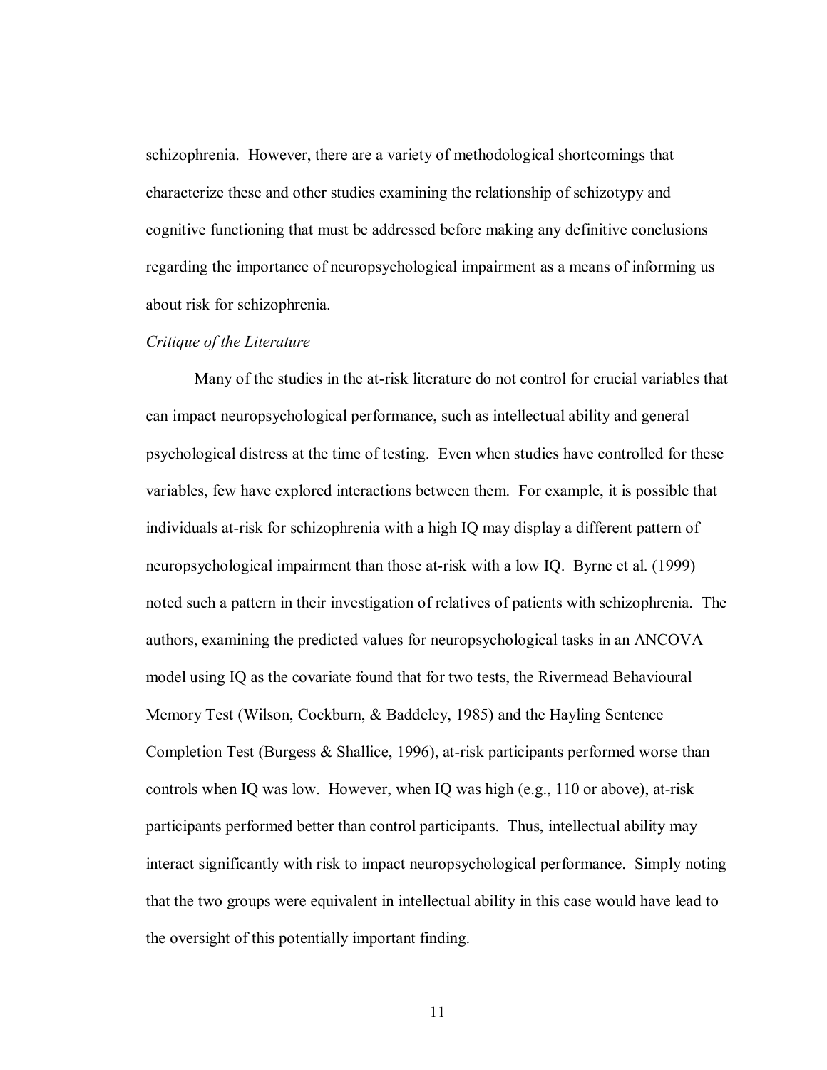schizophrenia. However, there are a variety of methodological shortcomings that characterize these and other studies examining the relationship of schizotypy and cognitive functioning that must be addressed before making any definitive conclusions regarding the importance of neuropsychological impairment as a means of informing us about risk for schizophrenia.

*Critique of the Literature*

Many of the studies in the at-risk literature do not control for crucial variables that can impact neuropsychological performance, such as intellectual ability and general psychological distress at the time of testing. Even when studies have controlled for these variables, few have explored interactions between them. For example, it is possible that individuals at-risk for schizophrenia with a high IQ may display a different pattern of neuropsychological impairment than those at-risk with a low IQ. Byrne et al. (1999) noted such a pattern in their investigation of relatives of patients with schizophrenia. The authors, examining the predicted values for neuropsychological tasks in an ANCOVA model using IQ as the covariate found that for two tests, the Rivermead Behavioural Memory Test (Wilson, Cockburn, & Baddeley, 1985) and the Hayling Sentence Completion Test (Burgess & Shallice, 1996), at-risk participants performed worse than controls when IQ was low. However, when IQ was high (e.g., 110 or above), at-risk participants performed better than control participants. Thus, intellectual ability may interact significantly with risk to impact neuropsychological performance. Simply noting that the two groups were equivalent in intellectual ability in this case would have lead to the oversight of this potentially important finding.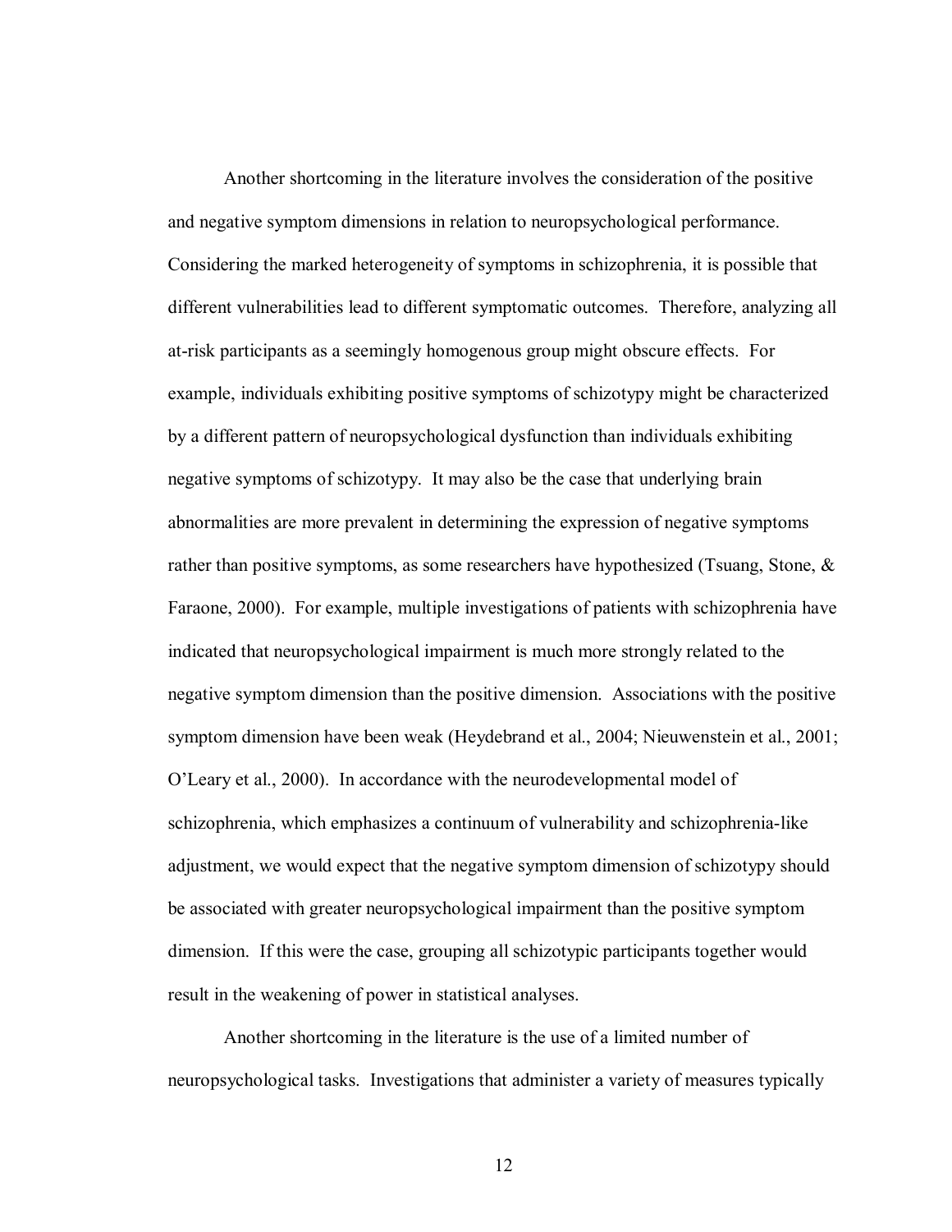Another shortcoming in the literature involves the consideration of the positive and negative symptom dimensions in relation to neuropsychological performance. Considering the marked heterogeneity of symptoms in schizophrenia, it is possible that different vulnerabilities lead to different symptomatic outcomes. Therefore, analyzing all at-risk participants as a seemingly homogenous group might obscure effects. For example, individuals exhibiting positive symptoms of schizotypy might be characterized by a different pattern of neuropsychological dysfunction than individuals exhibiting negative symptoms of schizotypy. It may also be the case that underlying brain abnormalities are more prevalent in determining the expression of negative symptoms rather than positive symptoms, as some researchers have hypothesized (Tsuang, Stone, & Faraone, 2000). For example, multiple investigations of patients with schizophrenia have indicated that neuropsychological impairment is much more strongly related to the negative symptom dimension than the positive dimension. Associations with the positive symptom dimension have been weak (Heydebrand et al., 2004; Nieuwenstein et al., 2001; O'Leary et al., 2000). In accordance with the neurodevelopmental model of schizophrenia, which emphasizes a continuum of vulnerability and schizophrenia-like adjustment, we would expect that the negative symptom dimension of schizotypy should be associated with greater neuropsychological impairment than the positive symptom dimension. If this were the case, grouping all schizotypic participants together would result in the weakening of power in statistical analyses.

Another shortcoming in the literature is the use of a limited number of neuropsychological tasks. Investigations that administer a variety of measures typically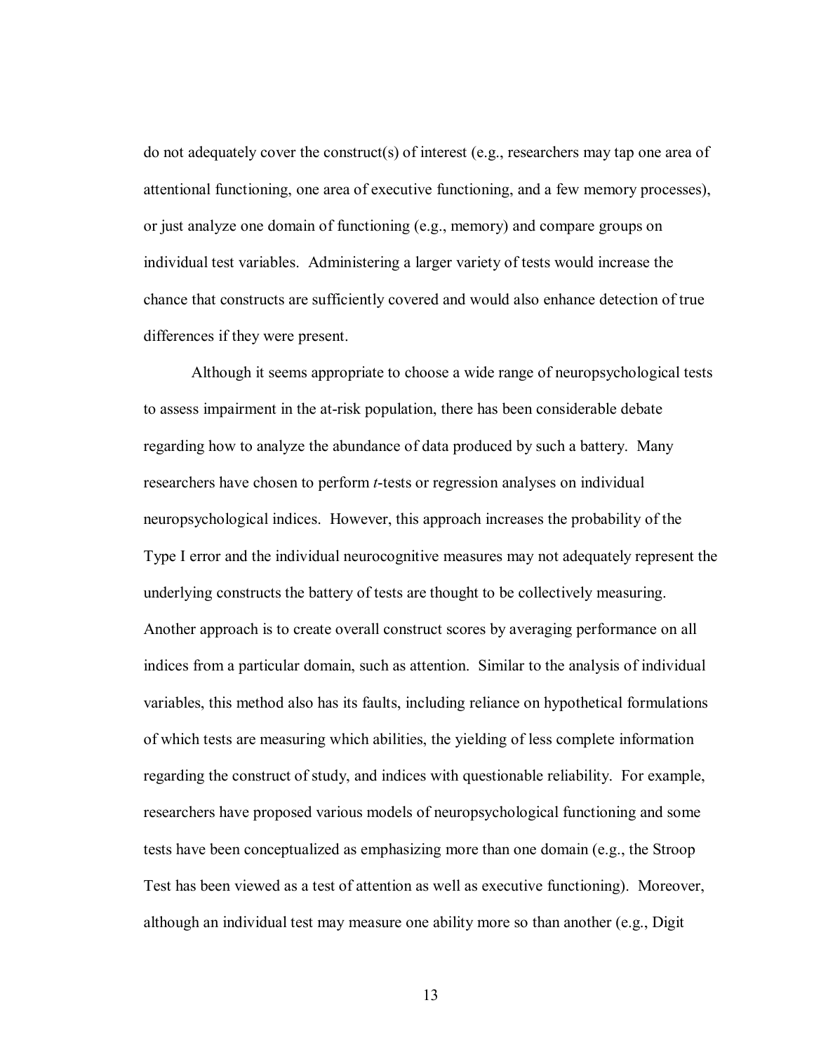do not adequately cover the construct(s) of interest (e.g., researchers may tap one area of attentional functioning, one area of executive functioning, and a few memory processes), or just analyze one domain of functioning (e.g., memory) and compare groups on individual test variables. Administering a larger variety of tests would increase the chance that constructs are sufficiently covered and would also enhance detection of true differences if they were present.

Although it seems appropriate to choose a wide range of neuropsychological tests to assess impairment in the at-risk population, there has been considerable debate regarding how to analyze the abundance of data produced by such a battery. Many researchers have chosen to perform *t*-tests or regression analyses on individual neuropsychological indices. However, this approach increases the probability of the Type I error and the individual neurocognitive measures may not adequately represent the underlying constructs the battery of tests are thought to be collectively measuring. Another approach is to create overall construct scores by averaging performance on all indices from a particular domain, such as attention. Similar to the analysis of individual variables, this method also has its faults, including reliance on hypothetical formulations of which tests are measuring which abilities, the yielding of less complete information regarding the construct of study, and indices with questionable reliability. For example, researchers have proposed various models of neuropsychological functioning and some tests have been conceptualized as emphasizing more than one domain (e.g., the Stroop Test has been viewed as a test of attention as well as executive functioning). Moreover, although an individual test may measure one ability more so than another (e.g., Digit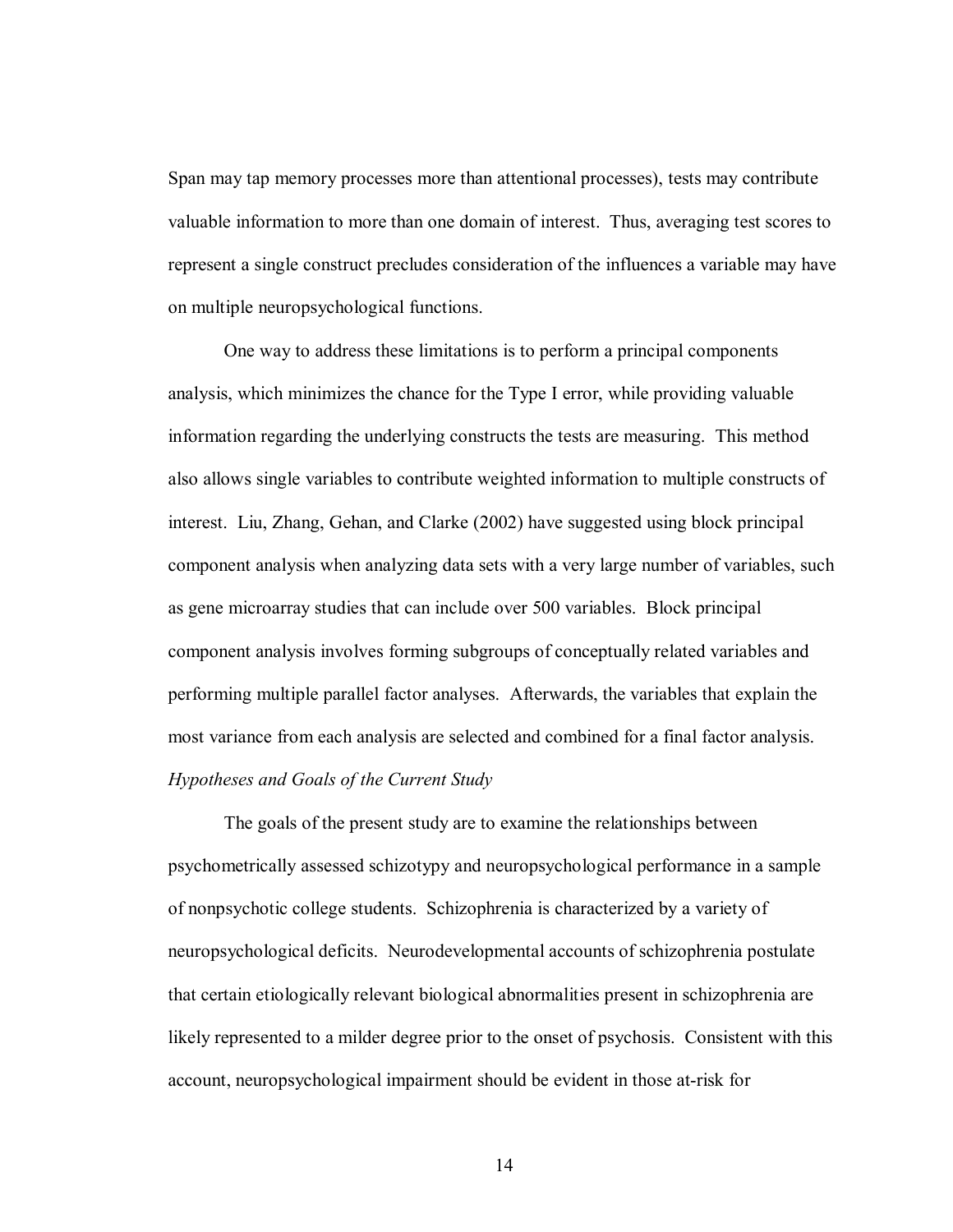Span may tap memory processes more than attentional processes), tests may contribute valuable information to more than one domain of interest. Thus, averaging test scores to represent a single construct precludes consideration of the influences a variable may have on multiple neuropsychological functions.

One way to address these limitations is to perform a principal components analysis, which minimizes the chance for the Type I error, while providing valuable information regarding the underlying constructs the tests are measuring. This method also allows single variables to contribute weighted information to multiple constructs of interest. Liu, Zhang, Gehan, and Clarke (2002) have suggested using block principal component analysis when analyzing data sets with a very large number of variables, such as gene microarray studies that can include over 500 variables. Block principal component analysis involves forming subgroups of conceptually related variables and performing multiple parallel factor analyses. Afterwards, the variables that explain the most variance from each analysis are selected and combined for a final factor analysis.

*Hypotheses and Goals of the Current Study*

The goals of the present study are to examine the relationships between psychometrically assessed schizotypy and neuropsychological performance in a sample of nonpsychotic college students. Schizophrenia is characterized by a variety of neuropsychological deficits. Neurodevelopmental accounts of schizophrenia postulate that certain etiologically relevant biological abnormalities present in schizophrenia are likely represented to a milder degree prior to the onset of psychosis. Consistent with this account, neuropsychological impairment should be evident in those at-risk for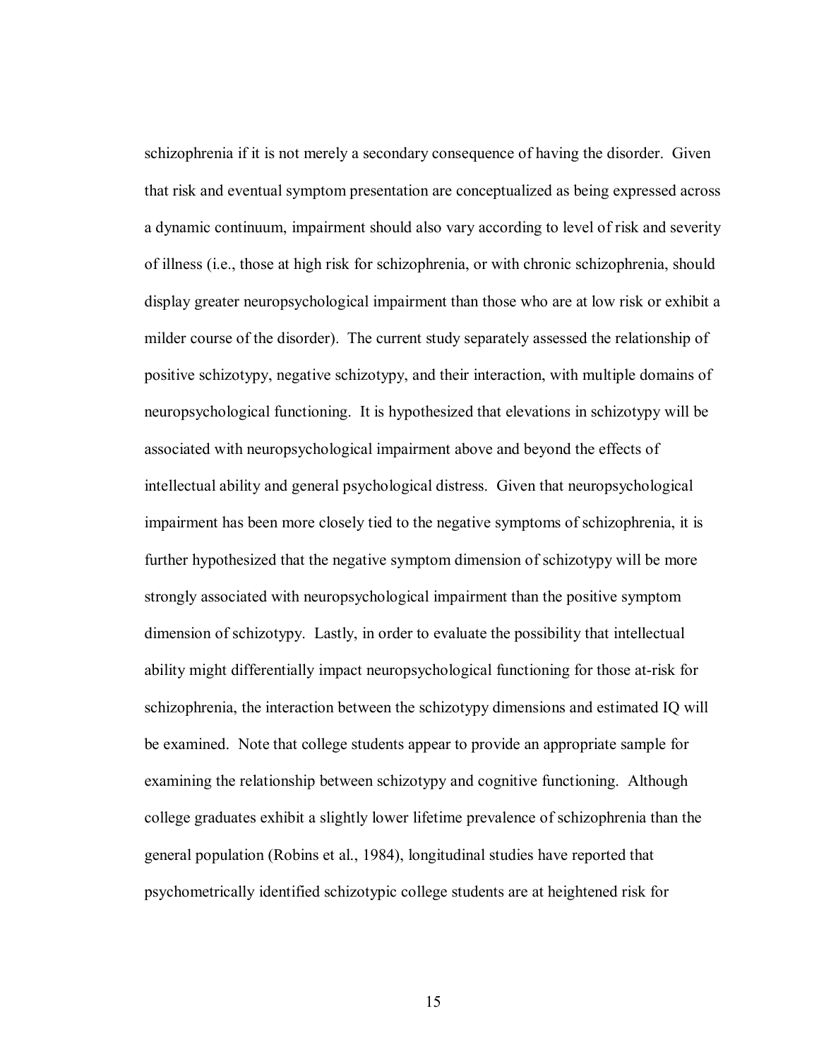schizophrenia if it is not merely a secondary consequence of having the disorder. Given that risk and eventual symptom presentation are conceptualized as being expressed across a dynamic continuum, impairment should also vary according to level of risk and severity of illness (i.e., those at high risk for schizophrenia, or with chronic schizophrenia, should display greater neuropsychological impairment than those who are at low risk or exhibit a milder course of the disorder). The current study separately assessed the relationship of positive schizotypy, negative schizotypy, and their interaction, with multiple domains of neuropsychological functioning. It is hypothesized that elevations in schizotypy will be associated with neuropsychological impairment above and beyond the effects of intellectual ability and general psychological distress. Given that neuropsychological impairment has been more closely tied to the negative symptoms of schizophrenia, it is further hypothesized that the negative symptom dimension of schizotypy will be more strongly associated with neuropsychological impairment than the positive symptom dimension of schizotypy. Lastly, in order to evaluate the possibility that intellectual ability might differentially impact neuropsychological functioning for those at-risk for schizophrenia, the interaction between the schizotypy dimensions and estimated IQ will be examined. Note that college students appear to provide an appropriate sample for examining the relationship between schizotypy and cognitive functioning. Although college graduates exhibit a slightly lower lifetime prevalence of schizophrenia than the general population (Robins et al., 1984), longitudinal studies have reported that psychometrically identified schizotypic college students are at heightened risk for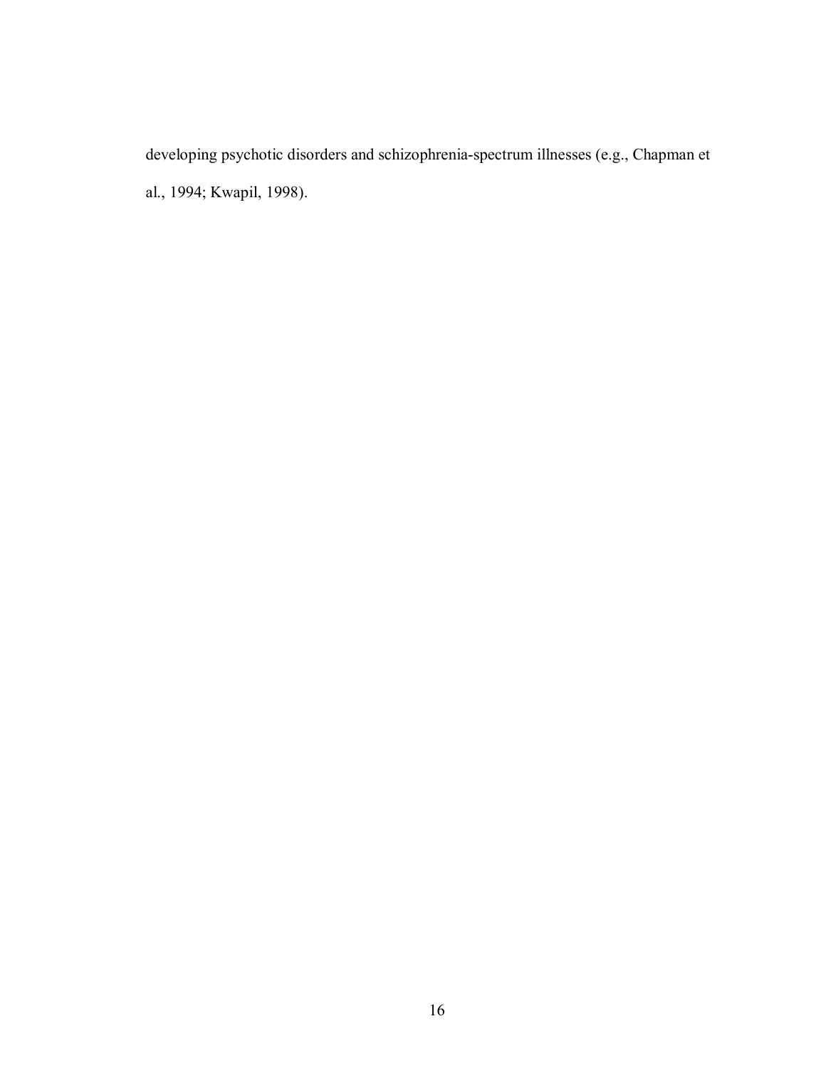developing psychotic disorders and schizophrenia-spectrum illnesses (e.g., Chapman et al., 1994; Kwapil, 1998).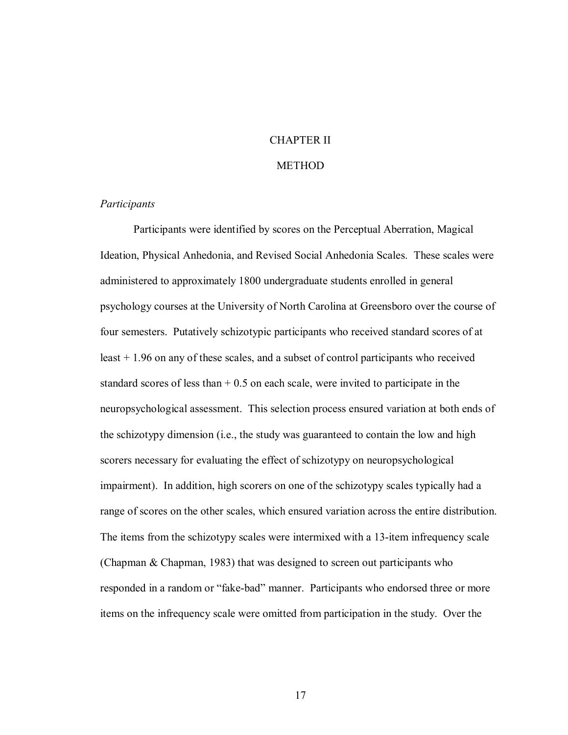# CHAPTER II

# METHOD

*Participants*

Participants were identified by scores on the Perceptual Aberration, Magical Ideation, Physical Anhedonia, and Revised Social Anhedonia Scales. These scales were administered to approximately 1800 undergraduate students enrolled in general psychology courses at the University of North Carolina at Greensboro over the course of four semesters. Putatively schizotypic participants who received standard scores of at least + 1.96 on any of these scales, and a subset of control participants who received standard scores of less than + 0.5 on each scale, were invited to participate in the neuropsychological assessment. This selection process ensured variation at both ends of the schizotypy dimension (i.e., the study was guaranteed to contain the low and high scorers necessary for evaluating the effect of schizotypy on neuropsychological impairment). In addition, high scorers on one of the schizotypy scales typically had a range of scores on the other scales, which ensured variation across the entire distribution. The items from the schizotypy scales were intermixed with a 13-item infrequency scale (Chapman & Chapman, 1983) that was designed to screen out participants who responded in a random or "fake-bad" manner. Participants who endorsed three or more items on the infrequency scale were omitted from participation in the study. Over the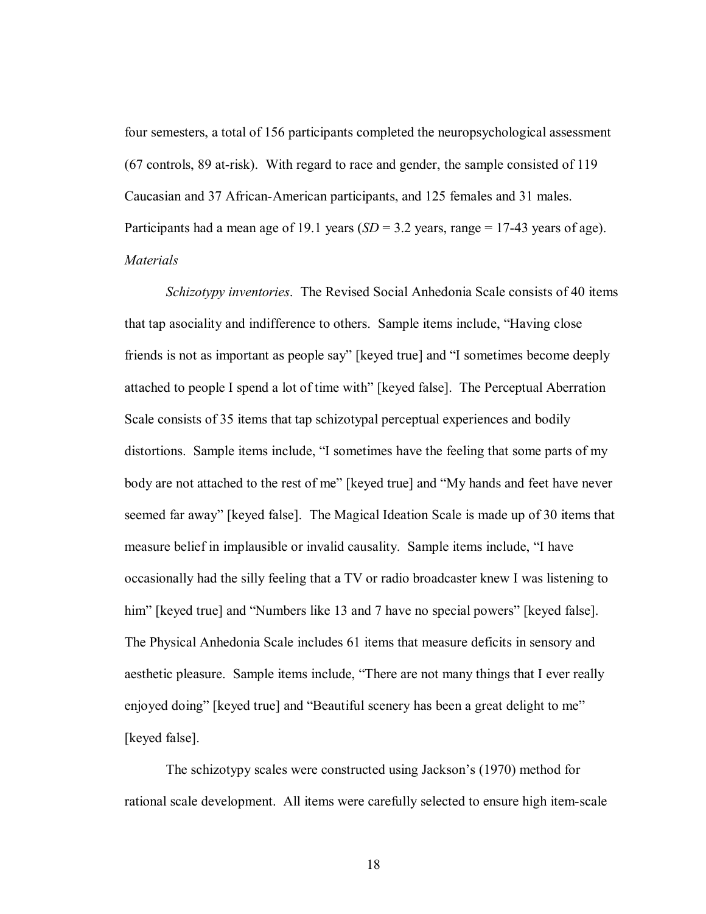four semesters, a total of 156 participants completed the neuropsychological assessment (67 controls, 89 at-risk). With regard to race and gender, the sample consisted of 119 Caucasian and 37 African-American participants, and 125 females and 31 males. Participants had a mean age of 19.1 years (*SD* = 3.2 years, range = 17-43 years of age).

*Materials*

*Schizotypy inventories*. The Revised Social Anhedonia Scale consists of 40 items that tap asociality and indifference to others. Sample items include, "Having close friends is not as important as people say" [keyed true] and "I sometimes become deeply attached to people I spend a lot of time with" [keyed false]. The Perceptual Aberration Scale consists of 35 items that tap schizotypal perceptual experiences and bodily distortions. Sample items include, "I sometimes have the feeling that some parts of my body are not attached to the rest of me" [keyed true] and "My hands and feet have never seemed far away" [keyed false]. The Magical Ideation Scale is made up of 30 items that measure belief in implausible or invalid causality. Sample items include, "I have occasionally had the silly feeling that a TV or radio broadcaster knew I was listening to him" [keyed true] and "Numbers like 13 and 7 have no special powers" [keyed false]. The Physical Anhedonia Scale includes 61 items that measure deficits in sensory and aesthetic pleasure. Sample items include, "There are not many things that I ever really enjoyed doing" [keyed true] and "Beautiful scenery has been a great delight to me" [keyed false].

The schizotypy scales were constructed using Jackson's (1970) method for rational scale development. All items were carefully selected to ensure high item-scale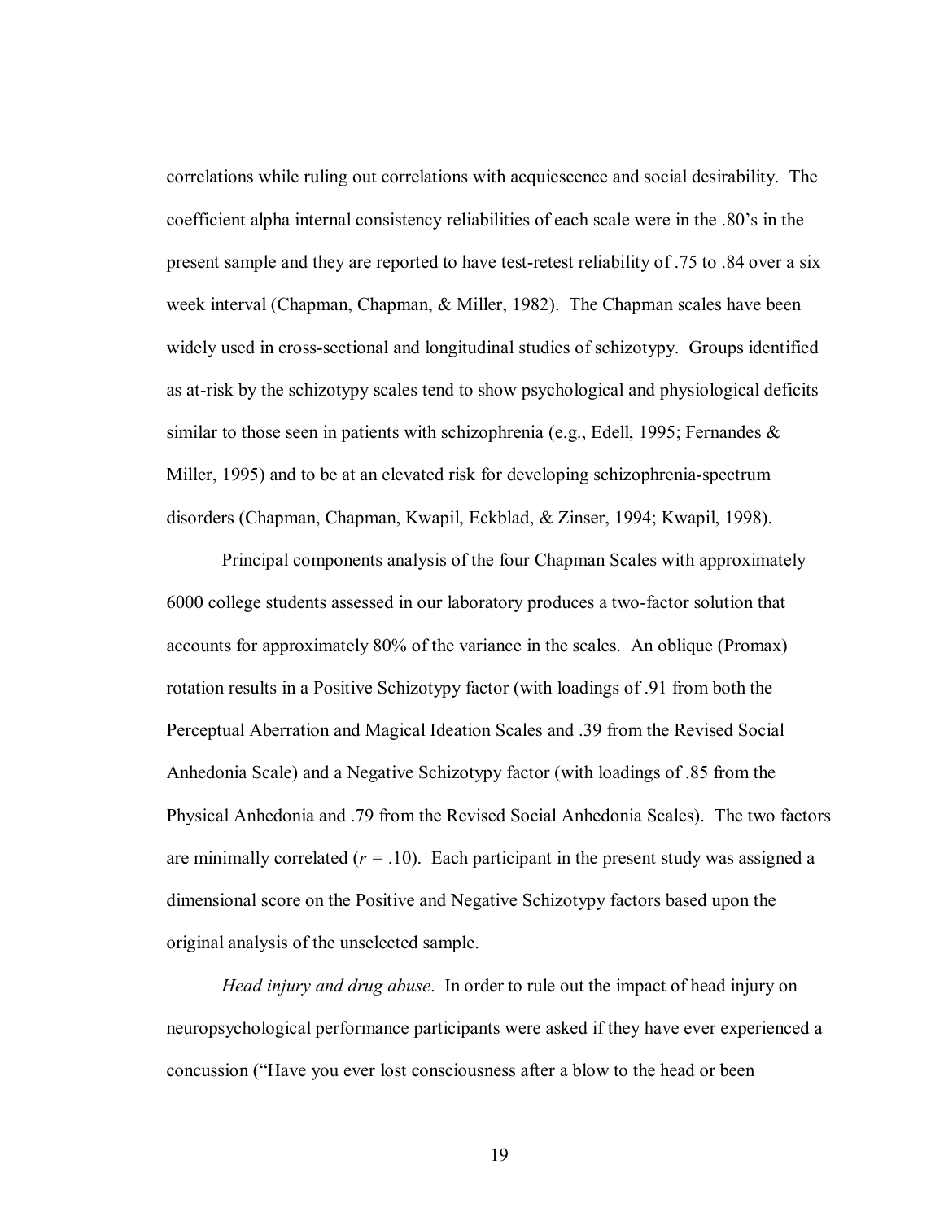correlations while ruling out correlations with acquiescence and social desirability. The coefficient alpha internal consistency reliabilities of each scale were in the .80's in the present sample and they are reported to have test-retest reliability of .75 to .84 over a six week interval (Chapman, Chapman, & Miller, 1982). The Chapman scales have been widely used in cross-sectional and longitudinal studies of schizotypy. Groups identified as at-risk by the schizotypy scales tend to show psychological and physiological deficits similar to those seen in patients with schizophrenia (e.g., Edell, 1995; Fernandes & Miller, 1995) and to be at an elevated risk for developing schizophrenia-spectrum disorders (Chapman, Chapman, Kwapil, Eckblad, & Zinser, 1994; Kwapil, 1998).

Principal components analysis of the four Chapman Scales with approximately 6000 college students assessed in our laboratory produces a two-factor solution that accounts for approximately 80% of the variance in the scales. An oblique (Promax) rotation results in a Positive Schizotypy factor (with loadings of .91 from both the Perceptual Aberration and Magical Ideation Scales and .39 from the Revised Social Anhedonia Scale) and a Negative Schizotypy factor (with loadings of .85 from the Physical Anhedonia and .79 from the Revised Social Anhedonia Scales). The two factors are minimally correlated ($r$ = .10). Each participant in the present study was assigned a dimensional score on the Positive and Negative Schizotypy factors based upon the original analysis of the unselected sample.

*Head injury and drug abuse*. In order to rule out the impact of head injury on neuropsychological performance participants were asked if they have ever experienced a concussion ("Have you ever lost consciousness after a blow to the head or been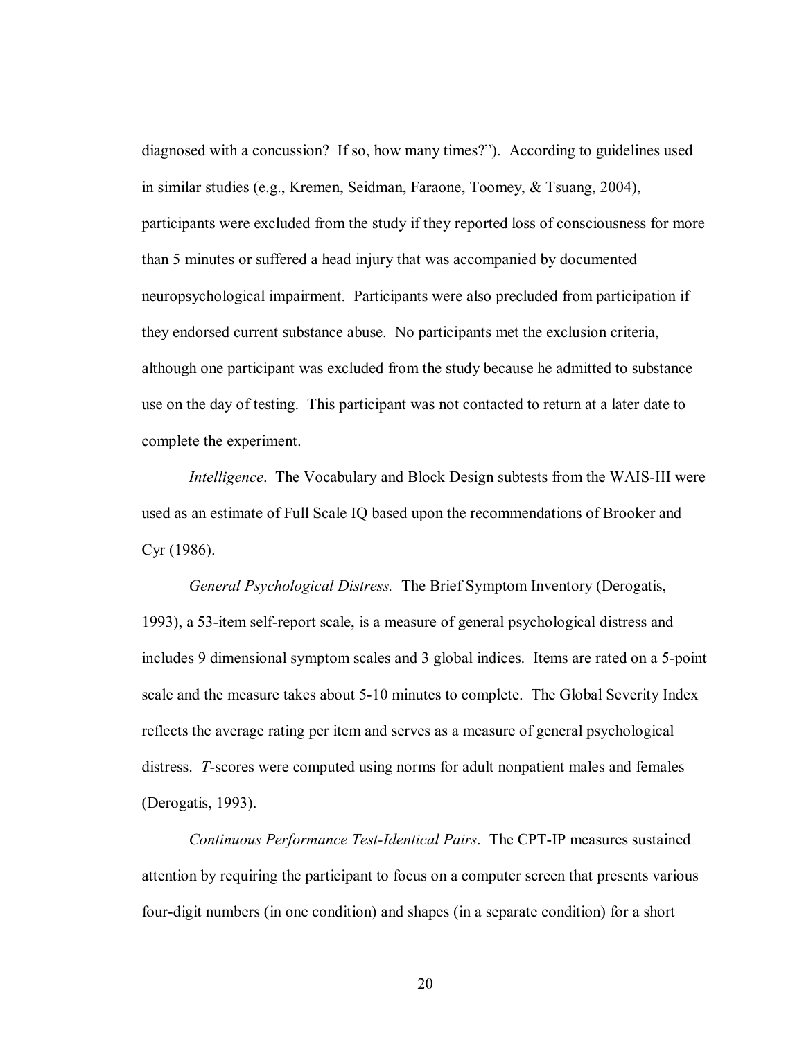diagnosed with a concussion? If so, how many times?"). According to guidelines used in similar studies (e.g., Kremen, Seidman, Faraone, Toomey, & Tsuang, 2004), participants were excluded from the study if they reported loss of consciousness for more than 5 minutes or suffered a head injury that was accompanied by documented neuropsychological impairment. Participants were also precluded from participation if they endorsed current substance abuse. No participants met the exclusion criteria, although one participant was excluded from the study because he admitted to substance use on the day of testing. This participant was not contacted to return at a later date to complete the experiment.

*Intelligence*. The Vocabulary and Block Design subtests from the WAIS-III were used as an estimate of Full Scale IQ based upon the recommendations of Brooker and Cyr (1986).

*General Psychological Distress.* The Brief Symptom Inventory (Derogatis, 1993), a 53-item self-report scale, is a measure of general psychological distress and includes 9 dimensional symptom scales and 3 global indices. Items are rated on a 5-point scale and the measure takes about 5-10 minutes to complete. The Global Severity Index reflects the average rating per item and serves as a measure of general psychological distress. *T*-scores were computed using norms for adult nonpatient males and females (Derogatis, 1993).

*Continuous Performance Test-Identical Pairs*. The CPT-IP measures sustained attention by requiring the participant to focus on a computer screen that presents various four-digit numbers (in one condition) and shapes (in a separate condition) for a short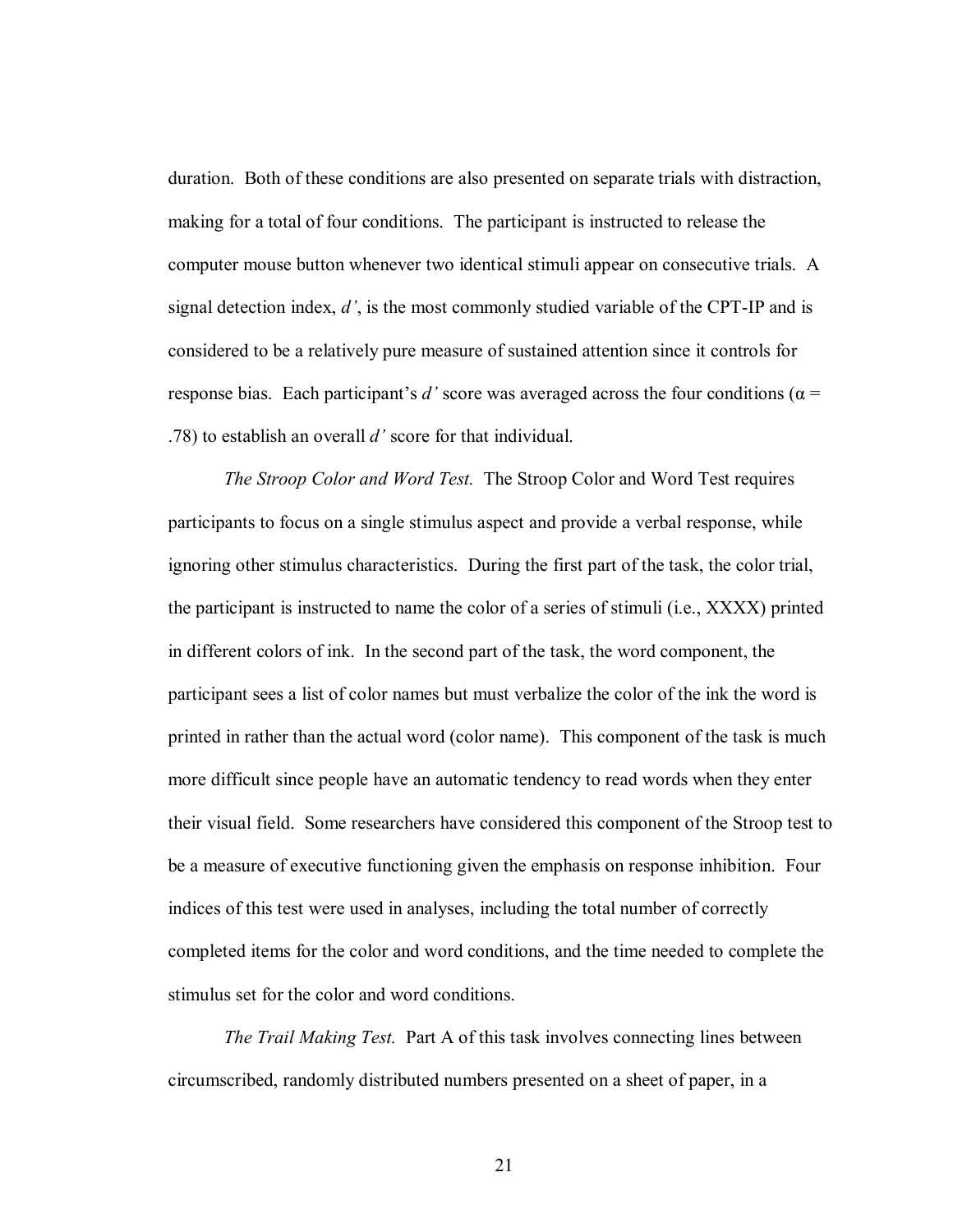duration. Both of these conditions are also presented on separate trials with distraction, making for a total of four conditions. The participant is instructed to release the computer mouse button whenever two identical stimuli appear on consecutive trials. A signal detection index, *d'*, is the most commonly studied variable of the CPT-IP and is considered to be a relatively pure measure of sustained attention since it controls for response bias. Each participant's *d'* score was averaged across the four conditions ($\alpha = .78$) to establish an overall *d'* score for that individual.

*The Stroop Color and Word Test.* The Stroop Color and Word Test requires participants to focus on a single stimulus aspect and provide a verbal response, while ignoring other stimulus characteristics. During the first part of the task, the color trial, the participant is instructed to name the color of a series of stimuli (i.e., XXXX) printed in different colors of ink. In the second part of the task, the word component, the participant sees a list of color names but must verbalize the color of the ink the word is printed in rather than the actual word (color name). This component of the task is much more difficult since people have an automatic tendency to read words when they enter their visual field. Some researchers have considered this component of the Stroop test to be a measure of executive functioning given the emphasis on response inhibition. Four indices of this test were used in analyses, including the total number of correctly completed items for the color and word conditions, and the time needed to complete the stimulus set for the color and word conditions.

*The Trail Making Test.* Part A of this task involves connecting lines between circumscribed, randomly distributed numbers presented on a sheet of paper, in a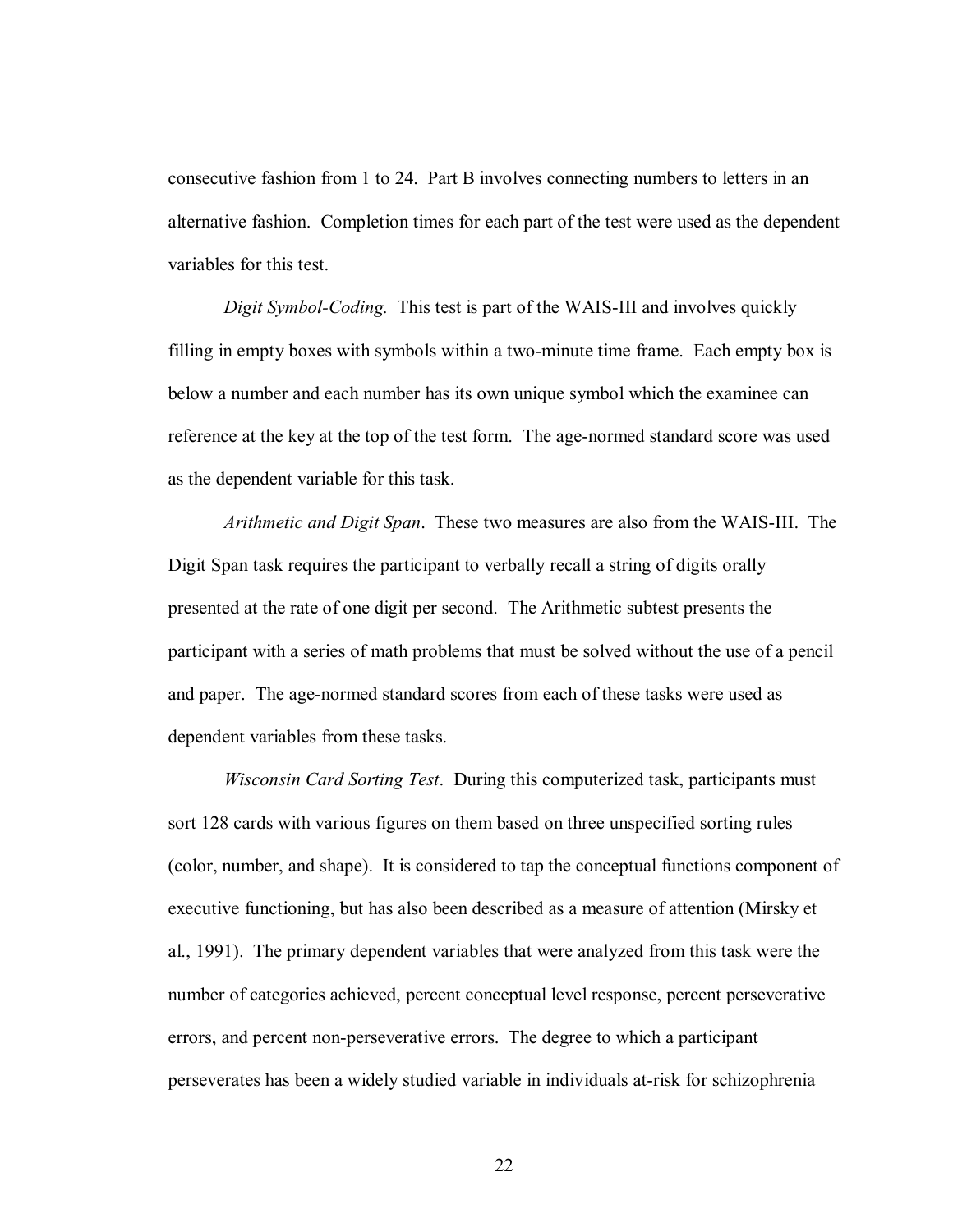consecutive fashion from 1 to 24. Part B involves connecting numbers to letters in an alternative fashion. Completion times for each part of the test were used as the dependent variables for this test.

*Digit Symbol-Coding.* This test is part of the WAIS-III and involves quickly filling in empty boxes with symbols within a two-minute time frame. Each empty box is below a number and each number has its own unique symbol which the examinee can reference at the key at the top of the test form. The age-normed standard score was used as the dependent variable for this task.

*Arithmetic and Digit Span*. These two measures are also from the WAIS-III. The Digit Span task requires the participant to verbally recall a string of digits orally presented at the rate of one digit per second. The Arithmetic subtest presents the participant with a series of math problems that must be solved without the use of a pencil and paper. The age-normed standard scores from each of these tasks were used as dependent variables from these tasks.

*Wisconsin Card Sorting Test*. During this computerized task, participants must sort 128 cards with various figures on them based on three unspecified sorting rules (color, number, and shape). It is considered to tap the conceptual functions component of executive functioning, but has also been described as a measure of attention (Mirsky et al., 1991). The primary dependent variables that were analyzed from this task were the number of categories achieved, percent conceptual level response, percent perseverative errors, and percent non-perseverative errors. The degree to which a participant perseverates has been a widely studied variable in individuals at-risk for schizophrenia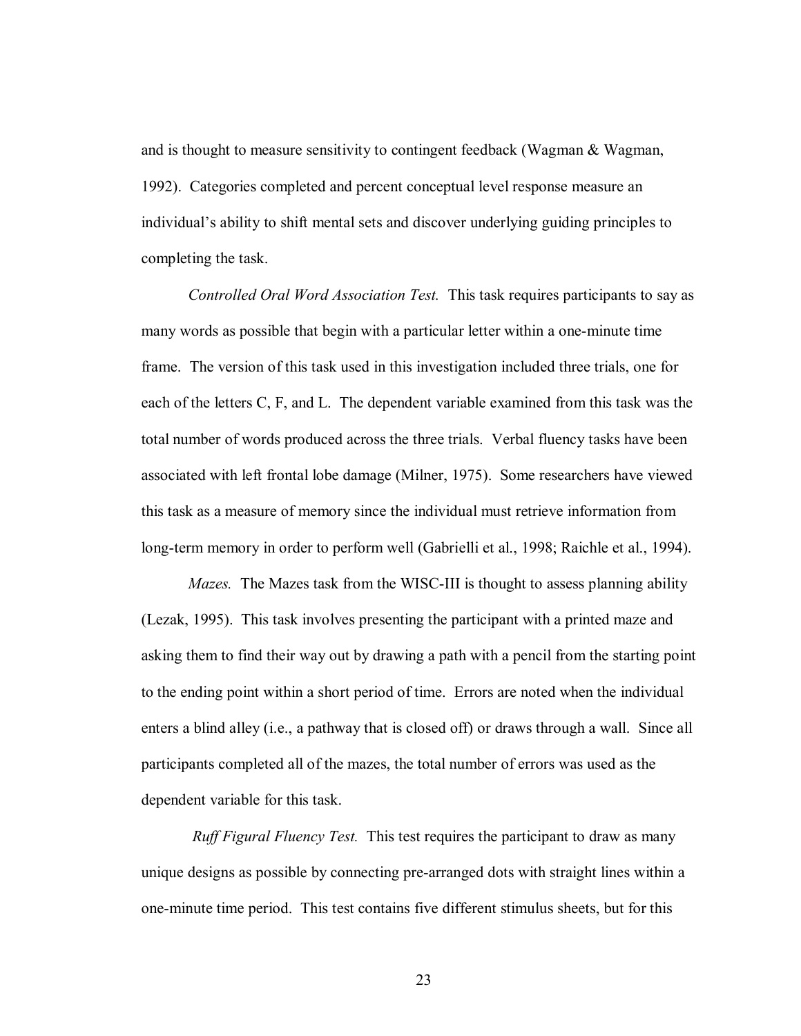and is thought to measure sensitivity to contingent feedback (Wagman & Wagman, 1992). Categories completed and percent conceptual level response measure an individual's ability to shift mental sets and discover underlying guiding principles to completing the task.

*Controlled Oral Word Association Test.* This task requires participants to say as many words as possible that begin with a particular letter within a one-minute time frame. The version of this task used in this investigation included three trials, one for each of the letters C, F, and L. The dependent variable examined from this task was the total number of words produced across the three trials. Verbal fluency tasks have been associated with left frontal lobe damage (Milner, 1975). Some researchers have viewed this task as a measure of memory since the individual must retrieve information from long-term memory in order to perform well (Gabrielli et al., 1998; Raichle et al., 1994).

*Mazes.* The Mazes task from the WISC-III is thought to assess planning ability (Lezak, 1995). This task involves presenting the participant with a printed maze and asking them to find their way out by drawing a path with a pencil from the starting point to the ending point within a short period of time. Errors are noted when the individual enters a blind alley (i.e., a pathway that is closed off) or draws through a wall. Since all participants completed all of the mazes, the total number of errors was used as the dependent variable for this task.

*Ruff Figural Fluency Test.* This test requires the participant to draw as many unique designs as possible by connecting pre-arranged dots with straight lines within a one-minute time period. This test contains five different stimulus sheets, but for this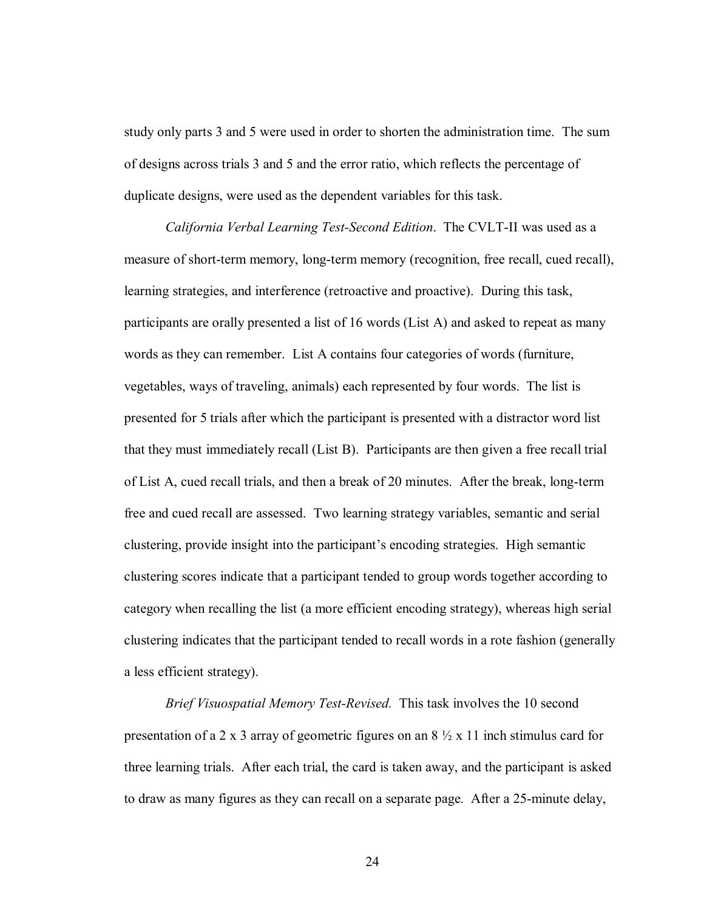study only parts 3 and 5 were used in order to shorten the administration time. The sum of designs across trials 3 and 5 and the error ratio, which reflects the percentage of duplicate designs, were used as the dependent variables for this task.

*California Verbal Learning Test-Second Edition*. The CVLT-II was used as a measure of short-term memory, long-term memory (recognition, free recall, cued recall), learning strategies, and interference (retroactive and proactive). During this task, participants are orally presented a list of 16 words (List A) and asked to repeat as many words as they can remember. List A contains four categories of words (furniture, vegetables, ways of traveling, animals) each represented by four words. The list is presented for 5 trials after which the participant is presented with a distractor word list that they must immediately recall (List B). Participants are then given a free recall trial of List A, cued recall trials, and then a break of 20 minutes. After the break, long-term free and cued recall are assessed. Two learning strategy variables, semantic and serial clustering, provide insight into the participant's encoding strategies. High semantic clustering scores indicate that a participant tended to group words together according to category when recalling the list (a more efficient encoding strategy), whereas high serial clustering indicates that the participant tended to recall words in a rote fashion (generally a less efficient strategy).

*Brief Visuospatial Memory Test-Revised.* This task involves the 10 second presentation of a 2 x 3 array of geometric figures on an 8 ½ x 11 inch stimulus card for three learning trials. After each trial, the card is taken away, and the participant is asked to draw as many figures as they can recall on a separate page. After a 25-minute delay,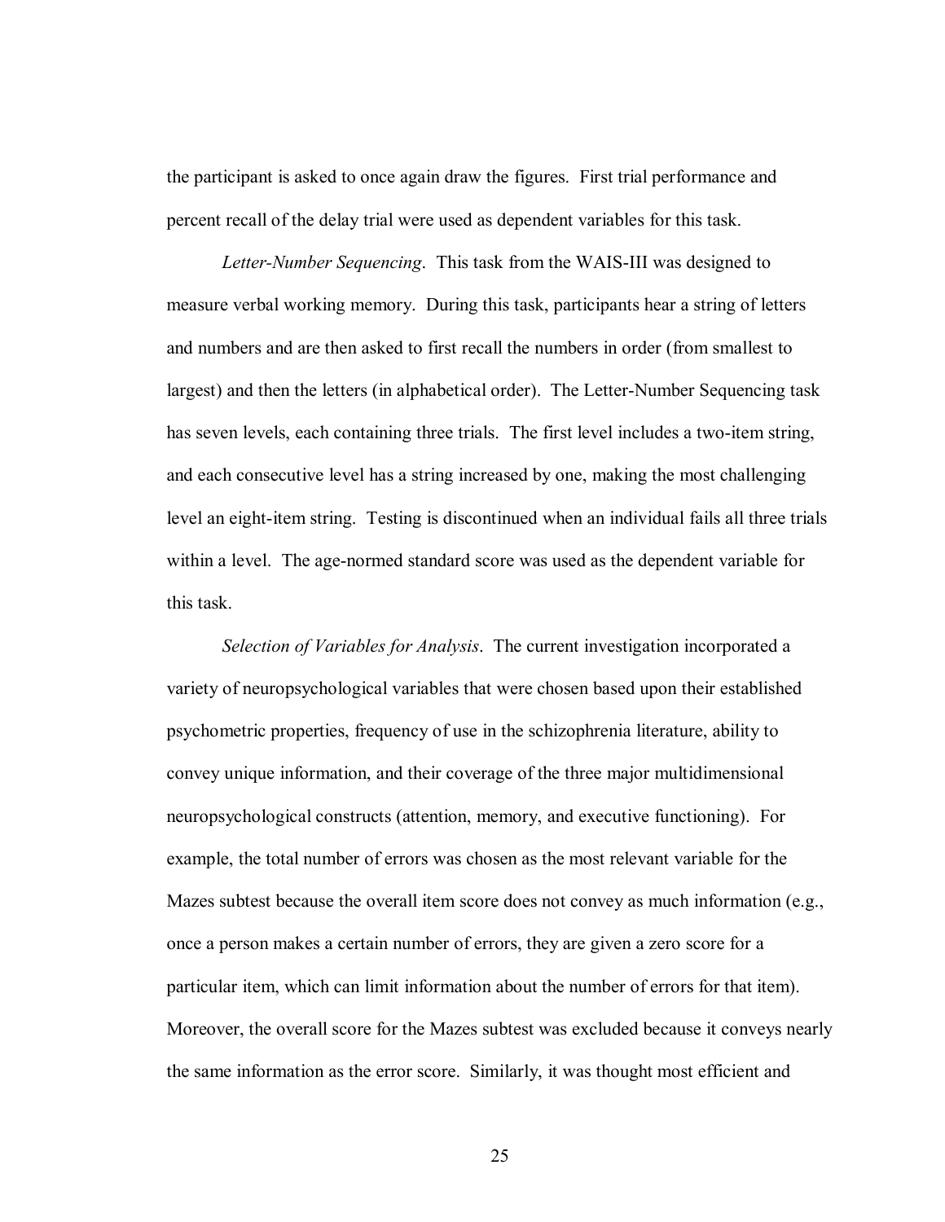the participant is asked to once again draw the figures. First trial performance and percent recall of the delay trial were used as dependent variables for this task.

*Letter-Number Sequencing*. This task from the WAIS-III was designed to measure verbal working memory. During this task, participants hear a string of letters and numbers and are then asked to first recall the numbers in order (from smallest to largest) and then the letters (in alphabetical order). The Letter-Number Sequencing task has seven levels, each containing three trials. The first level includes a two-item string, and each consecutive level has a string increased by one, making the most challenging level an eight-item string. Testing is discontinued when an individual fails all three trials within a level. The age-normed standard score was used as the dependent variable for this task.

*Selection of Variables for Analysis*. The current investigation incorporated a variety of neuropsychological variables that were chosen based upon their established psychometric properties, frequency of use in the schizophrenia literature, ability to convey unique information, and their coverage of the three major multidimensional neuropsychological constructs (attention, memory, and executive functioning). For example, the total number of errors was chosen as the most relevant variable for the Mazes subtest because the overall item score does not convey as much information (e.g., once a person makes a certain number of errors, they are given a zero score for a particular item, which can limit information about the number of errors for that item). Moreover, the overall score for the Mazes subtest was excluded because it conveys nearly the same information as the error score. Similarly, it was thought most efficient and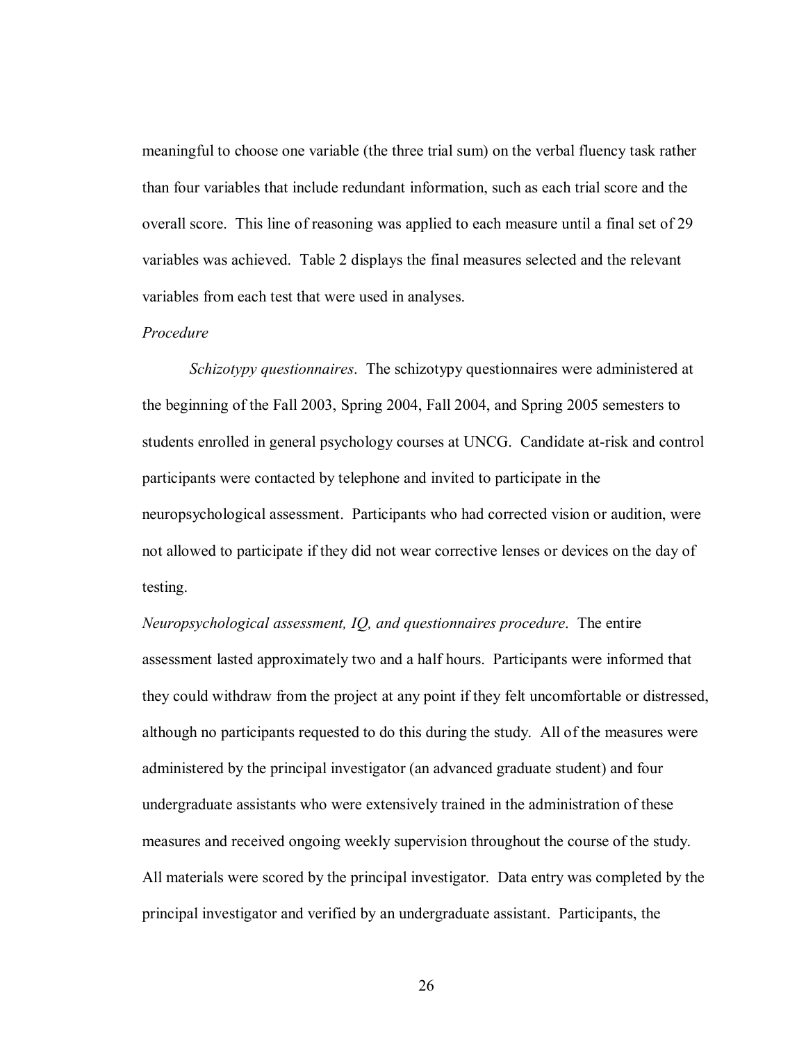meaningful to choose one variable (the three trial sum) on the verbal fluency task rather than four variables that include redundant information, such as each trial score and the overall score. This line of reasoning was applied to each measure until a final set of 29 variables was achieved. Table 2 displays the final measures selected and the relevant variables from each test that were used in analyses.

*Procedure*

*Schizotypy questionnaires*. The schizotypy questionnaires were administered at the beginning of the Fall 2003, Spring 2004, Fall 2004, and Spring 2005 semesters to students enrolled in general psychology courses at UNCG. Candidate at-risk and control participants were contacted by telephone and invited to participate in the neuropsychological assessment. Participants who had corrected vision or audition, were not allowed to participate if they did not wear corrective lenses or devices on the day of testing.

*Neuropsychological assessment, IQ, and questionnaires procedure*. The entire assessment lasted approximately two and a half hours. Participants were informed that they could withdraw from the project at any point if they felt uncomfortable or distressed, although no participants requested to do this during the study. All of the measures were administered by the principal investigator (an advanced graduate student) and four undergraduate assistants who were extensively trained in the administration of these measures and received ongoing weekly supervision throughout the course of the study. All materials were scored by the principal investigator. Data entry was completed by the principal investigator and verified by an undergraduate assistant. Participants, the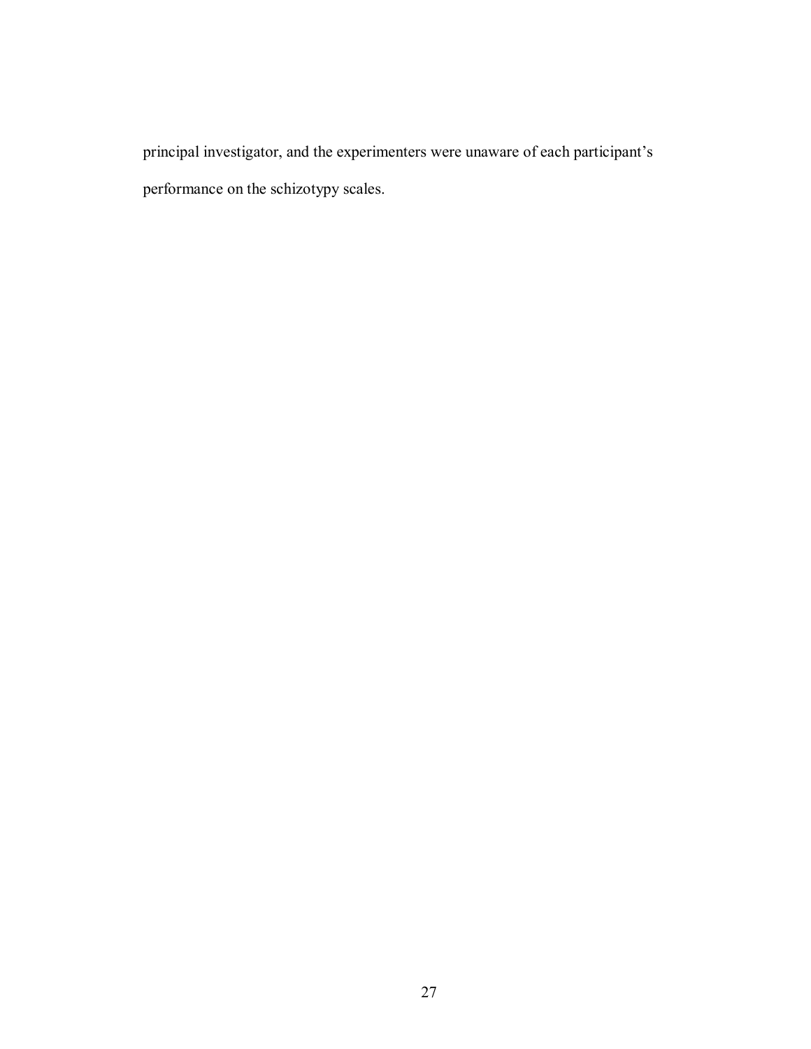principal investigator, and the experimenters were unaware of each participant's performance on the schizotypy scales.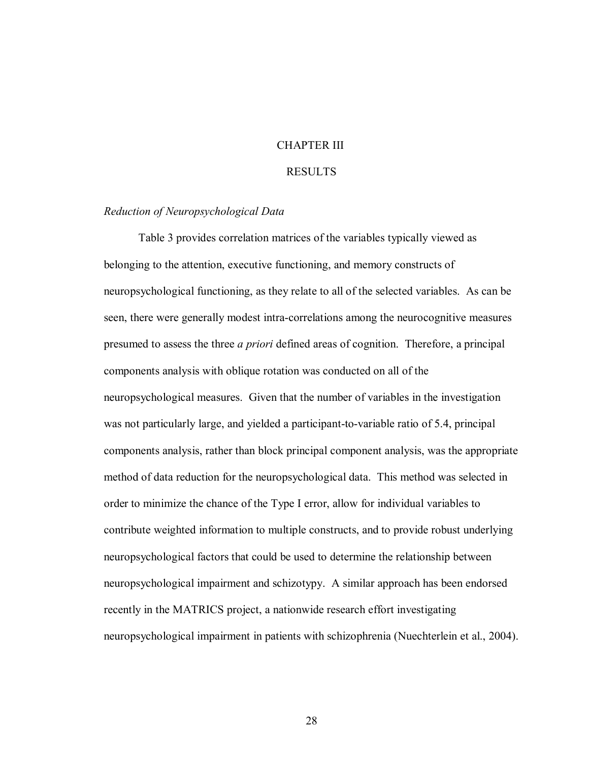# CHAPTER III

# RESULTS

### *Reduction of Neuropsychological Data*

Table 3 provides correlation matrices of the variables typically viewed as belonging to the attention, executive functioning, and memory constructs of neuropsychological functioning, as they relate to all of the selected variables. As can be seen, there were generally modest intra-correlations among the neurocognitive measures presumed to assess the three *a priori* defined areas of cognition. Therefore, a principal components analysis with oblique rotation was conducted on all of the neuropsychological measures. Given that the number of variables in the investigation was not particularly large, and yielded a participant-to-variable ratio of 5.4, principal components analysis, rather than block principal component analysis, was the appropriate method of data reduction for the neuropsychological data. This method was selected in order to minimize the chance of the Type I error, allow for individual variables to contribute weighted information to multiple constructs, and to provide robust underlying neuropsychological factors that could be used to determine the relationship between neuropsychological impairment and schizotypy. A similar approach has been endorsed recently in the MATRICS project, a nationwide research effort investigating neuropsychological impairment in patients with schizophrenia (Nuechterlein et al., 2004).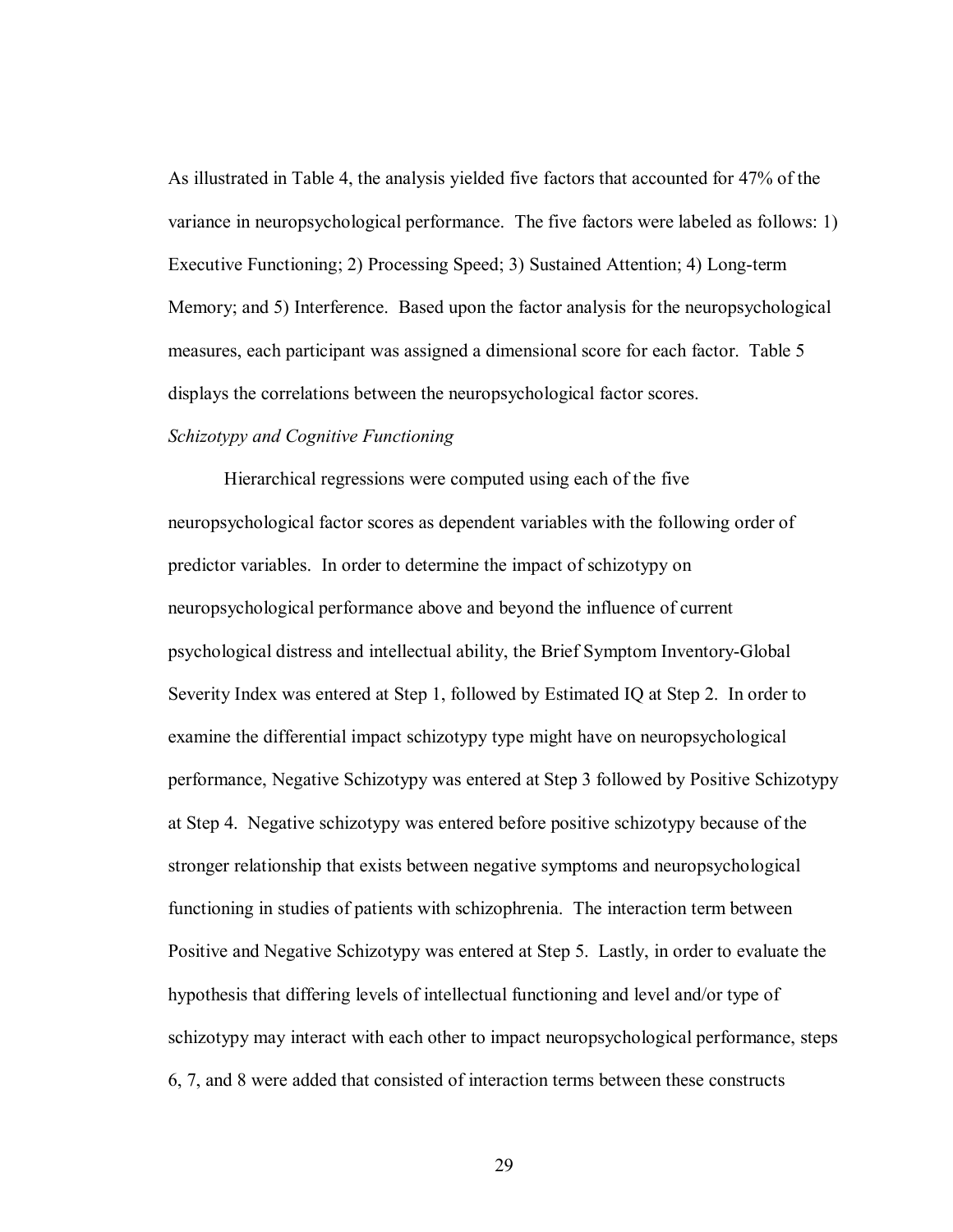As illustrated in Table 4, the analysis yielded five factors that accounted for 47% of the variance in neuropsychological performance. The five factors were labeled as follows: 1) Executive Functioning; 2) Processing Speed; 3) Sustained Attention; 4) Long-term Memory; and 5) Interference. Based upon the factor analysis for the neuropsychological measures, each participant was assigned a dimensional score for each factor. Table 5 displays the correlations between the neuropsychological factor scores.

*Schizotypy and Cognitive Functioning*

Hierarchical regressions were computed using each of the five neuropsychological factor scores as dependent variables with the following order of predictor variables. In order to determine the impact of schizotypy on neuropsychological performance above and beyond the influence of current psychological distress and intellectual ability, the Brief Symptom Inventory-Global Severity Index was entered at Step 1, followed by Estimated IQ at Step 2. In order to examine the differential impact schizotypy type might have on neuropsychological performance, Negative Schizotypy was entered at Step 3 followed by Positive Schizotypy at Step 4. Negative schizotypy was entered before positive schizotypy because of the stronger relationship that exists between negative symptoms and neuropsychological functioning in studies of patients with schizophrenia. The interaction term between Positive and Negative Schizotypy was entered at Step 5. Lastly, in order to evaluate the hypothesis that differing levels of intellectual functioning and level and/or type of schizotypy may interact with each other to impact neuropsychological performance, steps 6, 7, and 8 were added that consisted of interaction terms between these constructs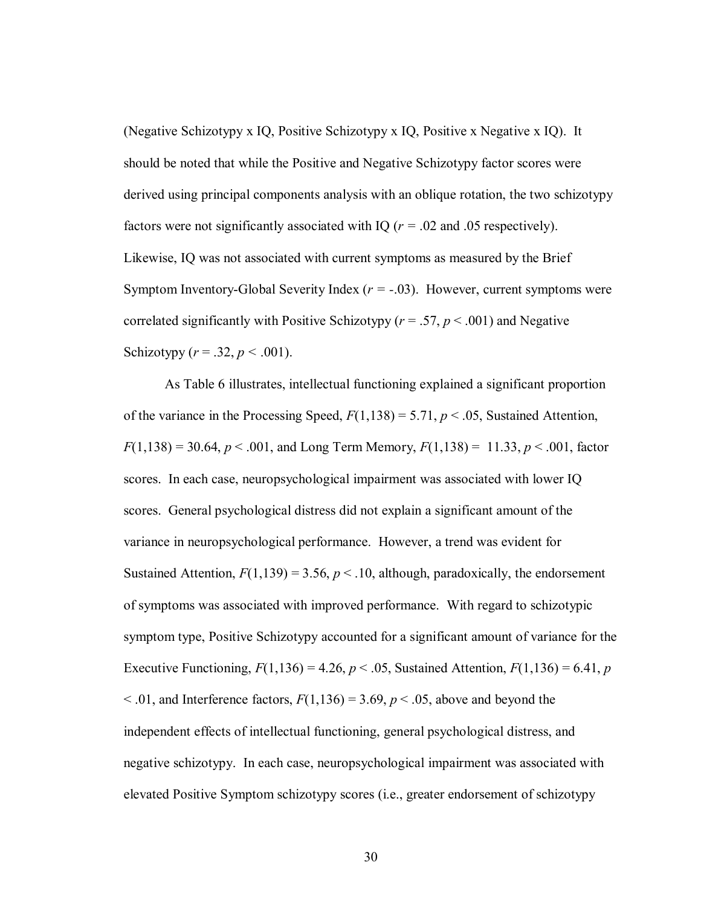(Negative Schizotypy x IQ, Positive Schizotypy x IQ, Positive x Negative x IQ). It should be noted that while the Positive and Negative Schizotypy factor scores were derived using principal components analysis with an oblique rotation, the two schizotypy factors were not significantly associated with IQ ($r$ = .02 and .05 respectively). Likewise, IQ was not associated with current symptoms as measured by the Brief Symptom Inventory-Global Severity Index ($r$ = -.03). However, current symptoms were correlated significantly with Positive Schizotypy ($r$ = .57, $p$ < .001) and Negative Schizotypy ($r$ = .32, $p$ < .001).

As Table 6 illustrates, intellectual functioning explained a significant proportion of the variance in the Processing Speed, $F(1,138)$ = 5.71, $p$ < .05, Sustained Attention, $F(1,138)$ = 30.64, $p$ < .001, and Long Term Memory, $F(1,138)$ = 11.33, $p$ < .001, factor scores. In each case, neuropsychological impairment was associated with lower IQ scores. General psychological distress did not explain a significant amount of the variance in neuropsychological performance. However, a trend was evident for Sustained Attention, $F(1,139)$ = 3.56, $p$ < .10, although, paradoxically, the endorsement of symptoms was associated with improved performance. With regard to schizotypic symptom type, Positive Schizotypy accounted for a significant amount of variance for the Executive Functioning, $F(1,136)$ = 4.26, $p$ < .05, Sustained Attention, $F(1,136)$ = 6.41, $p$ < .01, and Interference factors, $F(1,136)$ = 3.69, $p$ < .05, above and beyond the independent effects of intellectual functioning, general psychological distress, and negative schizotypy. In each case, neuropsychological impairment was associated with elevated Positive Symptom schizotypy scores (i.e., greater endorsement of schizotypy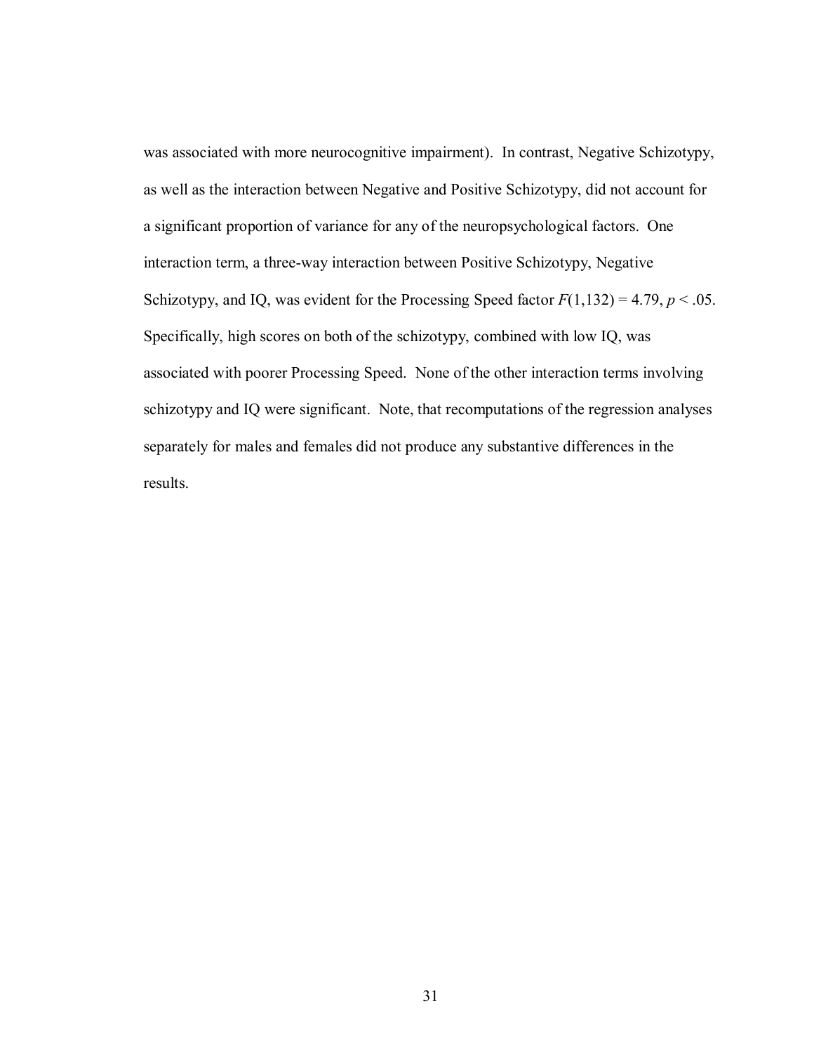was associated with more neurocognitive impairment). In contrast, Negative Schizotypy, as well as the interaction between Negative and Positive Schizotypy, did not account for a significant proportion of variance for any of the neuropsychological factors. One interaction term, a three-way interaction between Positive Schizotypy, Negative Schizotypy, and IQ, was evident for the Processing Speed factor $F(1,132) = 4.79$, $p < .05$. Specifically, high scores on both of the schizotypy, combined with low IQ, was associated with poorer Processing Speed. None of the other interaction terms involving schizotypy and IQ were significant. Note, that recomputations of the regression analyses separately for males and females did not produce any substantive differences in the results.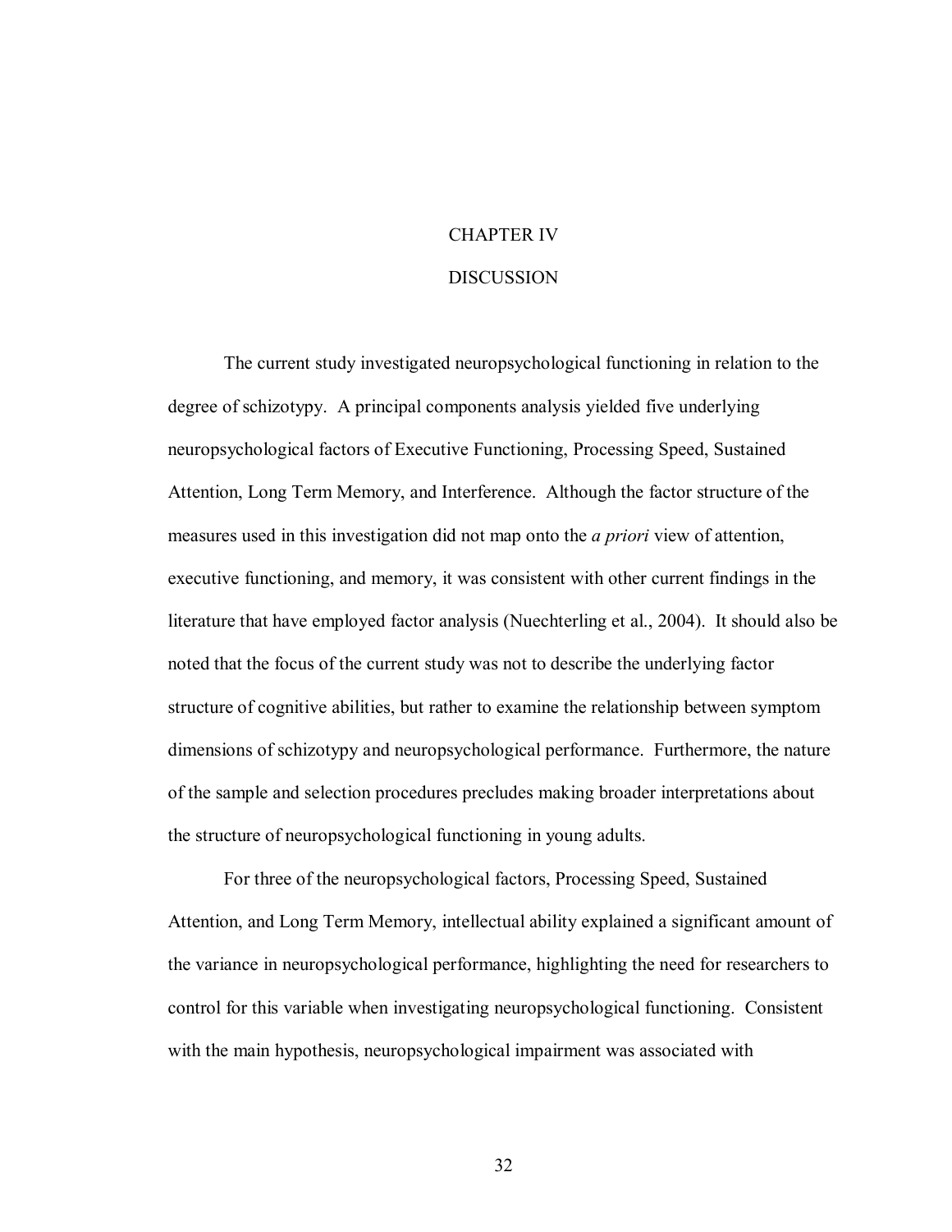# CHAPTER IV

## DISCUSSION

The current study investigated neuropsychological functioning in relation to the degree of schizotypy. A principal components analysis yielded five underlying neuropsychological factors of Executive Functioning, Processing Speed, Sustained Attention, Long Term Memory, and Interference. Although the factor structure of the measures used in this investigation did not map onto the *a priori* view of attention, executive functioning, and memory, it was consistent with other current findings in the literature that have employed factor analysis (Nuechterling et al., 2004). It should also be noted that the focus of the current study was not to describe the underlying factor structure of cognitive abilities, but rather to examine the relationship between symptom dimensions of schizotypy and neuropsychological performance. Furthermore, the nature of the sample and selection procedures precludes making broader interpretations about the structure of neuropsychological functioning in young adults.

For three of the neuropsychological factors, Processing Speed, Sustained Attention, and Long Term Memory, intellectual ability explained a significant amount of the variance in neuropsychological performance, highlighting the need for researchers to control for this variable when investigating neuropsychological functioning. Consistent with the main hypothesis, neuropsychological impairment was associated with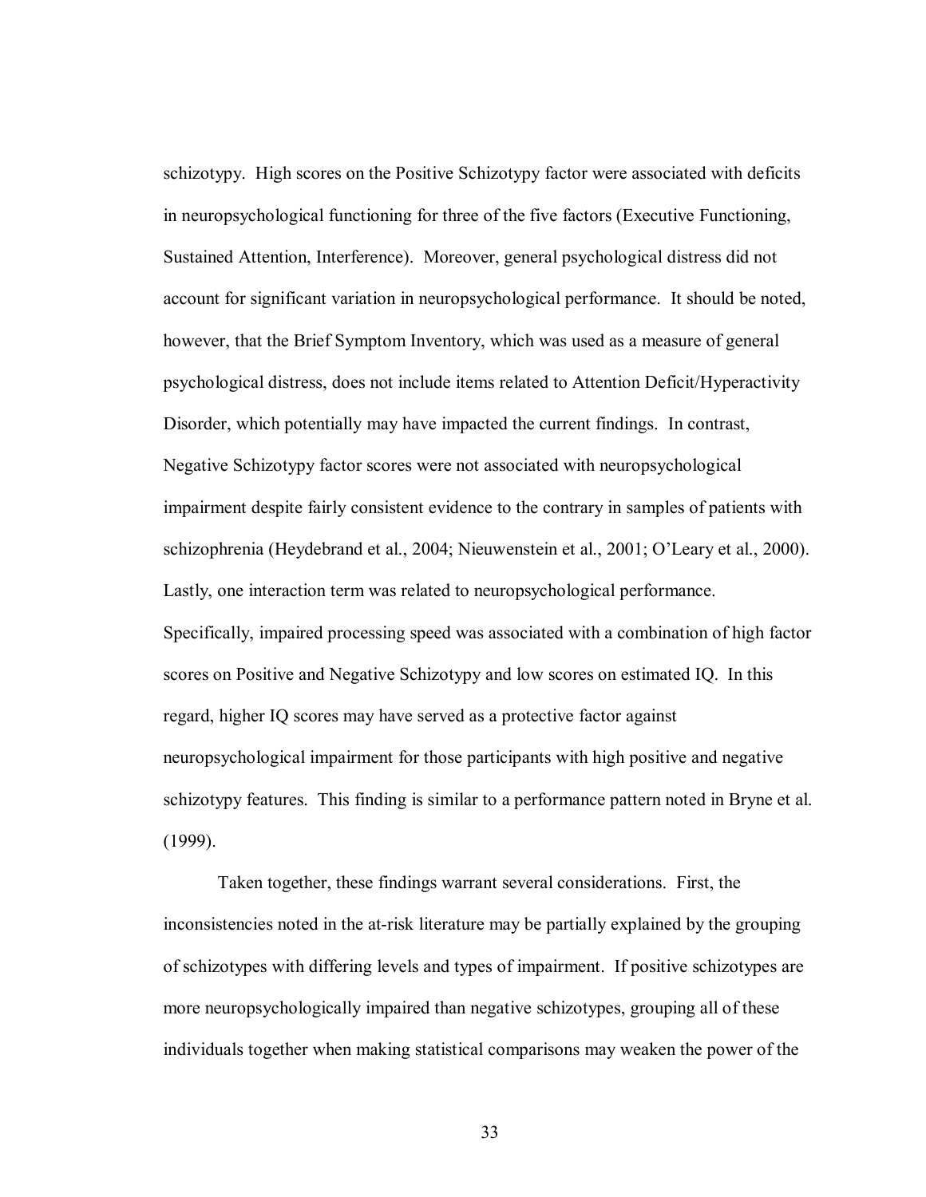schizotypy. High scores on the Positive Schizotypy factor were associated with deficits in neuropsychological functioning for three of the five factors (Executive Functioning, Sustained Attention, Interference). Moreover, general psychological distress did not account for significant variation in neuropsychological performance. It should be noted, however, that the Brief Symptom Inventory, which was used as a measure of general psychological distress, does not include items related to Attention Deficit/Hyperactivity Disorder, which potentially may have impacted the current findings. In contrast, Negative Schizotypy factor scores were not associated with neuropsychological impairment despite fairly consistent evidence to the contrary in samples of patients with schizophrenia (Heydebrand et al., 2004; Nieuwenstein et al., 2001; O'Leary et al., 2000). Lastly, one interaction term was related to neuropsychological performance. Specifically, impaired processing speed was associated with a combination of high factor scores on Positive and Negative Schizotypy and low scores on estimated IQ. In this regard, higher IQ scores may have served as a protective factor against neuropsychological impairment for those participants with high positive and negative schizotypy features. This finding is similar to a performance pattern noted in Bryne et al. (1999).

Taken together, these findings warrant several considerations. First, the inconsistencies noted in the at-risk literature may be partially explained by the grouping of schizotypes with differing levels and types of impairment. If positive schizotypes are more neuropsychologically impaired than negative schizotypes, grouping all of these individuals together when making statistical comparisons may weaken the power of the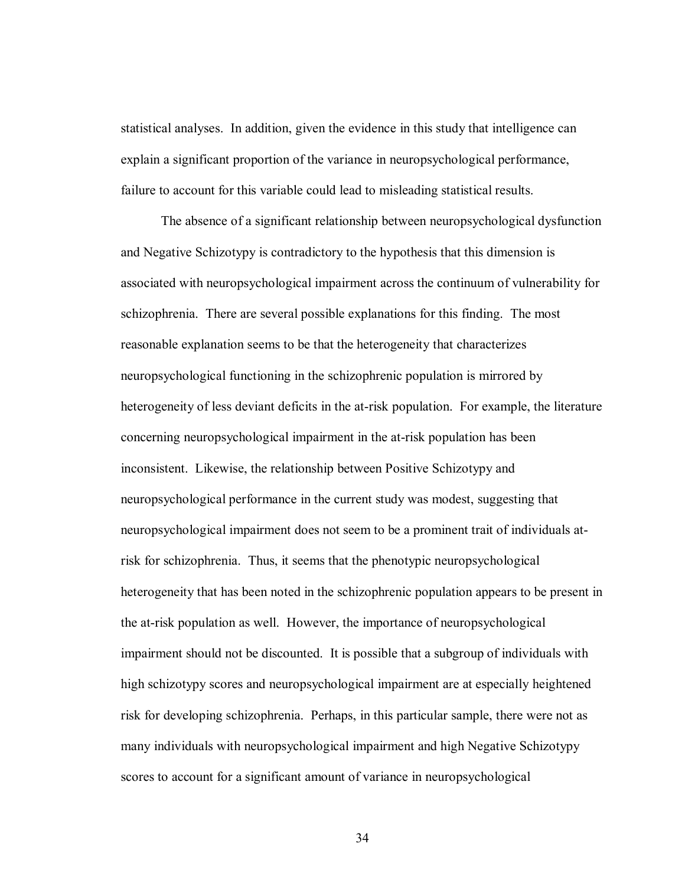statistical analyses. In addition, given the evidence in this study that intelligence can explain a significant proportion of the variance in neuropsychological performance, failure to account for this variable could lead to misleading statistical results.

The absence of a significant relationship between neuropsychological dysfunction and Negative Schizotypy is contradictory to the hypothesis that this dimension is associated with neuropsychological impairment across the continuum of vulnerability for schizophrenia. There are several possible explanations for this finding. The most reasonable explanation seems to be that the heterogeneity that characterizes neuropsychological functioning in the schizophrenic population is mirrored by heterogeneity of less deviant deficits in the at-risk population. For example, the literature concerning neuropsychological impairment in the at-risk population has been inconsistent. Likewise, the relationship between Positive Schizotypy and neuropsychological performance in the current study was modest, suggesting that neuropsychological impairment does not seem to be a prominent trait of individuals at-risk for schizophrenia. Thus, it seems that the phenotypic neuropsychological heterogeneity that has been noted in the schizophrenic population appears to be present in the at-risk population as well. However, the importance of neuropsychological impairment should not be discounted. It is possible that a subgroup of individuals with high schizotypy scores and neuropsychological impairment are at especially heightened risk for developing schizophrenia. Perhaps, in this particular sample, there were not as many individuals with neuropsychological impairment and high Negative Schizotypy scores to account for a significant amount of variance in neuropsychological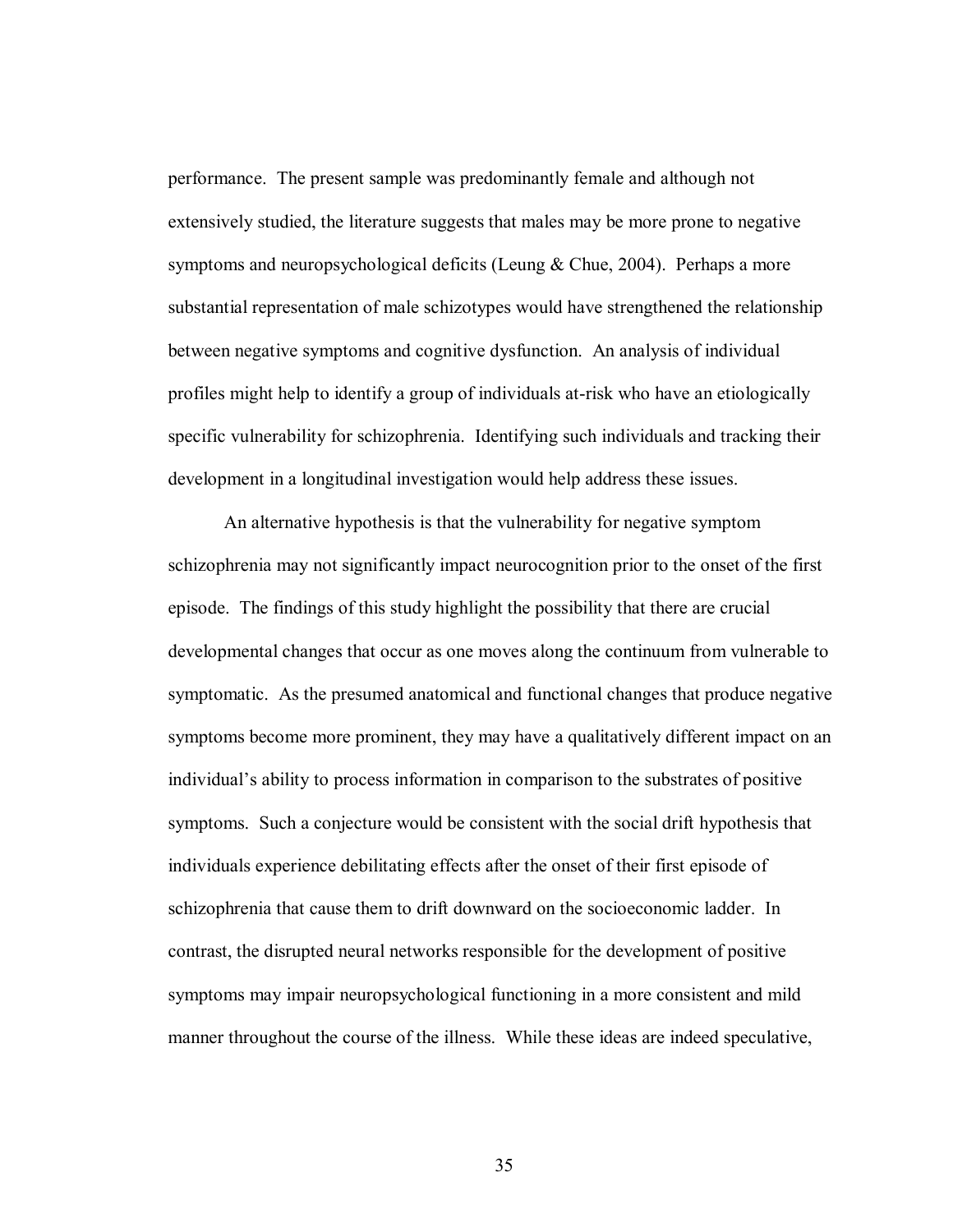performance. The present sample was predominantly female and although not extensively studied, the literature suggests that males may be more prone to negative symptoms and neuropsychological deficits (Leung & Chue, 2004). Perhaps a more substantial representation of male schizotypes would have strengthened the relationship between negative symptoms and cognitive dysfunction. An analysis of individual profiles might help to identify a group of individuals at-risk who have an etiologically specific vulnerability for schizophrenia. Identifying such individuals and tracking their development in a longitudinal investigation would help address these issues.

An alternative hypothesis is that the vulnerability for negative symptom schizophrenia may not significantly impact neurocognition prior to the onset of the first episode. The findings of this study highlight the possibility that there are crucial developmental changes that occur as one moves along the continuum from vulnerable to symptomatic. As the presumed anatomical and functional changes that produce negative symptoms become more prominent, they may have a qualitatively different impact on an individual's ability to process information in comparison to the substrates of positive symptoms. Such a conjecture would be consistent with the social drift hypothesis that individuals experience debilitating effects after the onset of their first episode of schizophrenia that cause them to drift downward on the socioeconomic ladder. In contrast, the disrupted neural networks responsible for the development of positive symptoms may impair neuropsychological functioning in a more consistent and mild manner throughout the course of the illness. While these ideas are indeed speculative,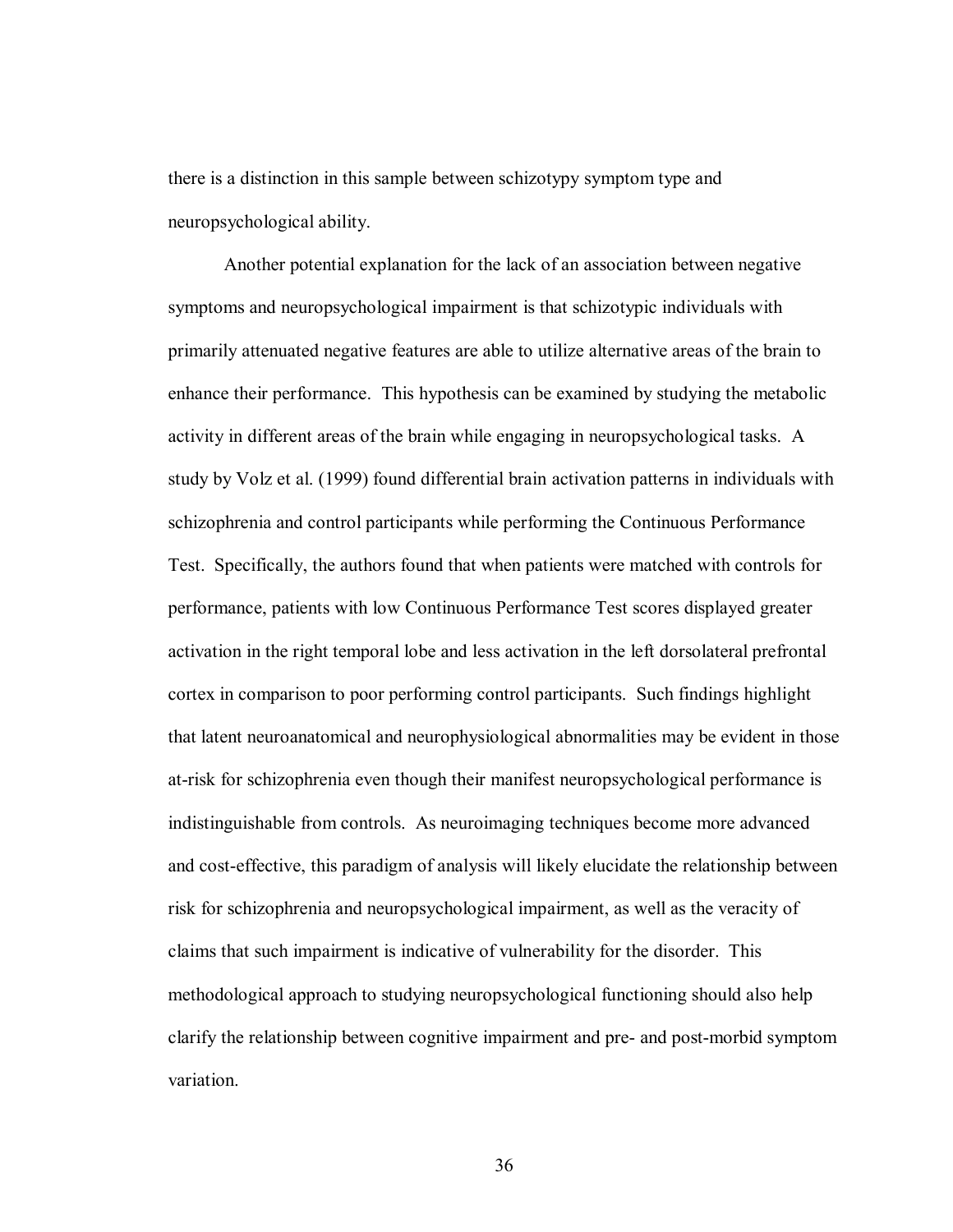there is a distinction in this sample between schizotypy symptom type and neuropsychological ability.

Another potential explanation for the lack of an association between negative symptoms and neuropsychological impairment is that schizotypic individuals with primarily attenuated negative features are able to utilize alternative areas of the brain to enhance their performance. This hypothesis can be examined by studying the metabolic activity in different areas of the brain while engaging in neuropsychological tasks. A study by Volz et al. (1999) found differential brain activation patterns in individuals with schizophrenia and control participants while performing the Continuous Performance Test. Specifically, the authors found that when patients were matched with controls for performance, patients with low Continuous Performance Test scores displayed greater activation in the right temporal lobe and less activation in the left dorsolateral prefrontal cortex in comparison to poor performing control participants. Such findings highlight that latent neuroanatomical and neurophysiological abnormalities may be evident in those at-risk for schizophrenia even though their manifest neuropsychological performance is indistinguishable from controls. As neuroimaging techniques become more advanced and cost-effective, this paradigm of analysis will likely elucidate the relationship between risk for schizophrenia and neuropsychological impairment, as well as the veracity of claims that such impairment is indicative of vulnerability for the disorder. This methodological approach to studying neuropsychological functioning should also help clarify the relationship between cognitive impairment and pre- and post-morbid symptom variation.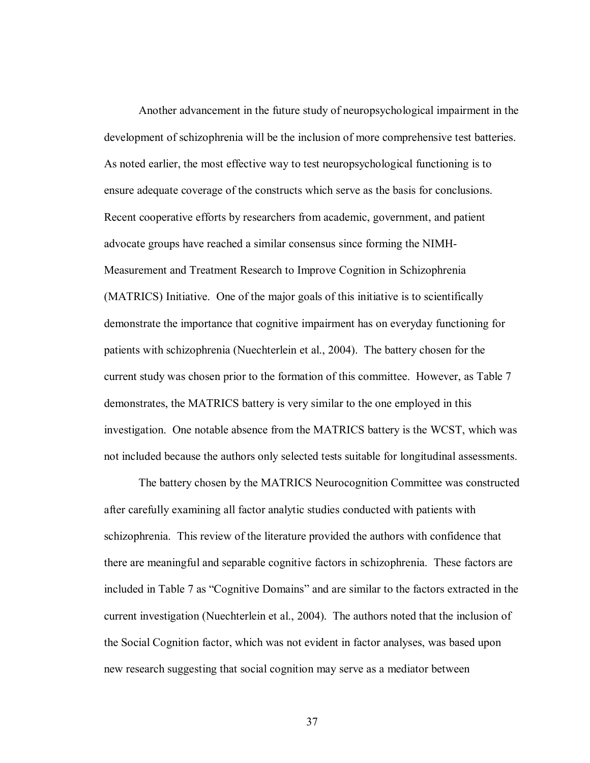Another advancement in the future study of neuropsychological impairment in the development of schizophrenia will be the inclusion of more comprehensive test batteries. As noted earlier, the most effective way to test neuropsychological functioning is to ensure adequate coverage of the constructs which serve as the basis for conclusions. Recent cooperative efforts by researchers from academic, government, and patient advocate groups have reached a similar consensus since forming the NIMH-Measurement and Treatment Research to Improve Cognition in Schizophrenia (MATRICS) Initiative. One of the major goals of this initiative is to scientifically demonstrate the importance that cognitive impairment has on everyday functioning for patients with schizophrenia (Nuechterlein et al., 2004). The battery chosen for the current study was chosen prior to the formation of this committee. However, as Table 7 demonstrates, the MATRICS battery is very similar to the one employed in this investigation. One notable absence from the MATRICS battery is the WCST, which was not included because the authors only selected tests suitable for longitudinal assessments.

The battery chosen by the MATRICS Neurocognition Committee was constructed after carefully examining all factor analytic studies conducted with patients with schizophrenia. This review of the literature provided the authors with confidence that there are meaningful and separable cognitive factors in schizophrenia. These factors are included in Table 7 as "Cognitive Domains" and are similar to the factors extracted in the current investigation (Nuechterlein et al., 2004). The authors noted that the inclusion of the Social Cognition factor, which was not evident in factor analyses, was based upon new research suggesting that social cognition may serve as a mediator between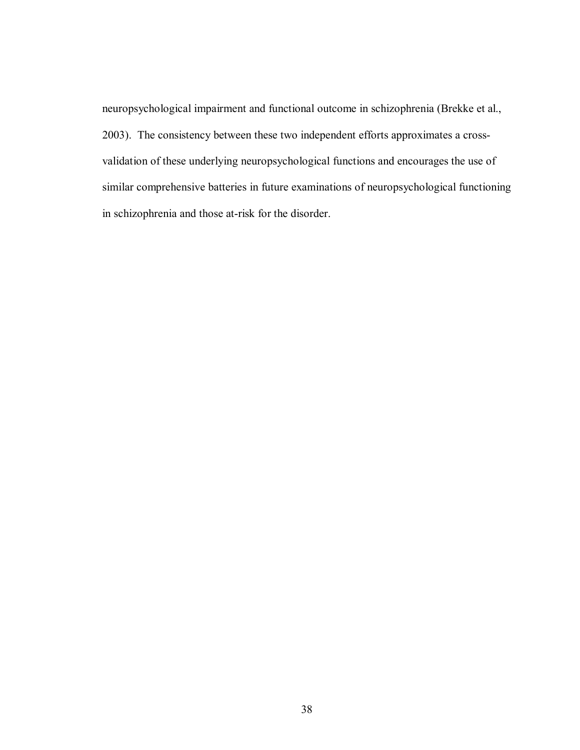neuropsychological impairment and functional outcome in schizophrenia (Brekke et al., 2003). The consistency between these two independent efforts approximates a cross-validation of these underlying neuropsychological functions and encourages the use of similar comprehensive batteries in future examinations of neuropsychological functioning in schizophrenia and those at-risk for the disorder.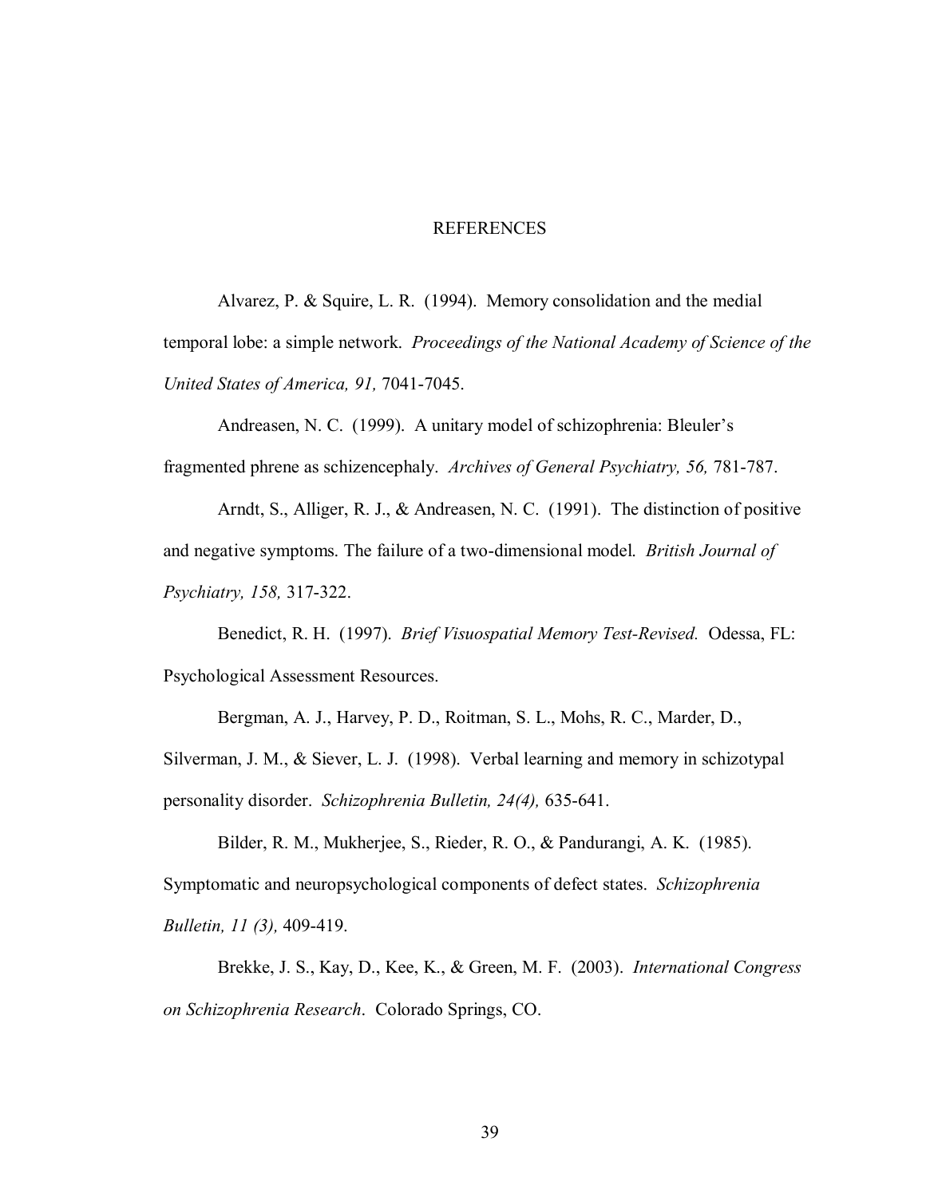# REFERENCES

Alvarez, P. & Squire, L. R. (1994). Memory consolidation and the medial temporal lobe: a simple network. *Proceedings of the National Academy of Science of the United States of America, 91,* 7041-7045.

Andreasen, N. C. (1999). A unitary model of schizophrenia: Bleuler's fragmented phrene as schizencephaly. *Archives of General Psychiatry, 56,* 781-787.

Arndt, S., Alliger, R. J., & Andreasen, N. C. (1991). The distinction of positive and negative symptoms. The failure of a two-dimensional model. *British Journal of Psychiatry, 158,* 317-322.

Benedict, R. H. (1997). *Brief Visuospatial Memory Test-Revised.* Odessa, FL: Psychological Assessment Resources.

Bergman, A. J., Harvey, P. D., Roitman, S. L., Mohs, R. C., Marder, D., Silverman, J. M., & Siever, L. J. (1998). Verbal learning and memory in schizotypal personality disorder. *Schizophrenia Bulletin, 24(4),* 635-641.

Bilder, R. M., Mukherjee, S., Rieder, R. O., & Pandurangi, A. K. (1985). Symptomatic and neuropsychological components of defect states. *Schizophrenia Bulletin, 11 (3),* 409-419.

Brekke, J. S., Kay, D., Kee, K., & Green, M. F. (2003). *International Congress on Schizophrenia Research*. Colorado Springs, CO.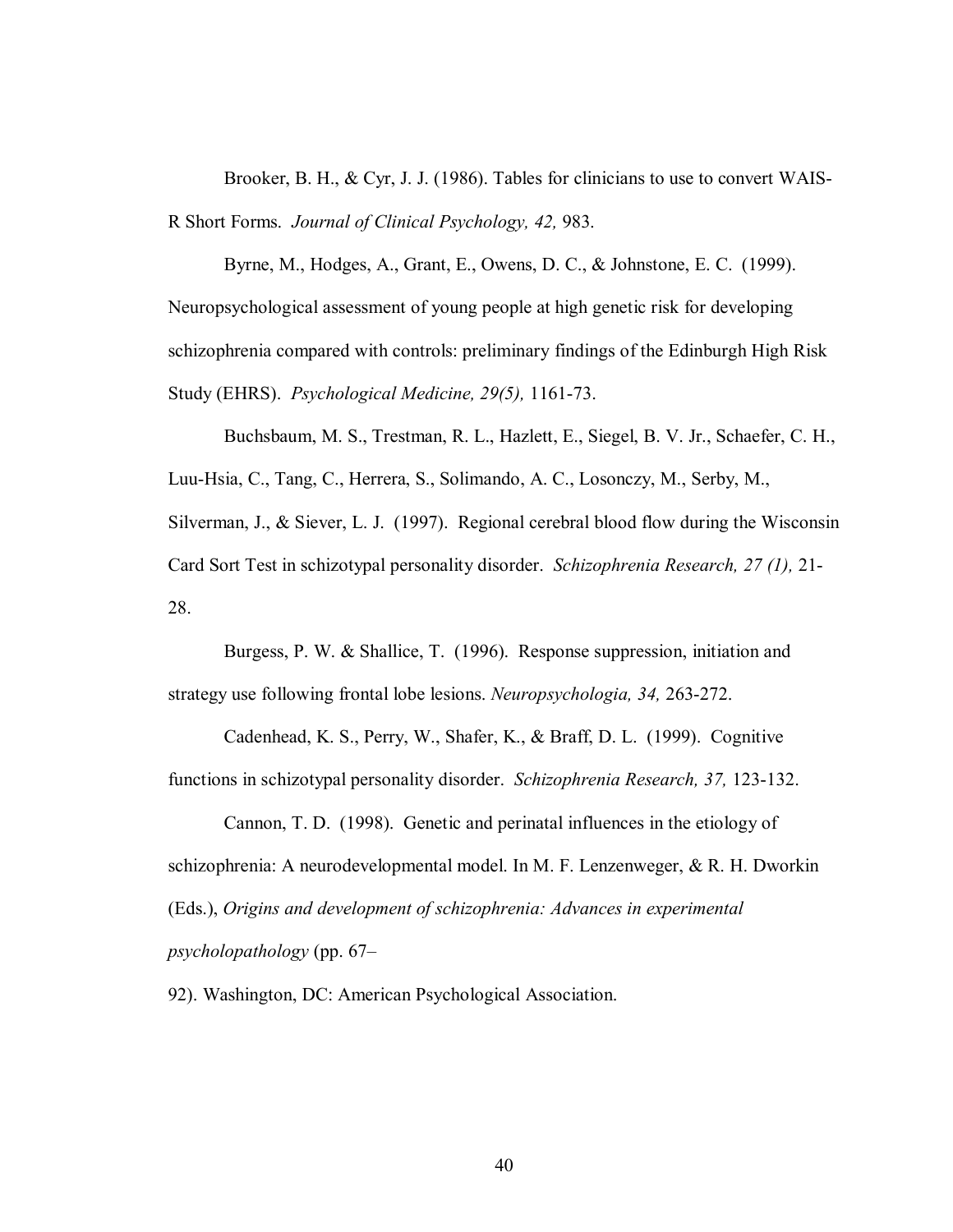Brooker, B. H., & Cyr, J. J. (1986). Tables for clinicians to use to convert WAIS-R Short Forms. *Journal of Clinical Psychology, 42,* 983.

Byrne, M., Hodges, A., Grant, E., Owens, D. C., & Johnstone, E. C. (1999). Neuropsychological assessment of young people at high genetic risk for developing schizophrenia compared with controls: preliminary findings of the Edinburgh High Risk Study (EHRS). *Psychological Medicine, 29(5),* 1161-73.

Buchsbaum, M. S., Trestman, R. L., Hazlett, E., Siegel, B. V. Jr., Schaefer, C. H., Luu-Hsia, C., Tang, C., Herrera, S., Solimando, A. C., Losonczy, M., Serby, M., Silverman, J., & Siever, L. J. (1997). Regional cerebral blood flow during the Wisconsin Card Sort Test in schizotypal personality disorder. *Schizophrenia Research, 27 (1),* 21-28.

Burgess, P. W. & Shallice, T. (1996). Response suppression, initiation and strategy use following frontal lobe lesions. *Neuropsychologia, 34,* 263-272.

Cadenhead, K. S., Perry, W., Shafer, K., & Braff, D. L. (1999). Cognitive functions in schizotypal personality disorder. *Schizophrenia Research, 37,* 123-132.

Cannon, T. D. (1998). Genetic and perinatal influences in the etiology of schizophrenia: A neurodevelopmental model. In M. F. Lenzenweger, & R. H. Dworkin (Eds.), *Origins and development of schizophrenia: Advances in experimental psycholopathology* (pp. 67–92). Washington, DC: American Psychological Association.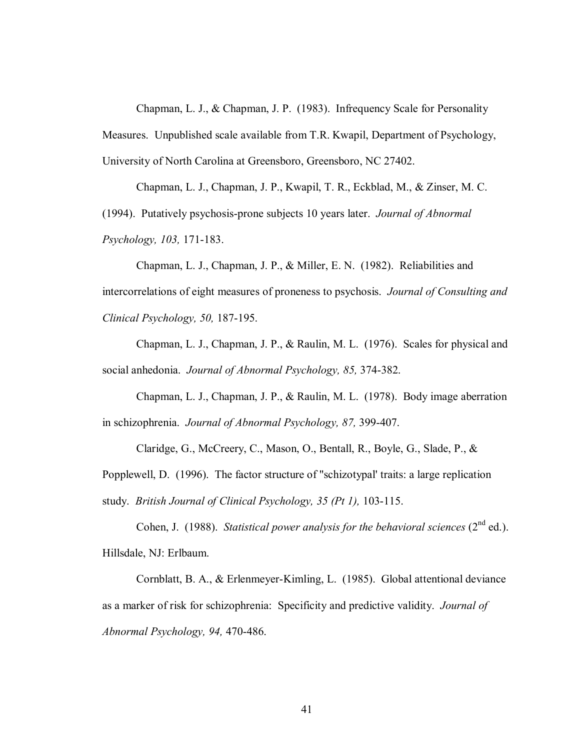Chapman, L. J., & Chapman, J. P. (1983). Infrequency Scale for Personality Measures. Unpublished scale available from T.R. Kwapil, Department of Psychology, University of North Carolina at Greensboro, Greensboro, NC 27402.

Chapman, L. J., Chapman, J. P., Kwapil, T. R., Eckblad, M., & Zinser, M. C. (1994). Putatively psychosis-prone subjects 10 years later. *Journal of Abnormal Psychology, 103,* 171-183.

Chapman, L. J., Chapman, J. P., & Miller, E. N. (1982). Reliabilities and intercorrelations of eight measures of proneness to psychosis. *Journal of Consulting and Clinical Psychology, 50,* 187-195.

Chapman, L. J., Chapman, J. P., & Raulin, M. L. (1976). Scales for physical and social anhedonia. *Journal of Abnormal Psychology, 85,* 374-382.

Chapman, L. J., Chapman, J. P., & Raulin, M. L. (1978). Body image aberration in schizophrenia. *Journal of Abnormal Psychology, 87,* 399-407.

Claridge, G., McCreery, C., Mason, O., Bentall, R., Boyle, G., Slade, P., & Popplewell, D. (1996). The factor structure of "schizotypal' traits: a large replication study. *British Journal of Clinical Psychology, 35 (Pt 1),* 103-115.

Cohen, J. (1988). *Statistical power analysis for the behavioral sciences* (2nd ed.). Hillsdale, NJ: Erlbaum.

Cornblatt, B. A., & Erlenmeyer-Kimling, L. (1985). Global attentional deviance as a marker of risk for schizophrenia: Specificity and predictive validity. *Journal of Abnormal Psychology, 94,* 470-486.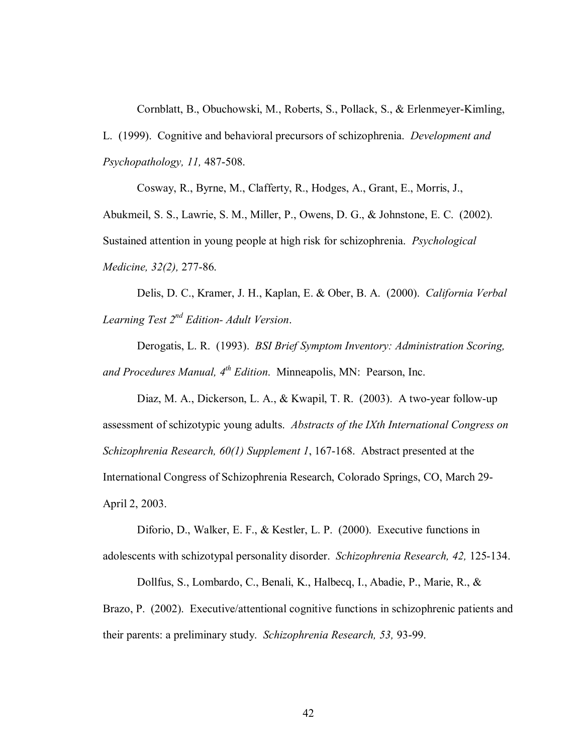Cornblatt, B., Obuchowski, M., Roberts, S., Pollack, S., & Erlenmeyer-Kimling, L. (1999). Cognitive and behavioral precursors of schizophrenia. *Development and Psychopathology, 11,* 487-508.

Cosway, R., Byrne, M., Clafferty, R., Hodges, A., Grant, E., Morris, J., Abukmeil, S. S., Lawrie, S. M., Miller, P., Owens, D. G., & Johnstone, E. C. (2002). Sustained attention in young people at high risk for schizophrenia. *Psychological Medicine, 32(2),* 277-86.

Delis, D. C., Kramer, J. H., Kaplan, E. & Ober, B. A. (2000). *California Verbal Learning Test 2nd Edition- Adult Version*.

Derogatis, L. R. (1993). *BSI Brief Symptom Inventory: Administration Scoring, and Procedures Manual, 4th Edition*. Minneapolis, MN: Pearson, Inc.

Diaz, M. A., Dickerson, L. A., & Kwapil, T. R. (2003). A two-year follow-up assessment of schizotypic young adults. *Abstracts of the IXth International Congress on Schizophrenia Research, 60(1) Supplement 1*, 167-168. Abstract presented at the International Congress of Schizophrenia Research, Colorado Springs, CO, March 29-April 2, 2003.

Diforio, D., Walker, E. F., & Kestler, L. P. (2000). Executive functions in adolescents with schizotypal personality disorder. *Schizophrenia Research, 42,* 125-134.

Dollfus, S., Lombardo, C., Benali, K., Halbecq, I., Abadie, P., Marie, R., & Brazo, P. (2002). Executive/attentional cognitive functions in schizophrenic patients and their parents: a preliminary study. *Schizophrenia Research, 53,* 93-99.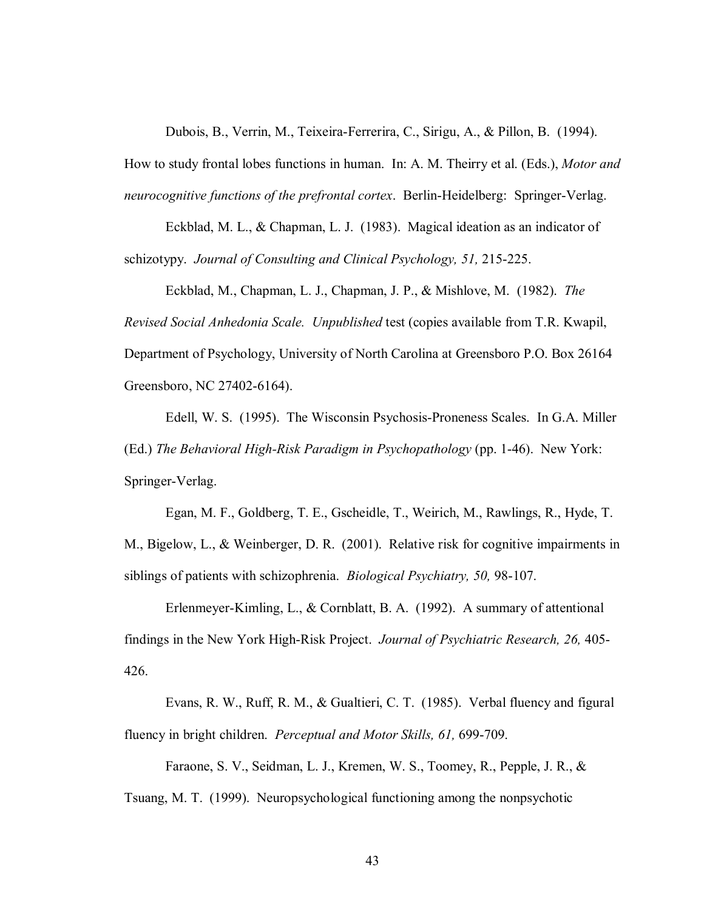Dubois, B., Verrin, M., Teixeira-Ferrerira, C., Sirigu, A., & Pillon, B. (1994). How to study frontal lobes functions in human. In: A. M. Theirry et al. (Eds.), *Motor and neurocognitive functions of the prefrontal cortex*. Berlin-Heidelberg: Springer-Verlag.

Eckblad, M. L., & Chapman, L. J. (1983). Magical ideation as an indicator of schizotypy. *Journal of Consulting and Clinical Psychology, 51,* 215-225.

Eckblad, M., Chapman, L. J., Chapman, J. P., & Mishlove, M. (1982). *The Revised Social Anhedonia Scale. Unpublished* test (copies available from T.R. Kwapil, Department of Psychology, University of North Carolina at Greensboro P.O. Box 26164 Greensboro, NC 27402-6164).

Edell, W. S. (1995). The Wisconsin Psychosis-Proneness Scales. In G.A. Miller (Ed.) *The Behavioral High-Risk Paradigm in Psychopathology* (pp. 1-46). New York: Springer-Verlag.

Egan, M. F., Goldberg, T. E., Gscheidle, T., Weirich, M., Rawlings, R., Hyde, T. M., Bigelow, L., & Weinberger, D. R. (2001). Relative risk for cognitive impairments in siblings of patients with schizophrenia. *Biological Psychiatry, 50,* 98-107.

Erlenmeyer-Kimling, L., & Cornblatt, B. A. (1992). A summary of attentional findings in the New York High-Risk Project. *Journal of Psychiatric Research, 26,* 405-426.

Evans, R. W., Ruff, R. M., & Gualtieri, C. T. (1985). Verbal fluency and figural fluency in bright children. *Perceptual and Motor Skills, 61,* 699-709.

Faraone, S. V., Seidman, L. J., Kremen, W. S., Toomey, R., Pepple, J. R., & Tsuang, M. T. (1999). Neuropsychological functioning among the nonpsychotic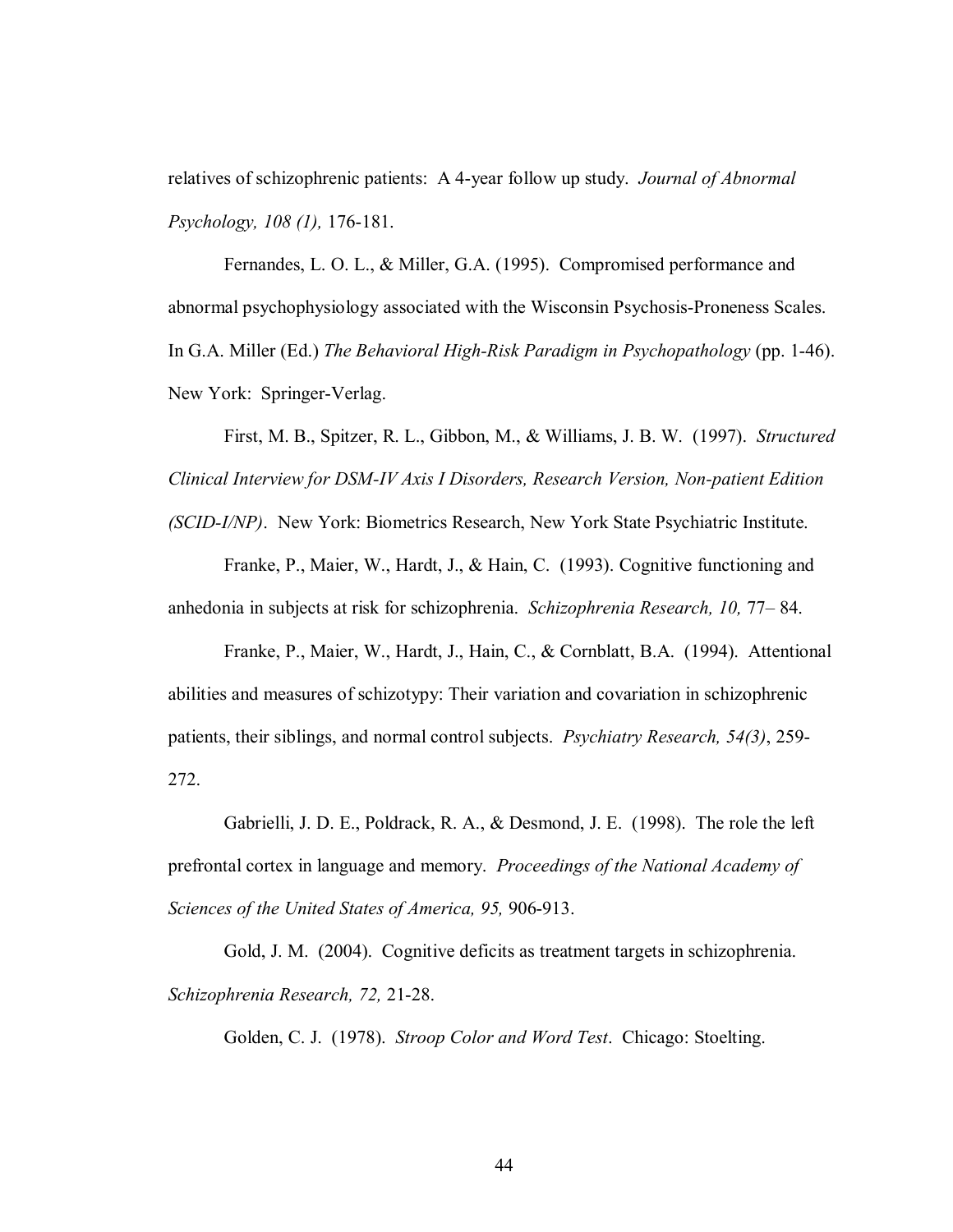relatives of schizophrenic patients: A 4-year follow up study. *Journal of Abnormal Psychology, 108 (1),* 176-181.

Fernandes, L. O. L., & Miller, G.A. (1995). Compromised performance and abnormal psychophysiology associated with the Wisconsin Psychosis-Proneness Scales. In G.A. Miller (Ed.) *The Behavioral High-Risk Paradigm in Psychopathology* (pp. 1-46). New York: Springer-Verlag.

First, M. B., Spitzer, R. L., Gibbon, M., & Williams, J. B. W. (1997). *Structured Clinical Interview for DSM-IV Axis I Disorders, Research Version, Non-patient Edition (SCID-I/NP)*. New York: Biometrics Research, New York State Psychiatric Institute.

Franke, P., Maier, W., Hardt, J., & Hain, C. (1993). Cognitive functioning and anhedonia in subjects at risk for schizophrenia. *Schizophrenia Research, 10,* 77– 84.

Franke, P., Maier, W., Hardt, J., Hain, C., & Cornblatt, B.A. (1994). Attentional abilities and measures of schizotypy: Their variation and covariation in schizophrenic patients, their siblings, and normal control subjects. *Psychiatry Research, 54(3)*, 259-272.

Gabrielli, J. D. E., Poldrack, R. A., & Desmond, J. E. (1998). The role the left prefrontal cortex in language and memory. *Proceedings of the National Academy of Sciences of the United States of America, 95,* 906-913.

Gold, J. M. (2004). Cognitive deficits as treatment targets in schizophrenia. *Schizophrenia Research, 72,* 21-28.

Golden, C. J. (1978). *Stroop Color and Word Test*. Chicago: Stoelting.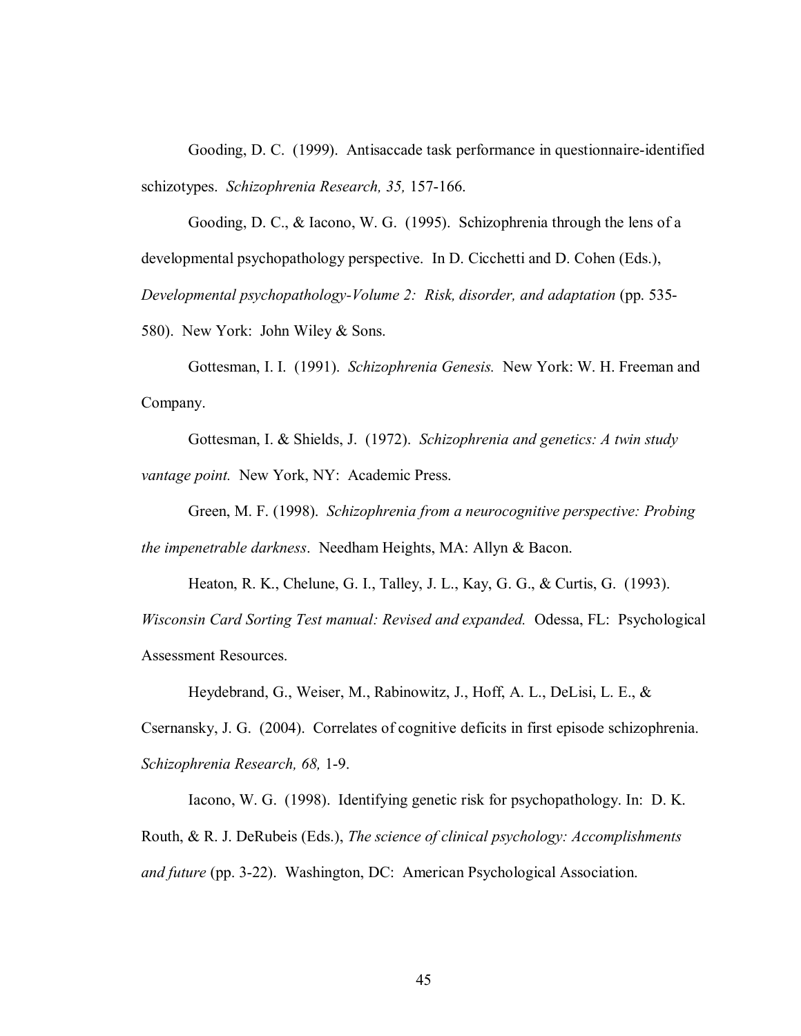Gooding, D. C. (1999). Antisaccade task performance in questionnaire-identified schizotypes. *Schizophrenia Research, 35,* 157-166.

Gooding, D. C., & Iacono, W. G. (1995). Schizophrenia through the lens of a developmental psychopathology perspective. In D. Cicchetti and D. Cohen (Eds.), *Developmental psychopathology-Volume 2: Risk, disorder, and adaptation* (pp. 535-580). New York: John Wiley & Sons.

Gottesman, I. I. (1991). *Schizophrenia Genesis.* New York: W. H. Freeman and Company.

Gottesman, I. & Shields, J. (1972). *Schizophrenia and genetics: A twin study vantage point.* New York, NY: Academic Press.

Green, M. F. (1998). *Schizophrenia from a neurocognitive perspective: Probing the impenetrable darkness*. Needham Heights, MA: Allyn & Bacon.

Heaton, R. K., Chelune, G. I., Talley, J. L., Kay, G. G., & Curtis, G. (1993). *Wisconsin Card Sorting Test manual: Revised and expanded.* Odessa, FL: Psychological Assessment Resources.

Heydebrand, G., Weiser, M., Rabinowitz, J., Hoff, A. L., DeLisi, L. E., & Csernansky, J. G. (2004). Correlates of cognitive deficits in first episode schizophrenia. *Schizophrenia Research, 68,* 1-9.

Iacono, W. G. (1998). Identifying genetic risk for psychopathology. In: D. K. Routh, & R. J. DeRubeis (Eds.), *The science of clinical psychology: Accomplishments and future* (pp. 3-22). Washington, DC: American Psychological Association.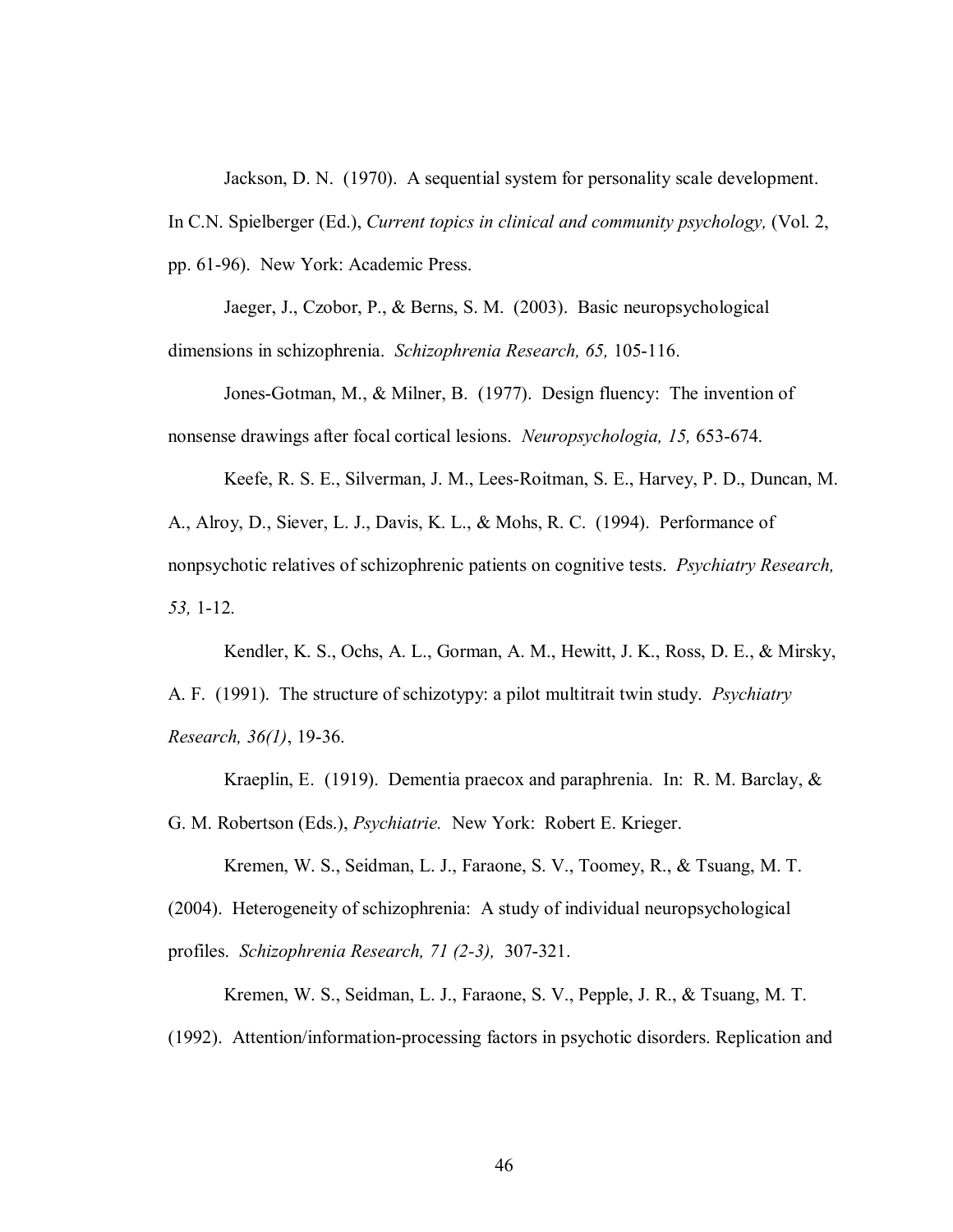Jackson, D. N. (1970). A sequential system for personality scale development. In C.N. Spielberger (Ed.), *Current topics in clinical and community psychology,* (Vol. 2, pp. 61-96). New York: Academic Press.

Jaeger, J., Czobor, P., & Berns, S. M. (2003). Basic neuropsychological dimensions in schizophrenia. *Schizophrenia Research, 65,* 105-116.

Jones-Gotman, M., & Milner, B. (1977). Design fluency: The invention of nonsense drawings after focal cortical lesions. *Neuropsychologia, 15,* 653-674.

Keefe, R. S. E., Silverman, J. M., Lees-Roitman, S. E., Harvey, P. D., Duncan, M. A., Alroy, D., Siever, L. J., Davis, K. L., & Mohs, R. C. (1994). Performance of nonpsychotic relatives of schizophrenic patients on cognitive tests. *Psychiatry Research, 53,* 1-12.

Kendler, K. S., Ochs, A. L., Gorman, A. M., Hewitt, J. K., Ross, D. E., & Mirsky, A. F. (1991). The structure of schizotypy: a pilot multitrait twin study. *Psychiatry Research, 36(1)*, 19-36.

Kraeplin, E. (1919). Dementia praecox and paraphrenia. In: R. M. Barclay, & G. M. Robertson (Eds.), *Psychiatrie.* New York: Robert E. Krieger.

Kremen, W. S., Seidman, L. J., Faraone, S. V., Toomey, R., & Tsuang, M. T. (2004). Heterogeneity of schizophrenia: A study of individual neuropsychological profiles. *Schizophrenia Research, 71 (2-3),* 307-321.

Kremen, W. S., Seidman, L. J., Faraone, S. V., Pepple, J. R., & Tsuang, M. T. (1992). Attention/information-processing factors in psychotic disorders. Replication and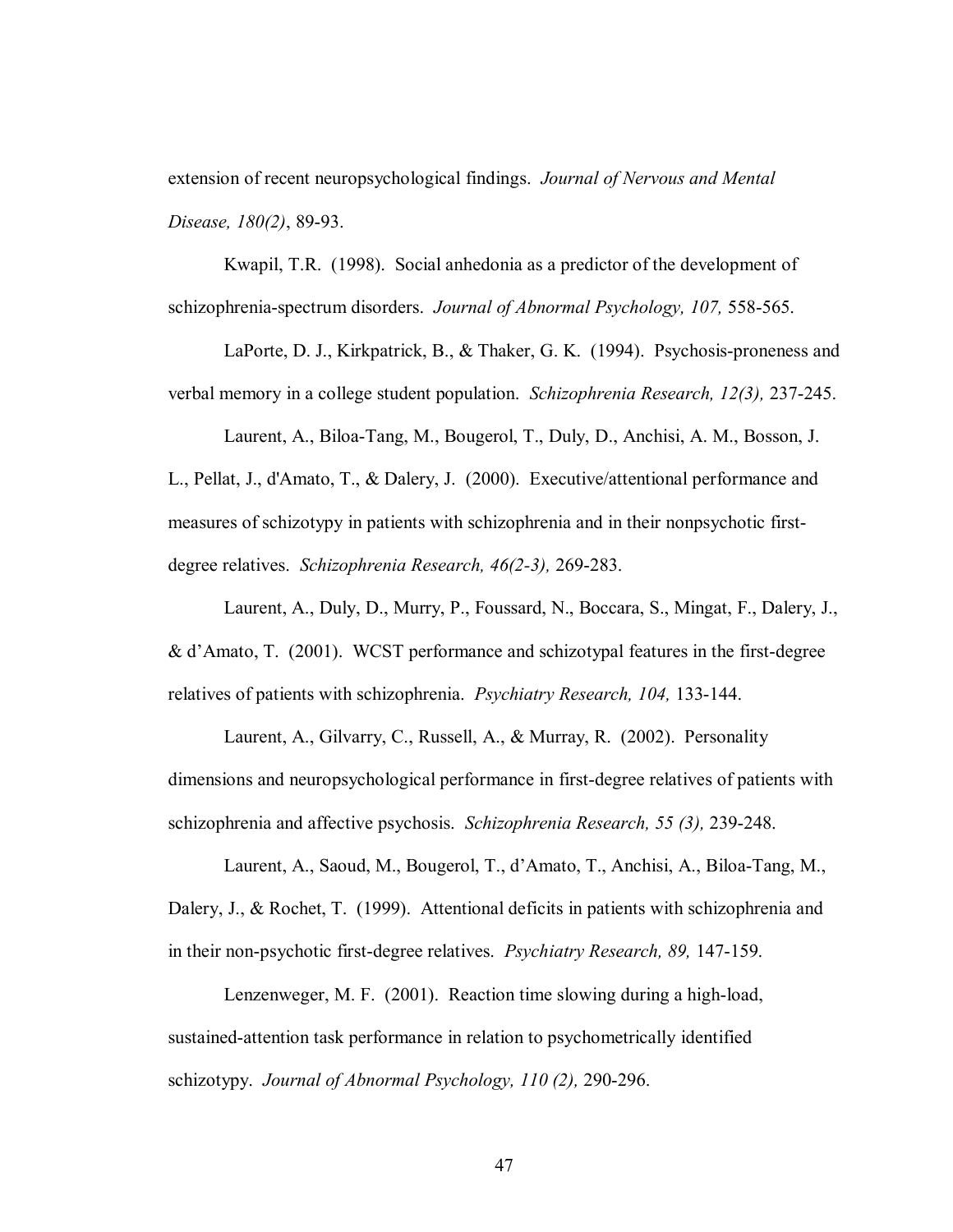extension of recent neuropsychological findings. *Journal of Nervous and Mental Disease, 180(2)*, 89-93.

Kwapil, T.R. (1998). Social anhedonia as a predictor of the development of schizophrenia-spectrum disorders. *Journal of Abnormal Psychology, 107,* 558-565.

LaPorte, D. J., Kirkpatrick, B., & Thaker, G. K. (1994). Psychosis-proneness and verbal memory in a college student population. *Schizophrenia Research, 12(3),* 237-245.

Laurent, A., Biloa-Tang, M., Bougerol, T., Duly, D., Anchisi, A. M., Bosson, J. L., Pellat, J., d'Amato, T., & Dalery, J. (2000). Executive/attentional performance and measures of schizotypy in patients with schizophrenia and in their nonpsychotic first-degree relatives. *Schizophrenia Research, 46(2-3),* 269-283.

Laurent, A., Duly, D., Murry, P., Foussard, N., Boccara, S., Mingat, F., Dalery, J., & d'Amato, T. (2001). WCST performance and schizotypal features in the first-degree relatives of patients with schizophrenia. *Psychiatry Research, 104,* 133-144.

Laurent, A., Gilvarry, C., Russell, A., & Murray, R. (2002). Personality dimensions and neuropsychological performance in first-degree relatives of patients with schizophrenia and affective psychosis. *Schizophrenia Research, 55 (3),* 239-248.

Laurent, A., Saoud, M., Bougerol, T., d'Amato, T., Anchisi, A., Biloa-Tang, M., Dalery, J., & Rochet, T. (1999). Attentional deficits in patients with schizophrenia and in their non-psychotic first-degree relatives. *Psychiatry Research, 89,* 147-159.

Lenzenweger, M. F. (2001). Reaction time slowing during a high-load, sustained-attention task performance in relation to psychometrically identified schizotypy. *Journal of Abnormal Psychology, 110 (2),* 290-296.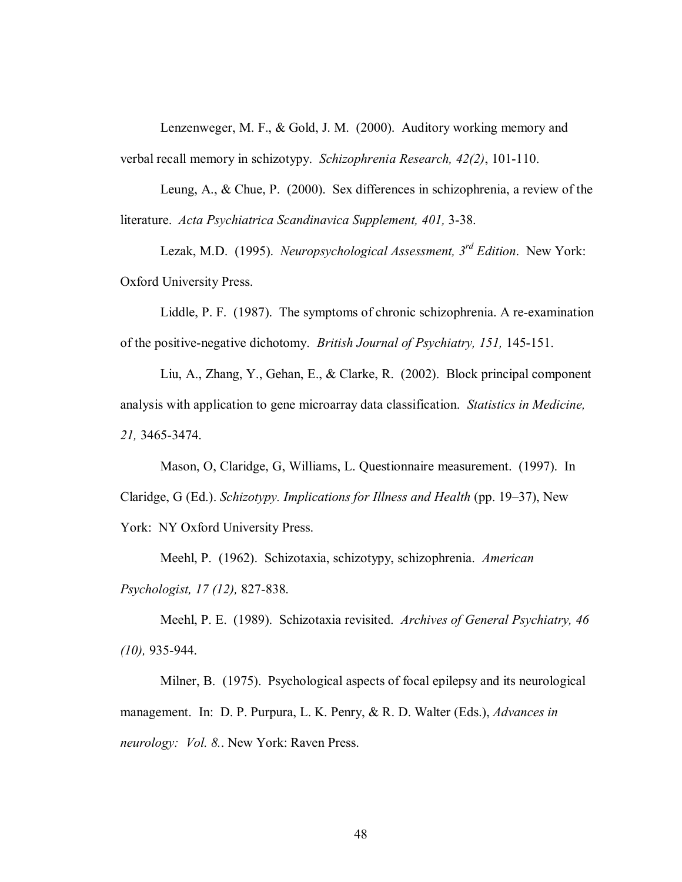Lenzenweger, M. F., & Gold, J. M. (2000). Auditory working memory and verbal recall memory in schizotypy. *Schizophrenia Research, 42(2)*, 101-110.

Leung, A., & Chue, P. (2000). Sex differences in schizophrenia, a review of the literature. *Acta Psychiatrica Scandinavica Supplement, 401,* 3-38.

Lezak, M.D. (1995). *Neuropsychological Assessment, 3rd Edition*. New York: Oxford University Press.

Liddle, P. F. (1987). The symptoms of chronic schizophrenia. A re-examination of the positive-negative dichotomy. *British Journal of Psychiatry, 151,* 145-151.

Liu, A., Zhang, Y., Gehan, E., & Clarke, R. (2002). Block principal component analysis with application to gene microarray data classification. *Statistics in Medicine, 21,* 3465-3474.

Mason, O, Claridge, G, Williams, L. Questionnaire measurement. (1997). In Claridge, G (Ed.). *Schizotypy. Implications for Illness and Health* (pp. 19–37), New York: NY Oxford University Press.

Meehl, P. (1962). Schizotaxia, schizotypy, schizophrenia. *American Psychologist, 17 (12),* 827-838.

Meehl, P. E. (1989). Schizotaxia revisited. *Archives of General Psychiatry, 46 (10),* 935-944.

Milner, B. (1975). Psychological aspects of focal epilepsy and its neurological management. In: D. P. Purpura, L. K. Penry, & R. D. Walter (Eds.), *Advances in neurology: Vol. 8.*. New York: Raven Press.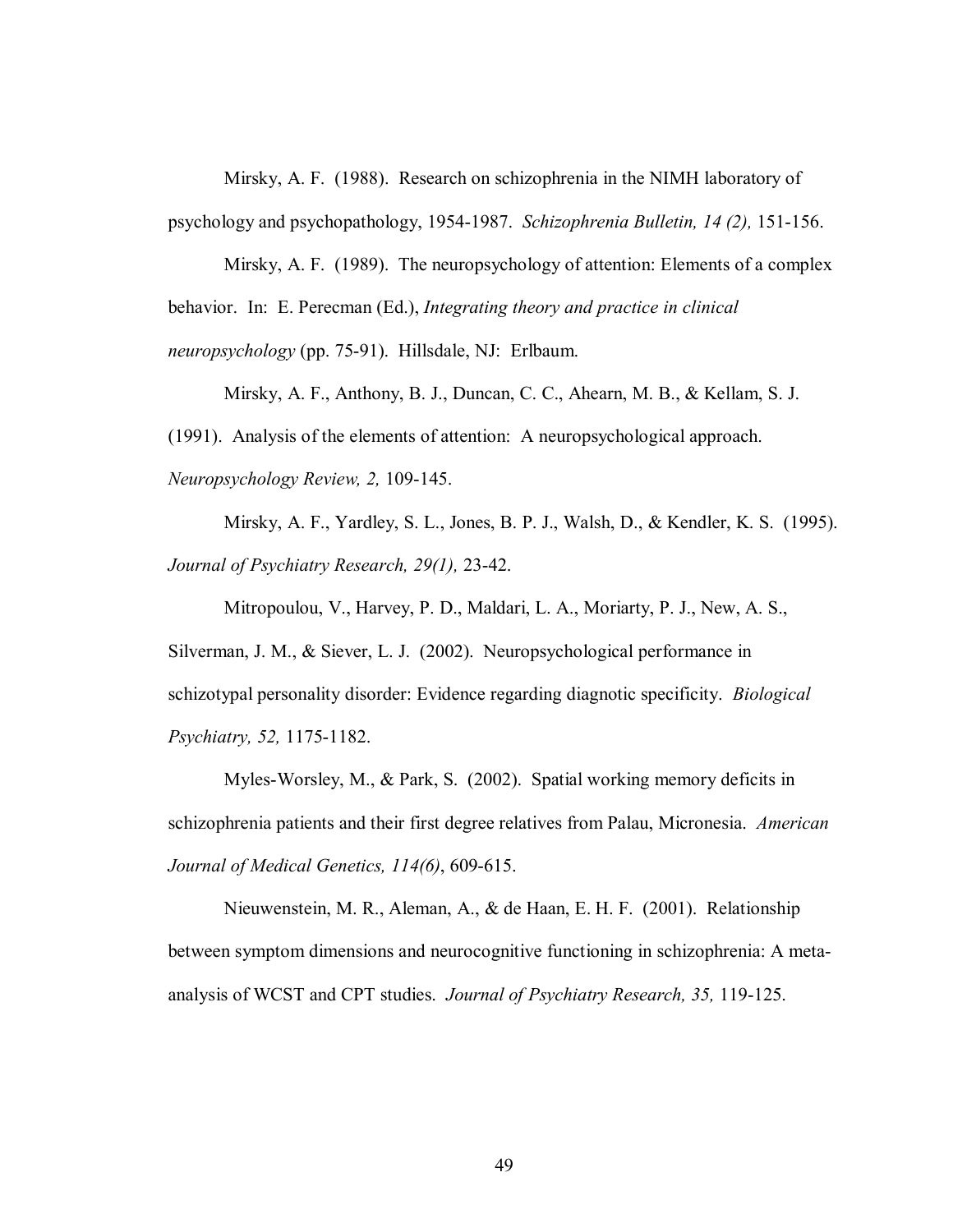Mirsky, A. F. (1988). Research on schizophrenia in the NIMH laboratory of psychology and psychopathology, 1954-1987. *Schizophrenia Bulletin, 14 (2),* 151-156.

Mirsky, A. F. (1989). The neuropsychology of attention: Elements of a complex behavior. In: E. Perecman (Ed.), *Integrating theory and practice in clinical neuropsychology* (pp. 75-91). Hillsdale, NJ: Erlbaum.

Mirsky, A. F., Anthony, B. J., Duncan, C. C., Ahearn, M. B., & Kellam, S. J. (1991). Analysis of the elements of attention: A neuropsychological approach. *Neuropsychology Review, 2,* 109-145.

Mirsky, A. F., Yardley, S. L., Jones, B. P. J., Walsh, D., & Kendler, K. S. (1995). *Journal of Psychiatry Research, 29(1),* 23-42.

Mitropoulou, V., Harvey, P. D., Maldari, L. A., Moriarty, P. J., New, A. S., Silverman, J. M., & Siever, L. J. (2002). Neuropsychological performance in schizotypal personality disorder: Evidence regarding diagnotic specificity. *Biological Psychiatry, 52,* 1175-1182.

Myles-Worsley, M., & Park, S. (2002). Spatial working memory deficits in schizophrenia patients and their first degree relatives from Palau, Micronesia. *American Journal of Medical Genetics, 114(6)*, 609-615.

Nieuwenstein, M. R., Aleman, A., & de Haan, E. H. F. (2001). Relationship between symptom dimensions and neurocognitive functioning in schizophrenia: A meta-analysis of WCST and CPT studies. *Journal of Psychiatry Research, 35,* 119-125.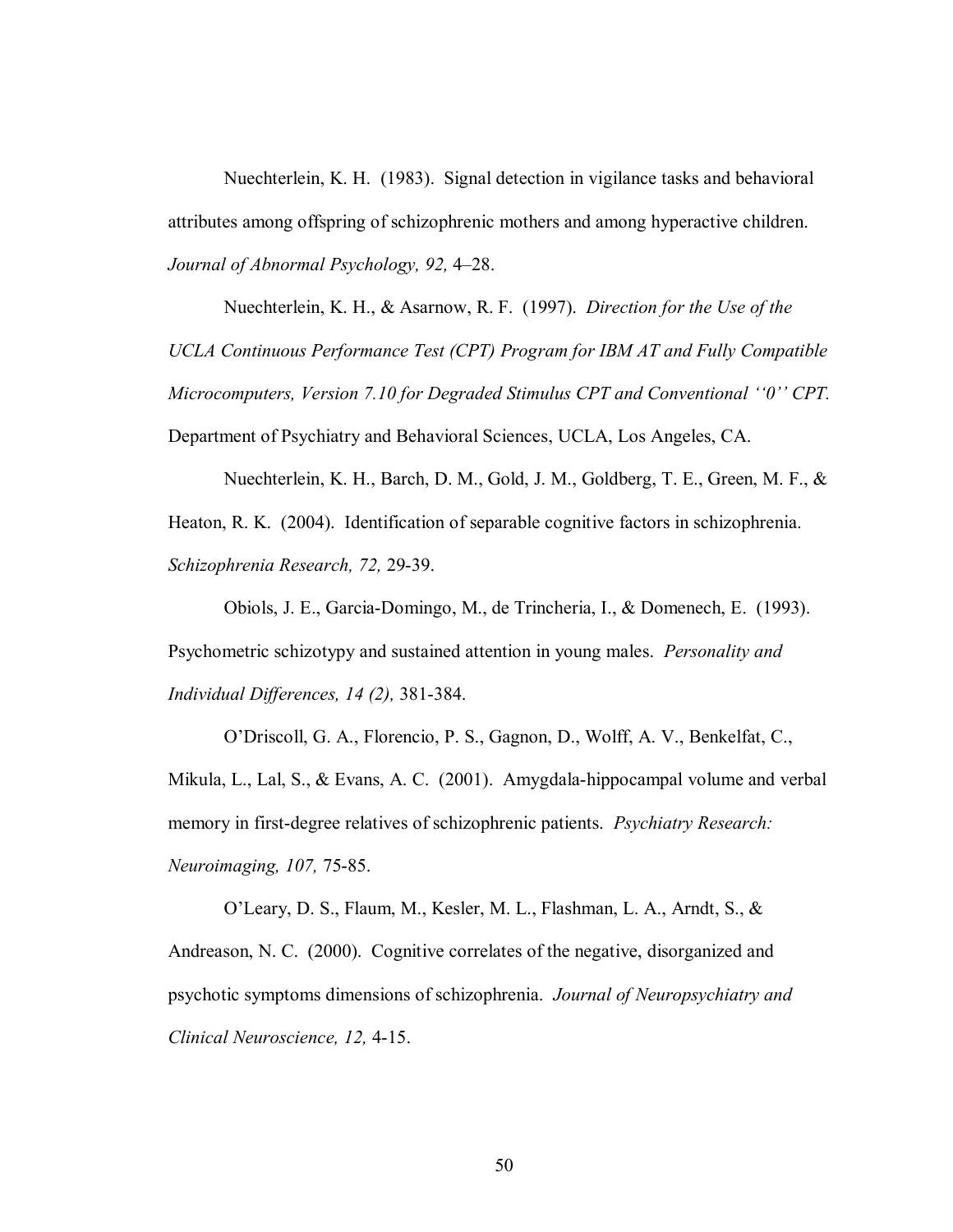Nuechterlein, K. H. (1983). Signal detection in vigilance tasks and behavioral attributes among offspring of schizophrenic mothers and among hyperactive children. *Journal of Abnormal Psychology, 92,* 4–28.

Nuechterlein, K. H., & Asarnow, R. F. (1997). *Direction for the Use of the UCLA Continuous Performance Test (CPT) Program for IBM AT and Fully Compatible Microcomputers, Version 7.10 for Degraded Stimulus CPT and Conventional ''0'' CPT.* Department of Psychiatry and Behavioral Sciences, UCLA, Los Angeles, CA.

Nuechterlein, K. H., Barch, D. M., Gold, J. M., Goldberg, T. E., Green, M. F., & Heaton, R. K. (2004). Identification of separable cognitive factors in schizophrenia. *Schizophrenia Research, 72,* 29-39.

Obiols, J. E., Garcia-Domingo, M., de Trincheria, I., & Domenech, E. (1993). Psychometric schizotypy and sustained attention in young males. *Personality and Individual Differences, 14 (2),* 381-384.

O'Driscoll, G. A., Florencio, P. S., Gagnon, D., Wolff, A. V., Benkelfat, C., Mikula, L., Lal, S., & Evans, A. C. (2001). Amygdala-hippocampal volume and verbal memory in first-degree relatives of schizophrenic patients. *Psychiatry Research: Neuroimaging, 107,* 75-85.

O'Leary, D. S., Flaum, M., Kesler, M. L., Flashman, L. A., Arndt, S., & Andreason, N. C. (2000). Cognitive correlates of the negative, disorganized and psychotic symptoms dimensions of schizophrenia. *Journal of Neuropsychiatry and Clinical Neuroscience, 12,* 4-15.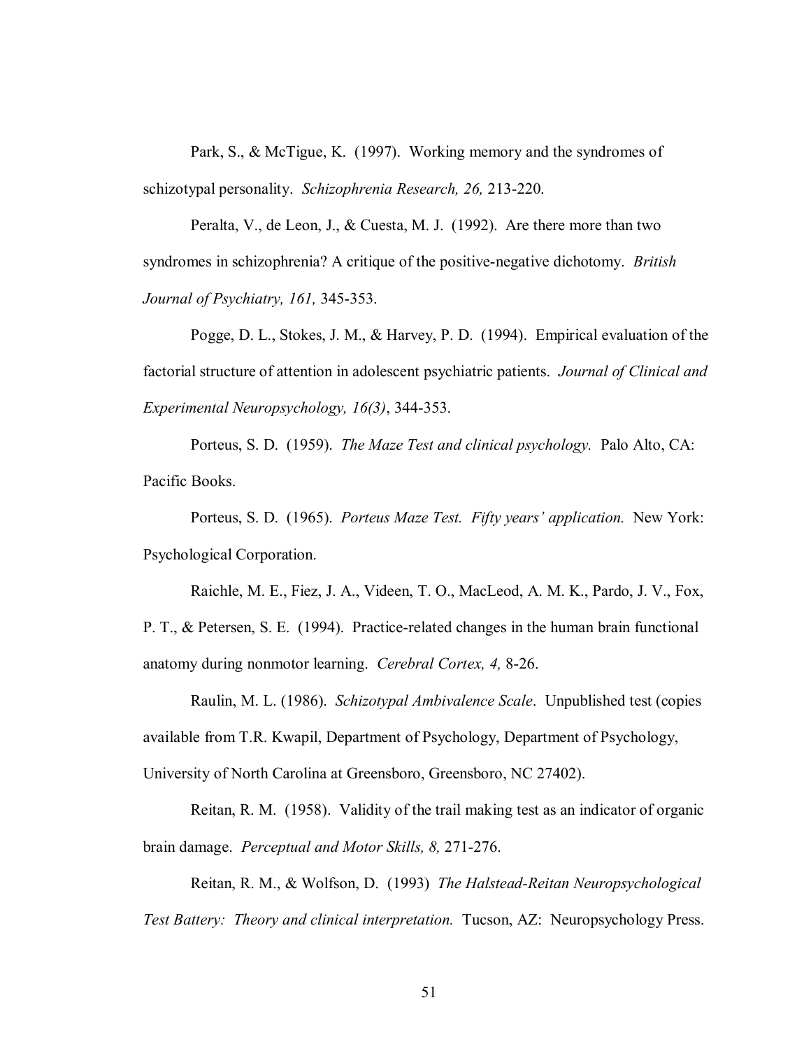Park, S., & McTigue, K. (1997). Working memory and the syndromes of schizotypal personality. *Schizophrenia Research, 26,* 213-220.

Peralta, V., de Leon, J., & Cuesta, M. J. (1992). Are there more than two syndromes in schizophrenia? A critique of the positive-negative dichotomy. *British Journal of Psychiatry, 161,* 345-353.

Pogge, D. L., Stokes, J. M., & Harvey, P. D. (1994). Empirical evaluation of the factorial structure of attention in adolescent psychiatric patients. *Journal of Clinical and Experimental Neuropsychology, 16(3)*, 344-353.

Porteus, S. D. (1959). *The Maze Test and clinical psychology.* Palo Alto, CA: Pacific Books.

Porteus, S. D. (1965). *Porteus Maze Test. Fifty years' application.* New York: Psychological Corporation.

Raichle, M. E., Fiez, J. A., Videen, T. O., MacLeod, A. M. K., Pardo, J. V., Fox, P. T., & Petersen, S. E. (1994). Practice-related changes in the human brain functional anatomy during nonmotor learning. *Cerebral Cortex, 4,* 8-26.

Raulin, M. L. (1986). *Schizotypal Ambivalence Scale*. Unpublished test (copies available from T.R. Kwapil, Department of Psychology, Department of Psychology, University of North Carolina at Greensboro, Greensboro, NC 27402).

Reitan, R. M. (1958). Validity of the trail making test as an indicator of organic brain damage. *Perceptual and Motor Skills, 8,* 271-276.

Reitan, R. M., & Wolfson, D. (1993) *The Halstead-Reitan Neuropsychological Test Battery: Theory and clinical interpretation.* Tucson, AZ: Neuropsychology Press.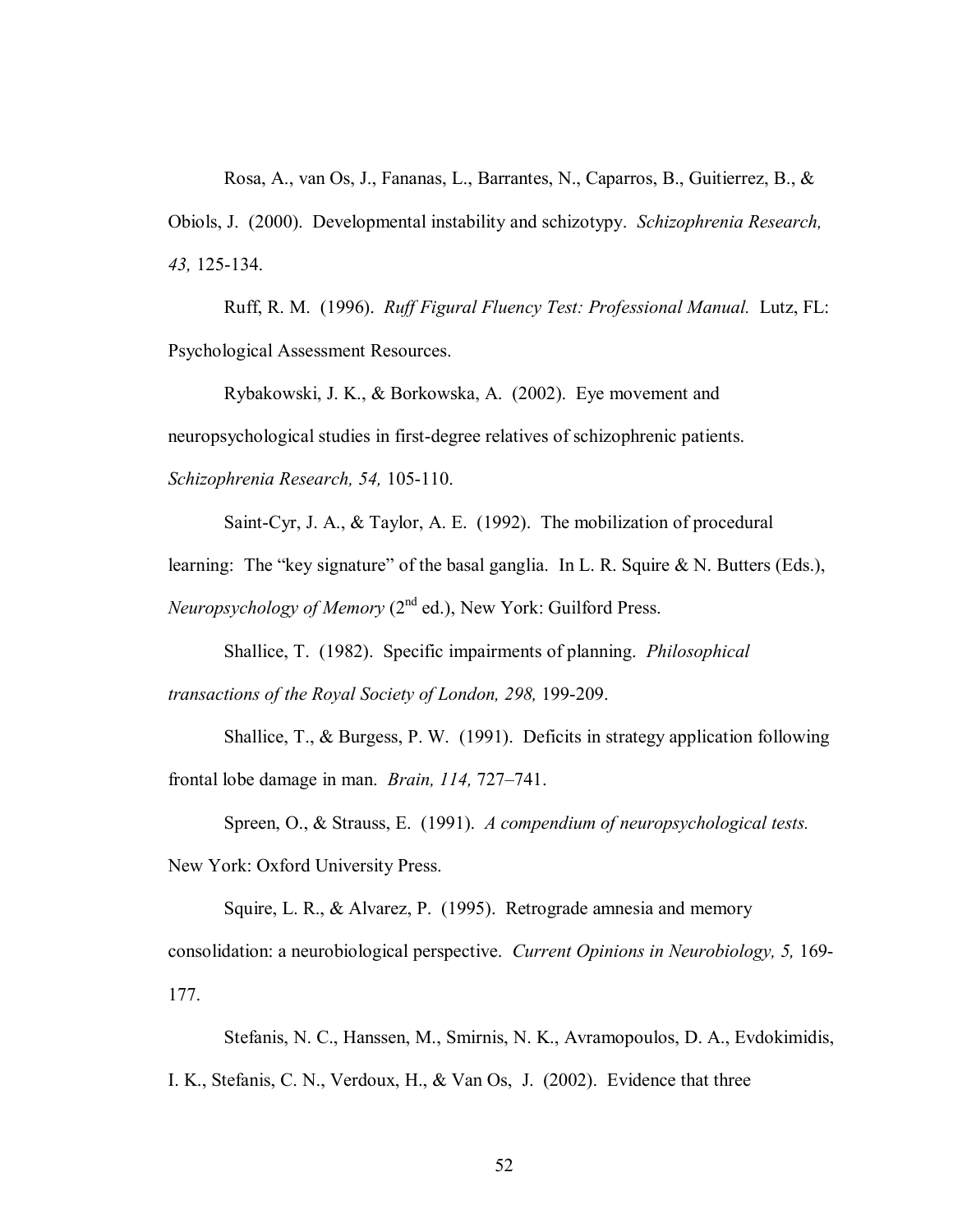Rosa, A., van Os, J., Fananas, L., Barrantes, N., Caparros, B., Guitierrez, B., & Obiols, J. (2000). Developmental instability and schizotypy. *Schizophrenia Research, 43,* 125-134.

Ruff, R. M. (1996). *Ruff Figural Fluency Test: Professional Manual.* Lutz, FL: Psychological Assessment Resources.

Rybakowski, J. K., & Borkowska, A. (2002). Eye movement and neuropsychological studies in first-degree relatives of schizophrenic patients. *Schizophrenia Research, 54,* 105-110.

Saint-Cyr, J. A., & Taylor, A. E. (1992). The mobilization of procedural learning: The "key signature" of the basal ganglia. In L. R. Squire & N. Butters (Eds.), *Neuropsychology of Memory* (2nd ed.), New York: Guilford Press.

Shallice, T. (1982). Specific impairments of planning. *Philosophical transactions of the Royal Society of London, 298,* 199-209.

Shallice, T., & Burgess, P. W. (1991). Deficits in strategy application following frontal lobe damage in man. *Brain, 114,* 727–741.

Spreen, O., & Strauss, E. (1991). *A compendium of neuropsychological tests.* New York: Oxford University Press.

Squire, L. R., & Alvarez, P. (1995). Retrograde amnesia and memory consolidation: a neurobiological perspective. *Current Opinions in Neurobiology, 5,* 169-177.

Stefanis, N. C., Hanssen, M., Smirnis, N. K., Avramopoulos, D. A., Evdokimidis, I. K., Stefanis, C. N., Verdoux, H., & Van Os, J. (2002). Evidence that three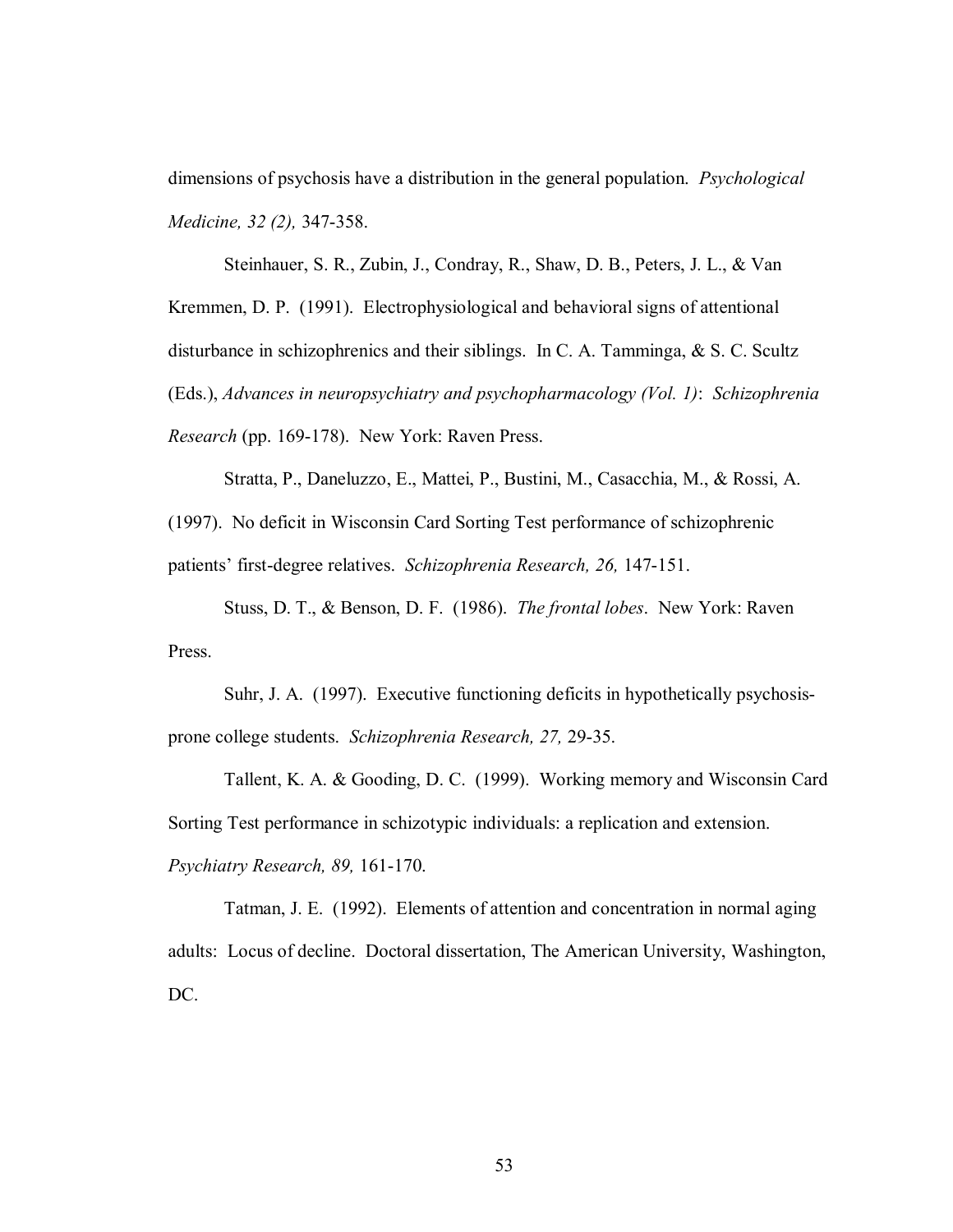dimensions of psychosis have a distribution in the general population. *Psychological Medicine, 32 (2),* 347-358.

Steinhauer, S. R., Zubin, J., Condray, R., Shaw, D. B., Peters, J. L., & Van Kremmen, D. P. (1991). Electrophysiological and behavioral signs of attentional disturbance in schizophrenics and their siblings. In C. A. Tamminga, & S. C. Scultz (Eds.), *Advances in neuropsychiatry and psychopharmacology (Vol. 1)*: *Schizophrenia Research* (pp. 169-178). New York: Raven Press.

Stratta, P., Daneluzzo, E., Mattei, P., Bustini, M., Casacchia, M., & Rossi, A. (1997). No deficit in Wisconsin Card Sorting Test performance of schizophrenic patients' first-degree relatives. *Schizophrenia Research, 26,* 147-151.

Stuss, D. T., & Benson, D. F. (1986). *The frontal lobes*. New York: Raven Press.

Suhr, J. A. (1997). Executive functioning deficits in hypothetically psychosis-prone college students. *Schizophrenia Research, 27,* 29-35.

Tallent, K. A. & Gooding, D. C. (1999). Working memory and Wisconsin Card Sorting Test performance in schizotypic individuals: a replication and extension. *Psychiatry Research, 89,* 161-170.

Tatman, J. E. (1992). Elements of attention and concentration in normal aging adults: Locus of decline. Doctoral dissertation, The American University, Washington, DC.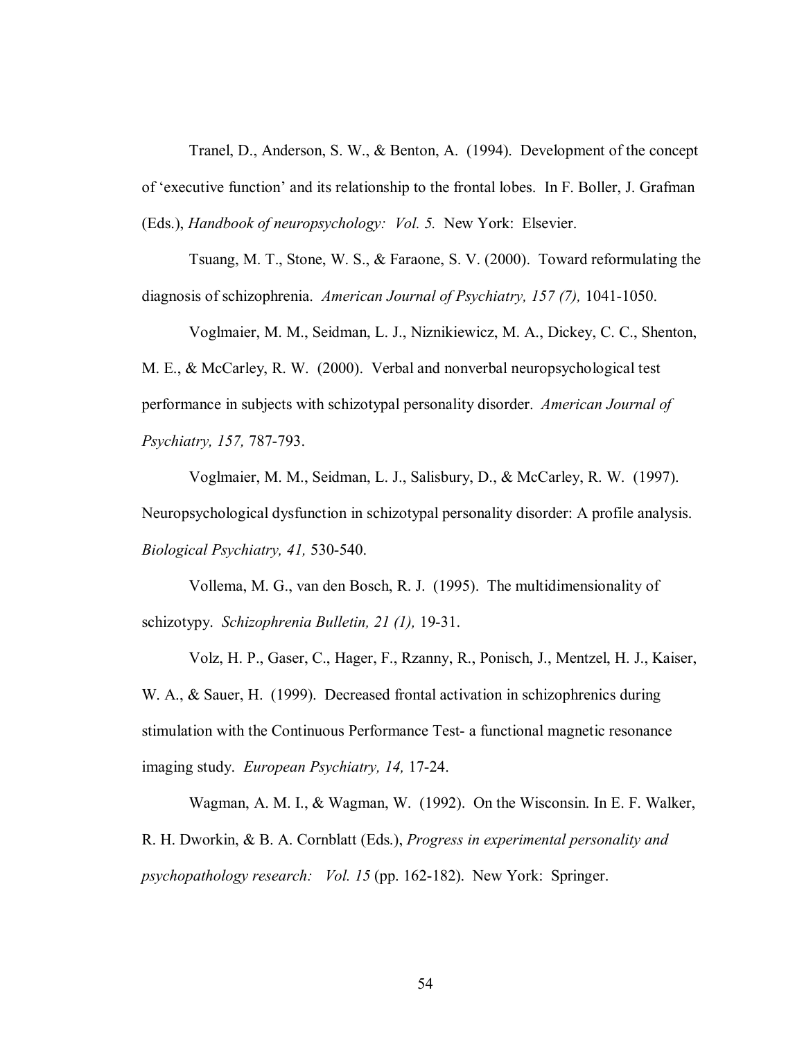Tranel, D., Anderson, S. W., & Benton, A. (1994). Development of the concept of 'executive function' and its relationship to the frontal lobes. In F. Boller, J. Grafman (Eds.), *Handbook of neuropsychology: Vol. 5.* New York: Elsevier.

Tsuang, M. T., Stone, W. S., & Faraone, S. V. (2000). Toward reformulating the diagnosis of schizophrenia. *American Journal of Psychiatry, 157 (7),* 1041-1050.

Voglmaier, M. M., Seidman, L. J., Niznikiewicz, M. A., Dickey, C. C., Shenton, M. E., & McCarley, R. W. (2000). Verbal and nonverbal neuropsychological test performance in subjects with schizotypal personality disorder. *American Journal of Psychiatry, 157,* 787-793.

Voglmaier, M. M., Seidman, L. J., Salisbury, D., & McCarley, R. W. (1997). Neuropsychological dysfunction in schizotypal personality disorder: A profile analysis. *Biological Psychiatry, 41,* 530-540.

Vollema, M. G., van den Bosch, R. J. (1995). The multidimensionality of schizotypy. *Schizophrenia Bulletin, 21 (1),* 19-31.

Volz, H. P., Gaser, C., Hager, F., Rzanny, R., Ponisch, J., Mentzel, H. J., Kaiser, W. A., & Sauer, H. (1999). Decreased frontal activation in schizophrenics during stimulation with the Continuous Performance Test- a functional magnetic resonance imaging study. *European Psychiatry, 14,* 17-24.

Wagman, A. M. I., & Wagman, W. (1992). On the Wisconsin. In E. F. Walker, R. H. Dworkin, & B. A. Cornblatt (Eds.), *Progress in experimental personality and psychopathology research: Vol. 15* (pp. 162-182). New York: Springer.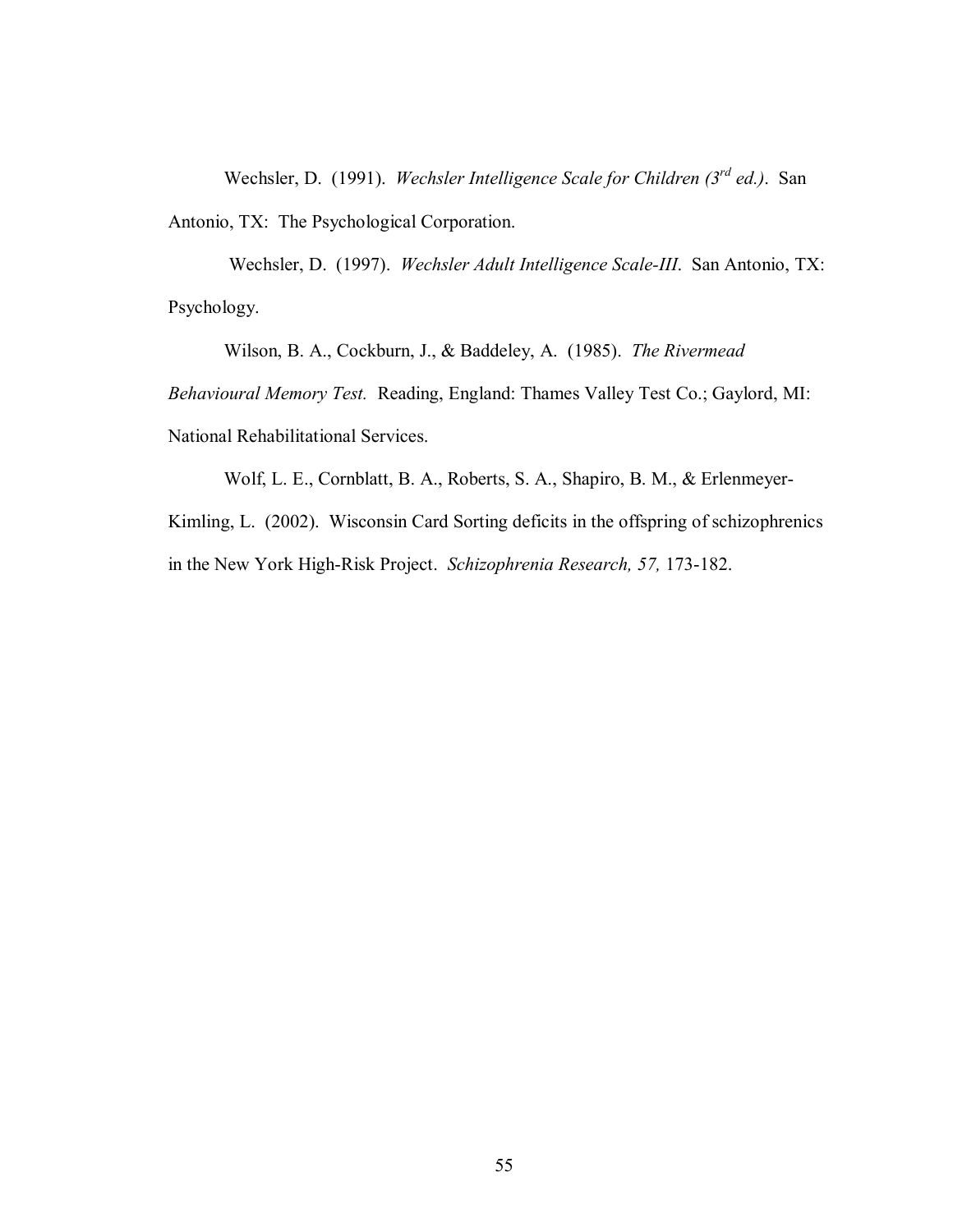Wechsler, D. (1991). *Wechsler Intelligence Scale for Children (3rd ed.)*. San Antonio, TX: The Psychological Corporation.

Wechsler, D. (1997). *Wechsler Adult Intelligence Scale-III*. San Antonio, TX: Psychology.

Wilson, B. A., Cockburn, J., & Baddeley, A. (1985). *The Rivermead Behavioural Memory Test.* Reading, England: Thames Valley Test Co.; Gaylord, MI: National Rehabilitational Services.

Wolf, L. E., Cornblatt, B. A., Roberts, S. A., Shapiro, B. M., & Erlenmeyer-Kimling, L. (2002). Wisconsin Card Sorting deficits in the offspring of schizophrenics in the New York High-Risk Project. *Schizophrenia Research, 57,* 173-182.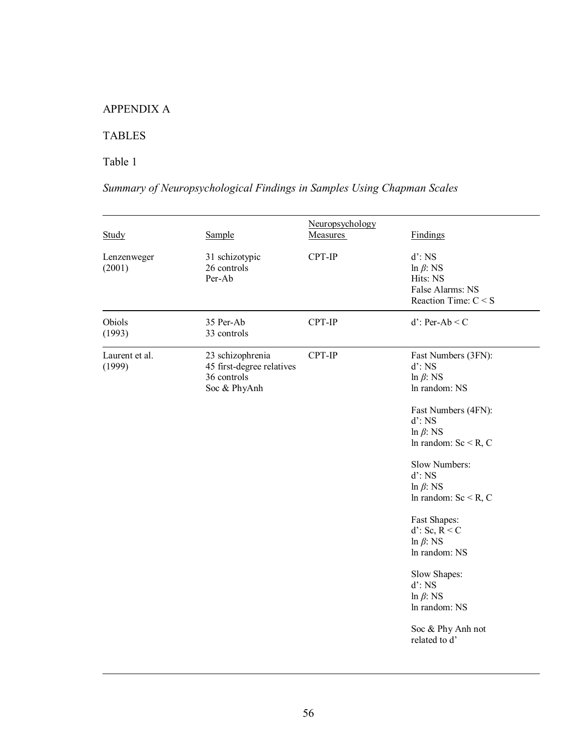# APPENDIX A

## TABLES

Table 1

*Summary of Neuropsychological Findings in Samples Using Chapman Scales*

| Study | Sample | Neuropsychology Measures | Findings |
|---|---|---|---|
| Lenzenweger (2001) | 31 schizotypic<br>26 controls<br>Per-Ab | CPT-IP | d': NS<br>ln $\beta$: NS<br>Hits: NS<br>False Alarms: NS<br>Reaction Time: C < S |
| Obiols (1993) | 35 Per-Ab<br>33 controls | CPT-IP | d': Per-Ab < C |
| Laurent et al. (1999) | 23 schizophrenia<br>45 first-degree relatives<br>36 controls<br>Soc & PhyAnh | CPT-IP | Fast Numbers (3FN):<br>d': NS<br>ln $\beta$: NS<br>ln random: NS<br><br>Fast Numbers (4FN):<br>d': NS<br>ln $\beta$: NS<br>ln random: Sc < R, C<br><br>Slow Numbers:<br>d': NS<br>ln $\beta$: NS<br>ln random: Sc < R, C<br><br>Fast Shapes:<br>d': Sc, R < C<br>ln $\beta$: NS<br>ln random: NS<br><br>Slow Shapes:<br>d': NS<br>ln $\beta$: NS<br>ln random: NS<br><br>Soc & Phy Anh not related to d' |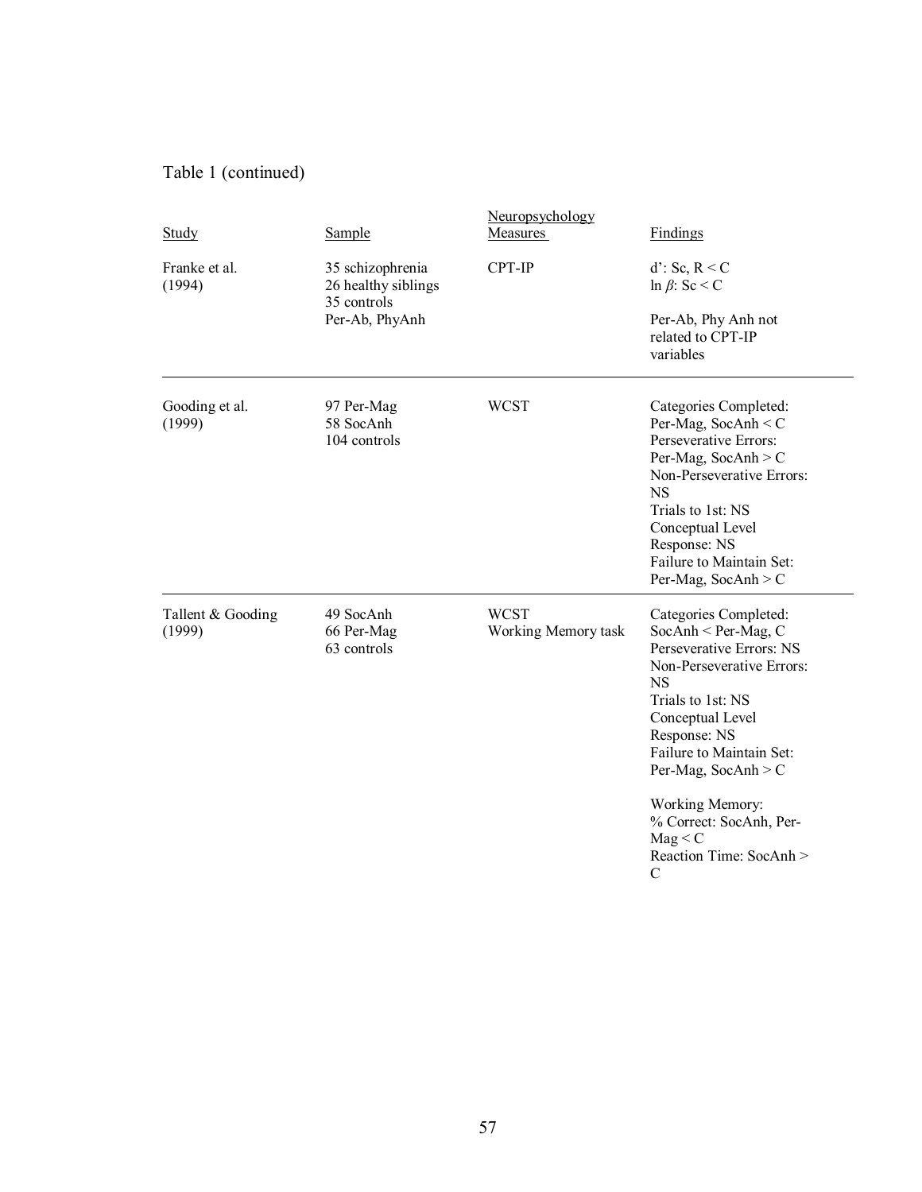Table 1 (continued)

| Study | Sample | Neuropsychology Measures | Findings |
|---|---|---|---|
| Franke et al. (1994) | 35 schizophrenia<br>26 healthy siblings<br>35 controls<br>Per-Ab, PhyAnh | CPT-IP | d': Sc, R < C<br>ln $\beta$: Sc < C<br><br>Per-Ab, Phy Anh not related to CPT-IP variables |
| Gooding et al. (1999) | 97 Per-Mag<br>58 SocAnh<br>104 controls | WCST | Categories Completed: Per-Mag, SocAnh < C<br>Perseverative Errors: Per-Mag, SocAnh > C<br>Non-Perseverative Errors: NS<br>Trials to 1st: NS<br>Conceptual Level Response: NS<br>Failure to Maintain Set: Per-Mag, SocAnh > C |
| Tallent & Gooding (1999) | 49 SocAnh<br>66 Per-Mag<br>63 controls | WCST<br>Working Memory task | Categories Completed: SocAnh < Per-Mag, C<br>Perseverative Errors: NS<br>Non-Perseverative Errors: NS<br>Trials to 1st: NS<br>Conceptual Level Response: NS<br>Failure to Maintain Set: Per-Mag, SocAnh > C<br><br>Working Memory:<br>% Correct: SocAnh, Per-Mag < C<br>Reaction Time: SocAnh > C |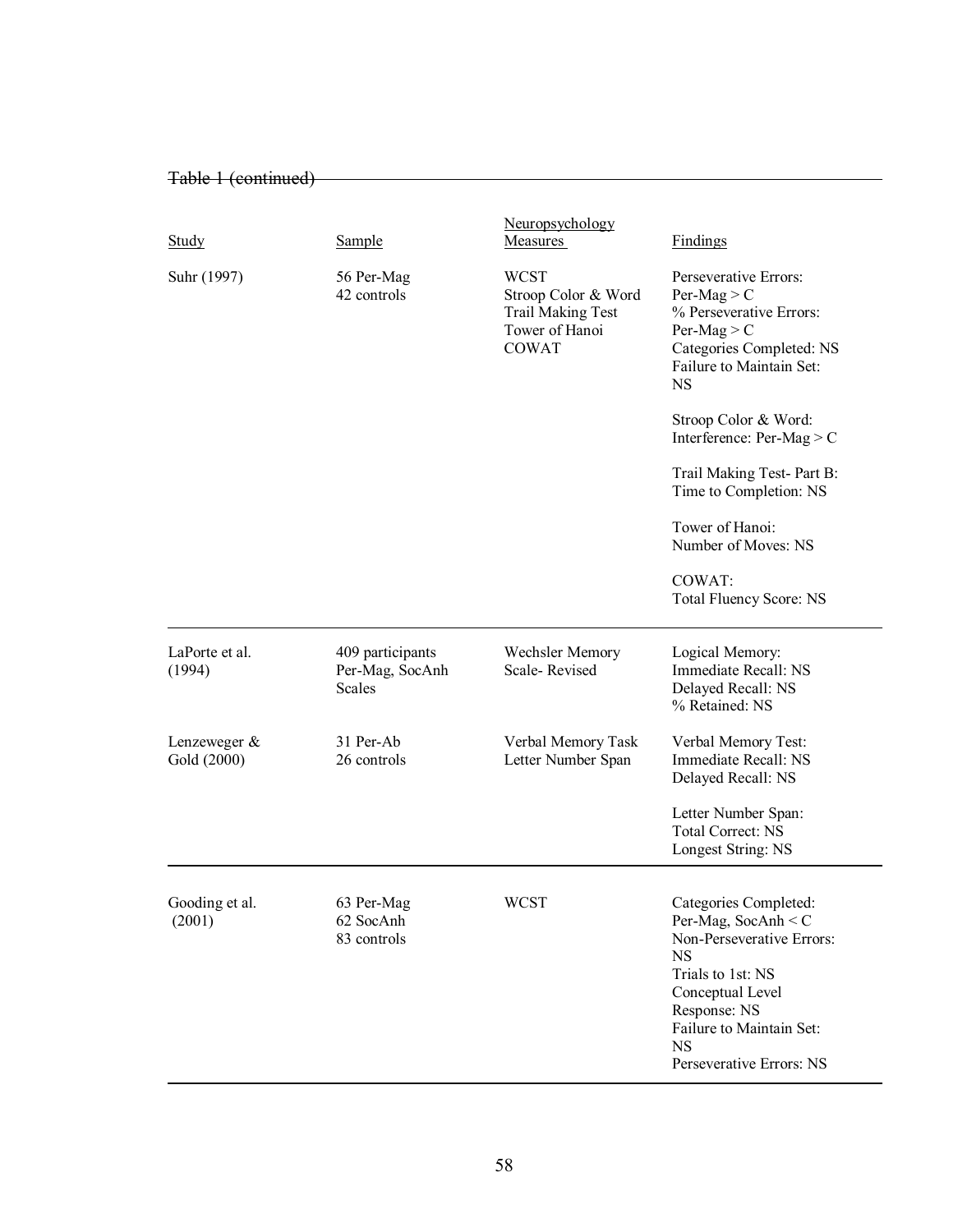Table 1 (continued)

| Study | Sample | Neuropsychology Measures | Findings |
|---|---|---|---|
| Suhr (1997) | 56 Per-Mag<br>42 controls | WCST<br>Stroop Color & Word<br>Trail Making Test<br>Tower of Hanoi<br>COWAT | Perseverative Errors: Per-Mag > C<br>% Perseverative Errors: Per-Mag > C<br>Categories Completed: NS<br>Failure to Maintain Set: NS<br><br>Stroop Color & Word: Interference: Per-Mag > C<br><br>Trail Making Test- Part B: Time to Completion: NS<br><br>Tower of Hanoi: Number of Moves: NS<br><br>COWAT: Total Fluency Score: NS |
| LaPorte et al. (1994) | 409 participants<br>Per-Mag, SocAnh Scales | Wechsler Memory Scale- Revised | Logical Memory:<br>Immediate Recall: NS<br>Delayed Recall: NS<br>% Retained: NS |
| Lenzeweger & Gold (2000) | 31 Per-Ab<br>26 controls | Verbal Memory Task<br>Letter Number Span | Verbal Memory Test:<br>Immediate Recall: NS<br>Delayed Recall: NS<br><br>Letter Number Span:<br>Total Correct: NS<br>Longest String: NS |
| Gooding et al. (2001) | 63 Per-Mag<br>62 SocAnh<br>83 controls | WCST | Categories Completed: Per-Mag, SocAnh < C<br>Non-Perseverative Errors: NS<br>Trials to 1st: NS<br>Conceptual Level Response: NS<br>Failure to Maintain Set: NS<br>Perseverative Errors: NS |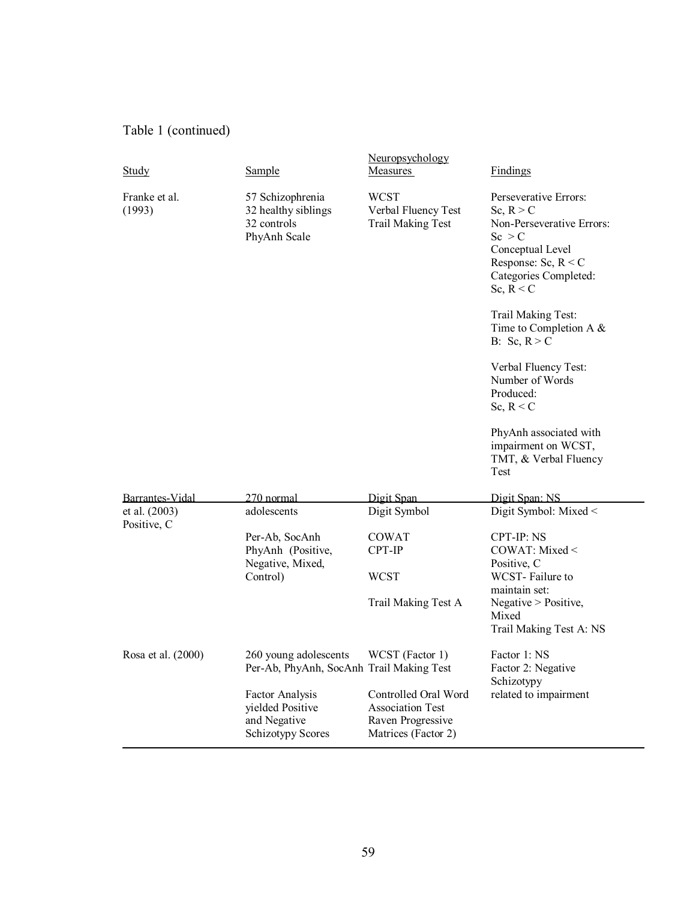Table 1 (continued)

| Study | Sample | Neuropsychology Measures | Findings |
|---|---|---|---|
| Franke et al. (1993) | 57 Schizophrenia<br>32 healthy siblings<br>32 controls<br>PhyAnh Scale | WCST<br>Verbal Fluency Test<br>Trail Making Test | Perseverative Errors: Sc, R > C<br>Non-Perseverative Errors: Sc > C<br>Conceptual Level Response: Sc, R < C<br>Categories Completed: Sc, R < C<br><br>Trail Making Test: Time to Completion A & B: Sc, R > C<br><br>Verbal Fluency Test: Number of Words Produced: Sc, R < C<br><br>PhyAnh associated with impairment on WCST, TMT, & Verbal Fluency Test |
| Barrantes-Vidal et al. (2003) | 270 normal adolescents<br><br>Per-Ab, SocAnh PhyAnh (Positive, Negative, Mixed, Control) | Digit Span<br>Digit Symbol<br><br>COWAT<br>CPT-IP<br><br>WCST<br><br>Trail Making Test A | Digit Span: NS<br>Digit Symbol: Mixed < Positive, C<br>CPT-IP: NS<br>COWAT: Mixed < Positive, C<br>WCST- Failure to maintain set: Negative > Positive, Mixed<br>Trail Making Test A: NS |
| Rosa et al. (2000) | 260 young adolescents<br>Per-Ab, PhyAnh, SocAnh<br><br>Factor Analysis yielded Positive and Negative Schizotypy Scores | WCST (Factor 1)<br>Trail Making Test<br><br>Controlled Oral Word Association Test<br>Raven Progressive Matrices (Factor 2) | Factor 1: NS<br>Factor 2: Negative Schizotypy related to impairment |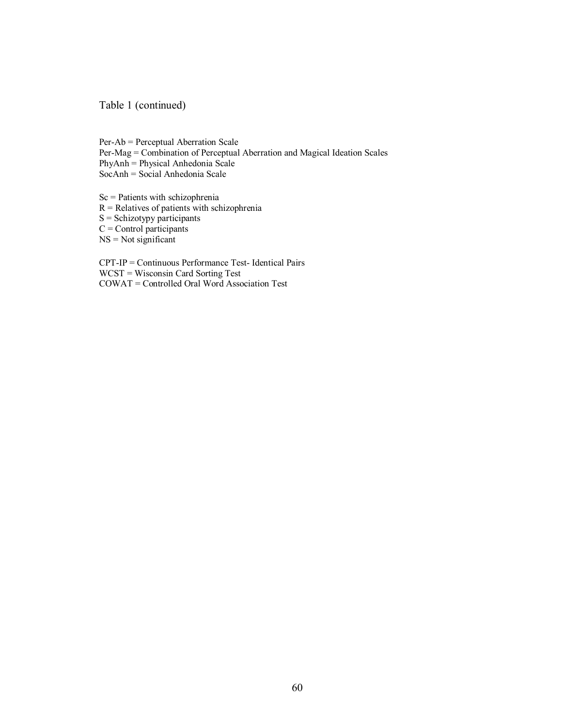Table 1 (continued)

Per-Ab = Perceptual Aberration Scale
Per-Mag = Combination of Perceptual Aberration and Magical Ideation Scales
PhyAnh = Physical Anhedonia Scale
SocAnh = Social Anhedonia Scale

Sc = Patients with schizophrenia
R = Relatives of patients with schizophrenia
S = Schizotypy participants
C = Control participants
NS = Not significant

CPT-IP = Continuous Performance Test- Identical Pairs
WCST = Wisconsin Card Sorting Test
COWAT = Controlled Oral Word Association Test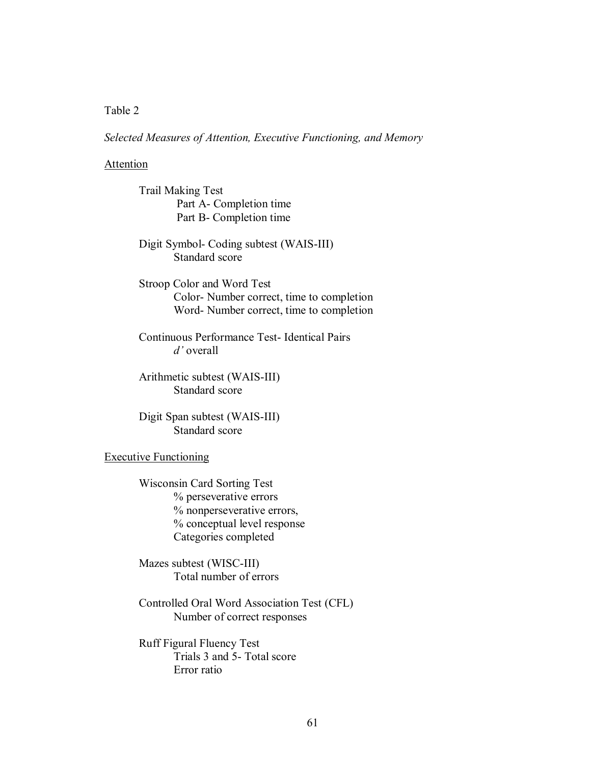Table 2

*Selected Measures of Attention, Executive Functioning, and Memory*

<u>Attention</u>

Trail Making Test
- Part A- Completion time
- Part B- Completion time

Digit Symbol- Coding subtest (WAIS-III)
- Standard score

Stroop Color and Word Test
- Color- Number correct, time to completion
- Word- Number correct, time to completion

Continuous Performance Test- Identical Pairs
- *d'* overall

Arithmetic subtest (WAIS-III)
- Standard score

Digit Span subtest (WAIS-III)
- Standard score

<u>Executive Functioning</u>

Wisconsin Card Sorting Test
- % perseverative errors
- % nonperseverative errors,
- % conceptual level response
- Categories completed

Mazes subtest (WISC-III)
- Total number of errors

Controlled Oral Word Association Test (CFL)
- Number of correct responses

Ruff Figural Fluency Test
- Trials 3 and 5- Total score
- Error ratio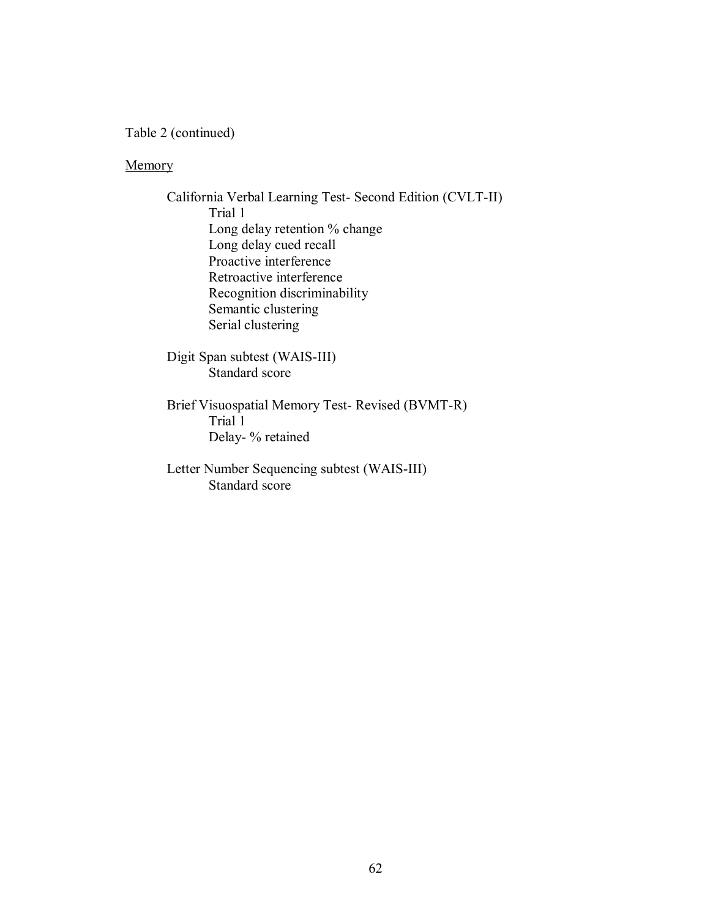Table 2 (continued)

<u>Memory</u>

California Verbal Learning Test- Second Edition (CVLT-II)
- Trial 1
- Long delay retention % change
- Long delay cued recall
- Proactive interference
- Retroactive interference
- Recognition discriminability
- Semantic clustering
- Serial clustering

Digit Span subtest (WAIS-III)
- Standard score

Brief Visuospatial Memory Test- Revised (BVMT-R)
- Trial 1
- Delay- % retained

Letter Number Sequencing subtest (WAIS-III)
- Standard score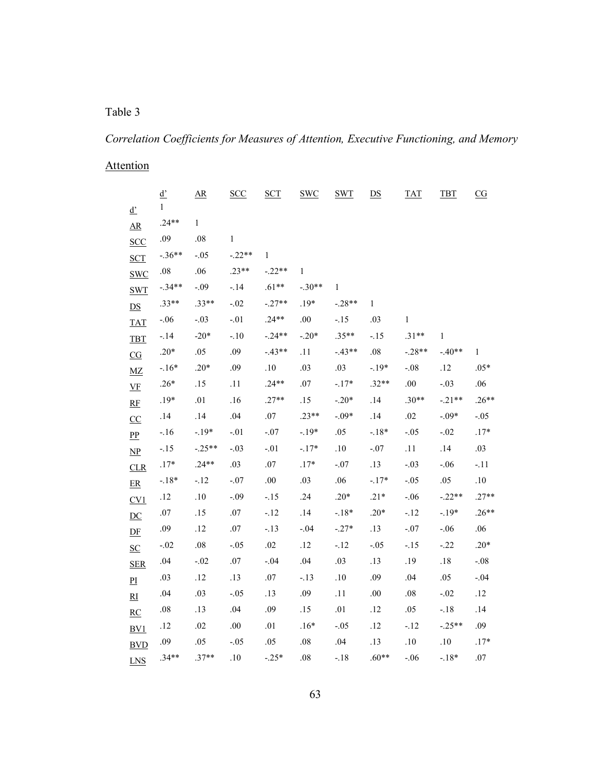Table 3

*Correlation Coefficients for Measures of Attention, Executive Functioning, and Memory*

Attention

| | d' | AR | SCC | SCT | SWC | SWT | DS | TAT | TBT | CG |
|---|---|---|---|---|---|---|---|---|---|---|
| d' | 1 | | | | | | | | | |
| AR | .24** | 1 | | | | | | | | |
| SCC | .09 | .08 | 1 | | | | | | | |
| SCT | -.36** | -.05 | -.22** | 1 | | | | | | |
| SWC | .08 | .06 | .23** | -.22** | 1 | | | | | |
| SWT | -.34** | -.09 | -.14 | .61** | -.30** | 1 | | | | |
| DS | .33** | .33** | -.02 | -.27** | .19* | -.28** | 1 | | | |
| TAT | -.06 | -.03 | -.01 | .24** | .00 | -.15 | .03 | 1 | | |
| TBT | -.14 | -20* | -.10 | -.24** | -.20* | .35** | -.15 | .31** | 1 | |
| CG | .20* | .05 | .09 | -.43** | .11 | -.43** | .08 | -.28** | -.40** | 1 |
| MZ | -.16* | .20* | .09 | .10 | .03 | .03 | -.19* | -.08 | .12 | .05* |
| VF | .26* | .15 | .11 | .24** | .07 | -.17* | .32** | .00 | -.03 | .06 |
| RF | .19* | .01 | .16 | .27** | .15 | -.20* | .14 | .30** | -.21** | .26** |
| CC | .14 | .14 | .04 | .07 | .23** | -.09* | .14 | .02 | -.09* | -.05 |
| PP | -.16 | -.19* | -.01 | -.07 | -.19* | .05 | -.18* | -.05 | -.02 | .17* |
| NP | -.15 | -.25** | -.03 | -.01 | -.17* | .10 | -.07 | .11 | .14 | .03 |
| CLR | .17* | .24** | .03 | .07 | .17* | -.07 | .13 | -.03 | -.06 | -.11 |
| ER | -.18* | -.12 | -.07 | .00 | .03 | .06 | -.17* | -.05 | .05 | .10 |
| CV1 | .12 | .10 | -.09 | -.15 | .24 | .20* | .21* | -.06 | -.22** | .27** |
| DC | .07 | .15 | .07 | -.12 | .14 | -.18* | .20* | -.12 | -.19* | .26** |
| DF | .09 | .12 | .07 | -.13 | -.04 | -.27* | .13 | -.07 | -.06 | .06 |
| SC | -.02 | .08 | -.05 | .02 | .12 | -.12 | -.05 | -.15 | -.22 | .20* |
| SER | .04 | -.02 | .07 | -.04 | .04 | .03 | .13 | .19 | .18 | -.08 |
| PI | .03 | .12 | .13 | .07 | -.13 | .10 | .09 | .04 | .05 | -.04 |
| RI | .04 | .03 | -.05 | .13 | .09 | .11 | .00 | .08 | -.02 | .12 |
| RC | .08 | .13 | .04 | .09 | .15 | .01 | .12 | .05 | -.18 | .14 |
| BV1 | .12 | .02 | .00 | .01 | .16* | -.05 | .12 | -.12 | -.25** | .09 |
| BVD | .09 | .05 | -.05 | .05 | .08 | .04 | .13 | .10 | .10 | .17* |
| LNS | .34** | .37** | .10 | -.25* | .08 | -.18 | .60** | -.06 | -.18* | .07 |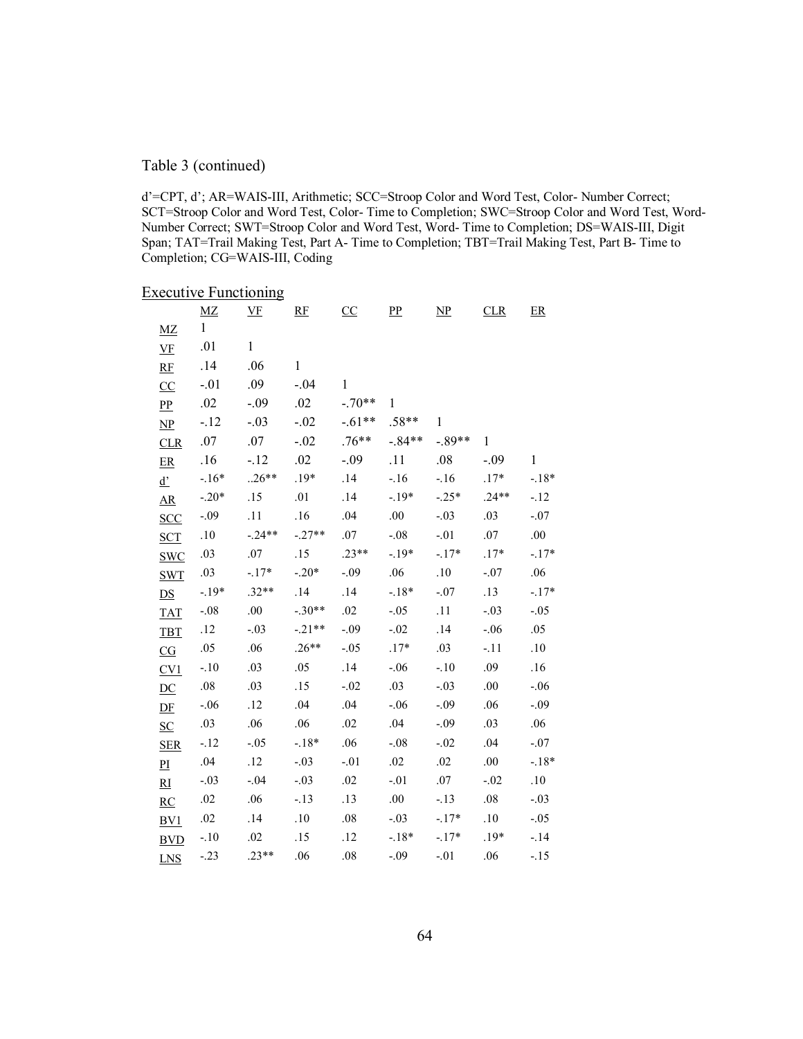Table 3 (continued)

d'=CPT, d'; AR=WAIS-III, Arithmetic; SCC=Stroop Color and Word Test, Color- Number Correct; SCT=Stroop Color and Word Test, Color- Time to Completion; SWC=Stroop Color and Word Test, Word- Number Correct; SWT=Stroop Color and Word Test, Word- Time to Completion; DS=WAIS-III, Digit Span; TAT=Trail Making Test, Part A- Time to Completion; TBT=Trail Making Test, Part B- Time to Completion; CG=WAIS-III, Coding

Executive Functioning

| | MZ | VF | RF | CC | PP | NP | CLR | ER |
|---|---|---|---|---|---|---|---|---|
| MZ | 1 | | | | | | | |
| VF | .01 | 1 | | | | | | |
| RF | .14 | .06 | 1 | | | | | |
| CC | -.01 | .09 | -.04 | 1 | | | | |
| PP | .02 | -.09 | .02 | -.70** | 1 | | | |
| NP | -.12 | -.03 | -.02 | -.61** | .58** | 1 | | |
| CLR | .07 | .07 | -.02 | .76** | -.84** | -.89** | 1 | |
| ER | .16 | -.12 | .02 | -.09 | .11 | .08 | -.09 | 1 |
| d' | -.16* | ..26** | .19* | .14 | -.16 | -.16 | .17* | -.18* |
| AR | -.20* | .15 | .01 | .14 | -.19* | -.25* | .24** | -.12 |
| SCC | -.09 | .11 | .16 | .04 | .00 | -.03 | .03 | -.07 |
| SCT | .10 | -.24** | -.27** | .07 | -.08 | -.01 | .07 | .00 |
| SWC | .03 | .07 | .15 | .23** | -.19* | -.17* | .17* | -.17* |
| SWT | .03 | -.17* | -.20* | -.09 | .06 | .10 | -.07 | .06 |
| DS | -.19* | .32** | .14 | .14 | -.18* | -.07 | .13 | -.17* |
| TAT | -.08 | .00 | -.30** | .02 | -.05 | .11 | -.03 | -.05 |
| TBT | .12 | -.03 | -.21** | -.09 | -.02 | .14 | -.06 | .05 |
| CG | .05 | .06 | .26** | -.05 | .17* | .03 | -.11 | .10 |
| CV1 | -.10 | .03 | .05 | .14 | -.06 | -.10 | .09 | .16 |
| DC | .08 | .03 | .15 | -.02 | .03 | -.03 | .00 | -.06 |
| DF | -.06 | .12 | .04 | .04 | -.06 | -.09 | .06 | -.09 |
| SC | .03 | .06 | .06 | .02 | .04 | -.09 | .03 | .06 |
| SER | -.12 | -.05 | -.18* | .06 | -.08 | -.02 | .04 | -.07 |
| PI | .04 | .12 | -.03 | -.01 | .02 | .02 | .00 | -.18* |
| RI | -.03 | -.04 | -.03 | .02 | -.01 | .07 | -.02 | .10 |
| RC | .02 | .06 | -.13 | .13 | .00 | -.13 | .08 | -.03 |
| BV1 | .02 | .14 | .10 | .08 | -.03 | -.17* | .10 | -.05 |
| BVD | -.10 | .02 | .15 | .12 | -.18* | -.17* | .19* | -.14 |
| LNS | -.23 | .23** | .06 | .08 | -.09 | -.01 | .06 | -.15 |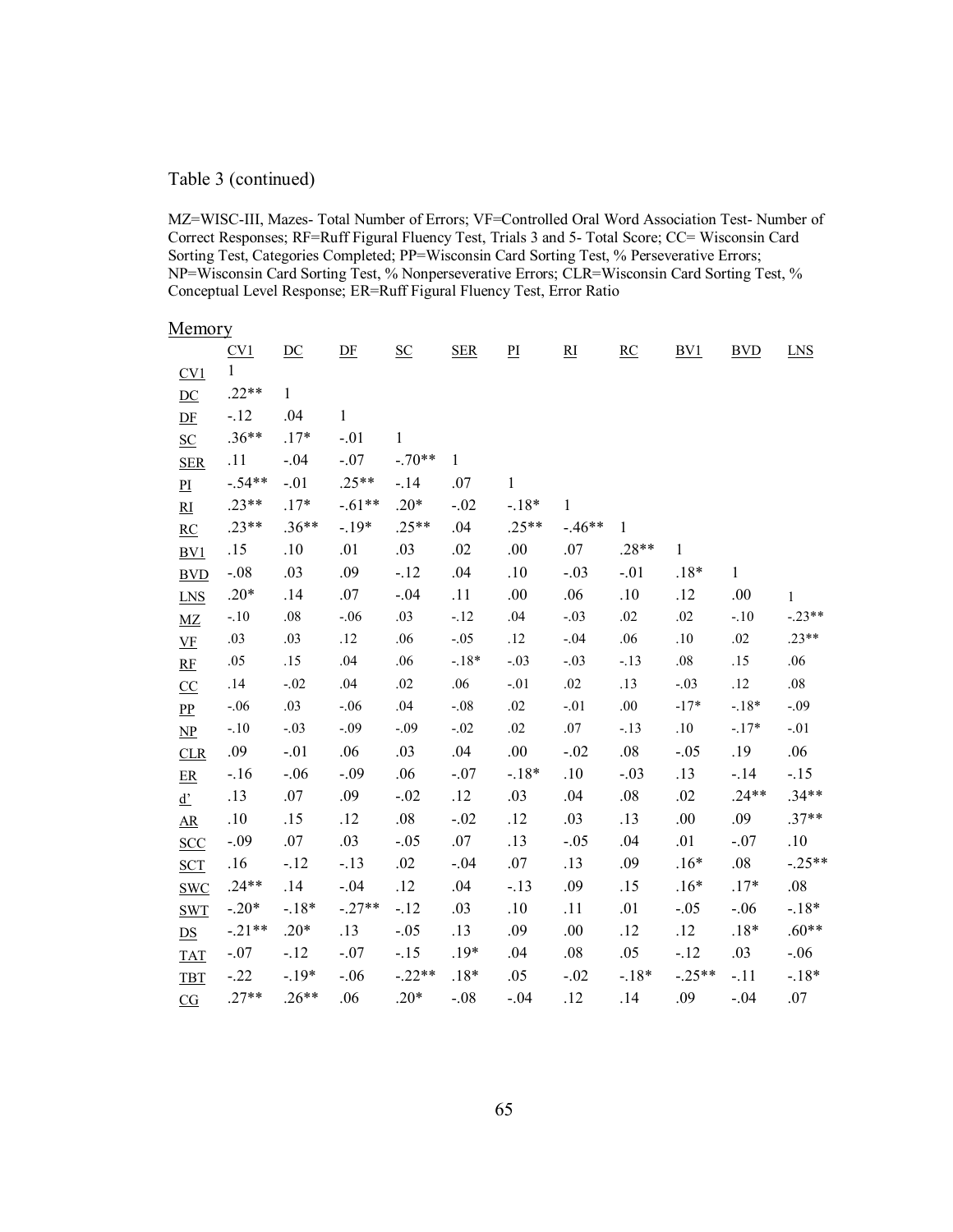Table 3 (continued)

MZ=WISC-III, Mazes- Total Number of Errors; VF=Controlled Oral Word Association Test- Number of Correct Responses; RF=Ruff Figural Fluency Test, Trials 3 and 5- Total Score; CC= Wisconsin Card Sorting Test, Categories Completed; PP=Wisconsin Card Sorting Test, % Perseverative Errors; NP=Wisconsin Card Sorting Test, % Nonperseverative Errors; CLR=Wisconsin Card Sorting Test, % Conceptual Level Response; ER=Ruff Figural Fluency Test, Error Ratio

Memory

| | CV1 | DC | DF | SC | SER | PI | RI | RC | BV1 | BVD | LNS |
|---|---|---|---|---|---|---|---|---|---|---|---|
| CV1 | 1 | | | | | | | | | | |
| DC | .22** | 1 | | | | | | | | | |
| DF | -.12 | .04 | 1 | | | | | | | | |
| SC | .36** | .17* | -.01 | 1 | | | | | | | |
| SER | .11 | -.04 | -.07 | -.70** | 1 | | | | | | |
| PI | -.54** | -.01 | .25** | -.14 | .07 | 1 | | | | | |
| RI | .23** | .17* | -.61** | .20* | -.02 | -.18* | 1 | | | | |
| RC | .23** | .36** | -.19* | .25** | .04 | .25** | -.46** | 1 | | | |
| BV1 | .15 | .10 | .01 | .03 | .02 | .00 | .07 | .28** | 1 | | |
| BVD | -.08 | .03 | .09 | -.12 | .04 | .10 | -.03 | -.01 | .18* | 1 | |
| LNS | .20* | .14 | .07 | -.04 | .11 | .00 | .06 | .10 | .12 | .00 | 1 |
| MZ | -.10 | .08 | -.06 | .03 | -.12 | .04 | -.03 | .02 | .02 | -.10 | -.23** |
| VF | .03 | .03 | .12 | .06 | -.05 | .12 | -.04 | .06 | .10 | .02 | .23** |
| RF | .05 | .15 | .04 | .06 | -.18* | -.03 | -.03 | -.13 | .08 | .15 | .06 |
| CC | .14 | -.02 | .04 | .02 | .06 | -.01 | .02 | .13 | -.03 | .12 | .08 |
| PP | -.06 | .03 | -.06 | .04 | -.08 | .02 | -.01 | .00 | -17* | -.18* | -.09 |
| NP | -.10 | -.03 | -.09 | -.09 | -.02 | .02 | .07 | -.13 | .10 | -.17* | -.01 |
| CLR | .09 | -.01 | .06 | .03 | .04 | .00 | -.02 | .08 | -.05 | .19 | .06 |
| ER | -.16 | -.06 | -.09 | .06 | -.07 | -.18* | .10 | -.03 | .13 | -.14 | -.15 |
| d' | .13 | .07 | .09 | -.02 | .12 | .03 | .04 | .08 | .02 | .24** | .34** |
| AR | .10 | .15 | .12 | .08 | -.02 | .12 | .03 | .13 | .00 | .09 | .37** |
| SCC | -.09 | .07 | .03 | -.05 | .07 | .13 | -.05 | .04 | .01 | -.07 | .10 |
| SCT | .16 | -.12 | -.13 | .02 | -.04 | .07 | .13 | .09 | .16* | .08 | -.25** |
| SWC | .24** | .14 | -.04 | .12 | .04 | -.13 | .09 | .15 | .16* | .17* | .08 |
| SWT | -.20* | -.18* | -.27** | -.12 | .03 | .10 | .11 | .01 | -.05 | -.06 | -.18* |
| DS | -.21** | .20* | .13 | -.05 | .13 | .09 | .00 | .12 | .12 | .18* | .60** |
| TAT | -.07 | -.12 | -.07 | -.15 | .19* | .04 | .08 | .05 | -.12 | .03 | -.06 |
| TBT | -.22 | -.19* | -.06 | -.22** | .18* | .05 | -.02 | -.18* | -.25** | -.11 | -.18* |
| CG | .27** | .26** | .06 | .20* | -.08 | -.04 | .12 | .14 | .09 | -.04 | .07 |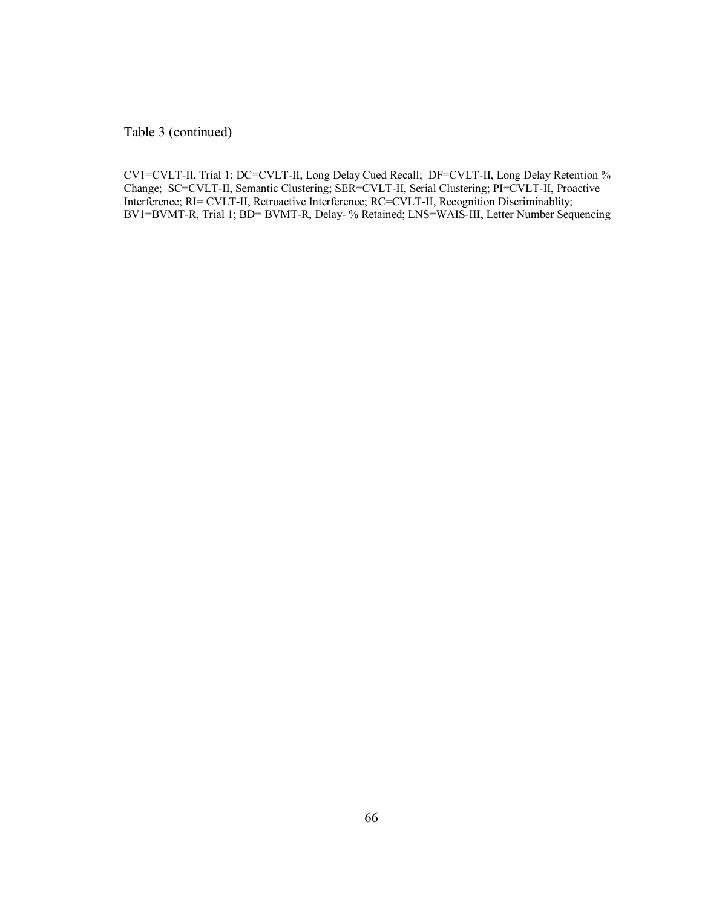Table 3 (continued)

CV1=CVLT-II, Trial 1; DC=CVLT-II, Long Delay Cued Recall; DF=CVLT-II, Long Delay Retention % Change; SC=CVLT-II, Semantic Clustering; SER=CVLT-II, Serial Clustering; PI=CVLT-II, Proactive Interference; RI= CVLT-II, Retroactive Interference; RC=CVLT-II, Recognition Discriminablity; BV1=BVMT-R, Trial 1; BD= BVMT-R, Delay- % Retained; LNS=WAIS-III, Letter Number Sequencing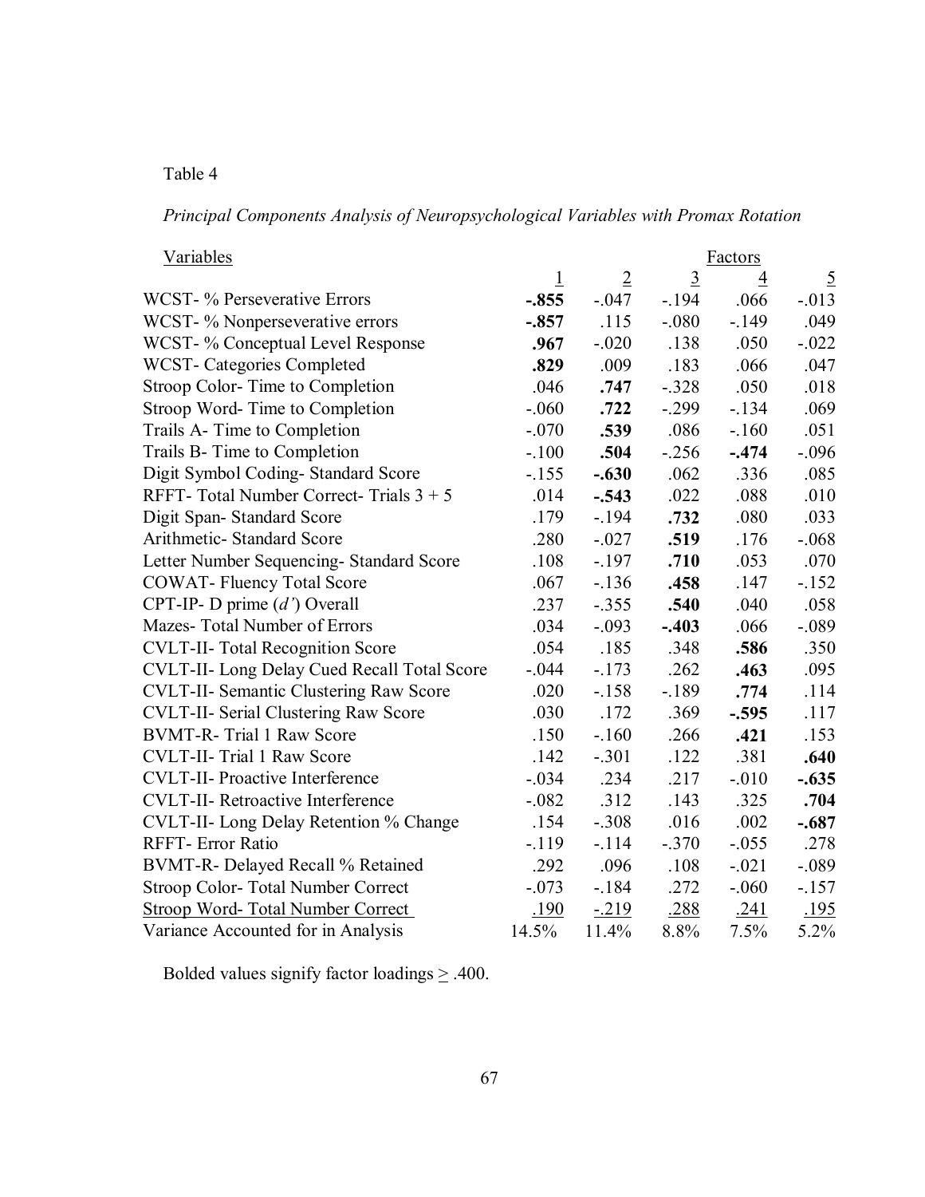Table 4

*Principal Components Analysis of Neuropsychological Variables with Promax Rotation*

| Variables | Factors | | | | |
|---|---|---|---|---|---|
| | 1 | 2 | 3 | 4 | 5 |
| WCST- % Perseverative Errors | **-.855** | -.047 | -.194 | .066 | -.013 |
| WCST- % Nonperseverative errors | **-.857** | .115 | -.080 | -.149 | .049 |
| WCST- % Conceptual Level Response | **.967** | -.020 | .138 | .050 | -.022 |
| WCST- Categories Completed | **.829** | .009 | .183 | .066 | .047 |
| Stroop Color- Time to Completion | .046 | **.747** | -.328 | .050 | .018 |
| Stroop Word- Time to Completion | -.060 | **.722** | -.299 | -.134 | .069 |
| Trails A- Time to Completion | -.070 | **.539** | .086 | -.160 | .051 |
| Trails B- Time to Completion | -.100 | **.504** | -.256 | **-.474** | -.096 |
| Digit Symbol Coding- Standard Score | -.155 | **-.630** | .062 | .336 | .085 |
| RFFT- Total Number Correct- Trials 3 + 5 | .014 | **-.543** | .022 | .088 | .010 |
| Digit Span- Standard Score | .179 | -.194 | **.732** | .080 | .033 |
| Arithmetic- Standard Score | .280 | -.027 | **.519** | .176 | -.068 |
| Letter Number Sequencing- Standard Score | .108 | -.197 | **.710** | .053 | .070 |
| COWAT- Fluency Total Score | .067 | -.136 | **.458** | .147 | -.152 |
| CPT-IP- D prime (*d'*) Overall | .237 | -.355 | **.540** | .040 | .058 |
| Mazes- Total Number of Errors | .034 | -.093 | **-.403** | .066 | -.089 |
| CVLT-II- Total Recognition Score | .054 | .185 | .348 | **.586** | .350 |
| CVLT-II- Long Delay Cued Recall Total Score | -.044 | -.173 | .262 | **.463** | .095 |
| CVLT-II- Semantic Clustering Raw Score | .020 | -.158 | -.189 | **.774** | .114 |
| CVLT-II- Serial Clustering Raw Score | .030 | .172 | .369 | **-.595** | .117 |
| BVMT-R- Trial 1 Raw Score | .150 | -.160 | .266 | **.421** | .153 |
| CVLT-II- Trial 1 Raw Score | .142 | -.301 | .122 | .381 | **.640** |
| CVLT-II- Proactive Interference | -.034 | .234 | .217 | -.010 | **-.635** |
| CVLT-II- Retroactive Interference | -.082 | .312 | .143 | .325 | **.704** |
| CVLT-II- Long Delay Retention % Change | .154 | -.308 | .016 | .002 | **-.687** |
| RFFT- Error Ratio | -.119 | -.114 | -.370 | -.055 | .278 |
| BVMT-R- Delayed Recall % Retained | .292 | .096 | .108 | -.021 | -.089 |
| Stroop Color- Total Number Correct | -.073 | -.184 | .272 | -.060 | -.157 |
| Stroop Word- Total Number Correct | .190 | -.219 | .288 | .241 | .195 |
| Variance Accounted for in Analysis | 14.5% | 11.4% | 8.8% | 7.5% | 5.2% |

Bolded values signify factor loadings ≥ .400.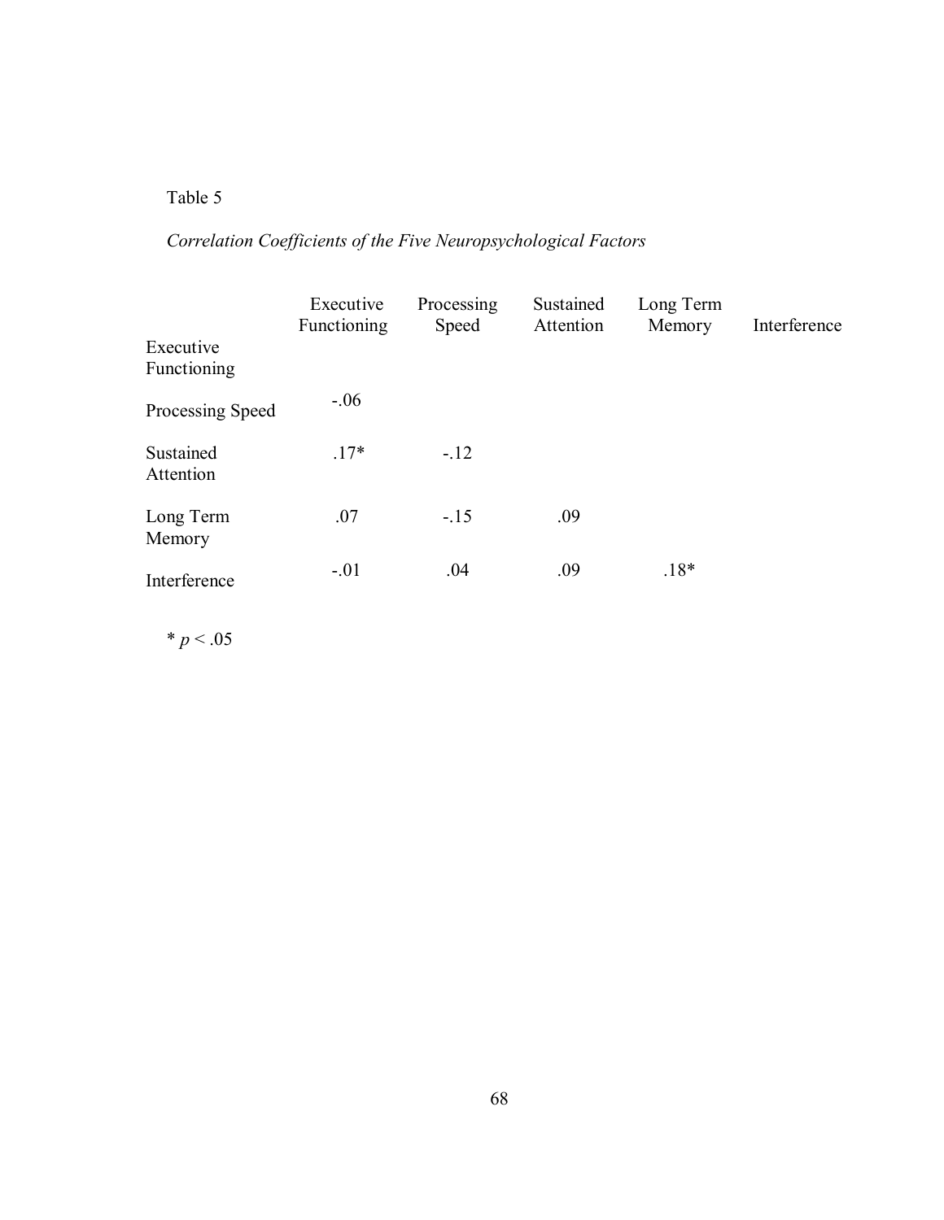Table 5

*Correlation Coefficients of the Five Neuropsychological Factors*

| | Executive Functioning | Processing Speed | Sustained Attention | Long Term Memory | Interference |
|---|---|---|---|---|---|
| Executive Functioning | | | | | |
| Processing Speed | -.06 | | | | |
| Sustained Attention | .17* | -.12 | | | |
| Long Term Memory | .07 | -.15 | .09 | | |
| Interference | -.01 | .04 | .09 | .18* | |

* $p < .05$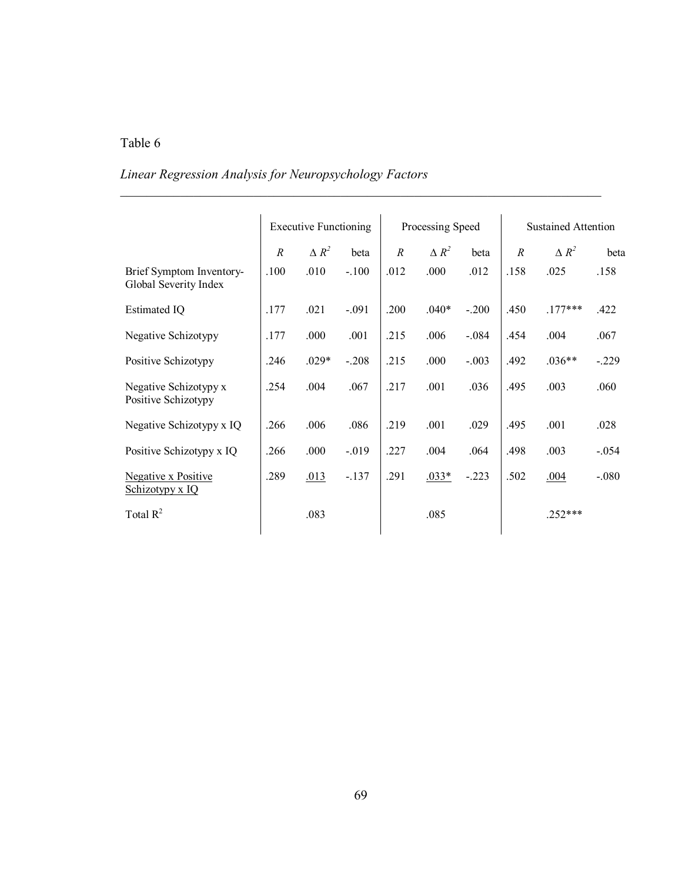Table 6

*Linear Regression Analysis for Neuropsychology Factors*

| | Executive Functioning | | | Processing Speed | | | Sustained Attention | | |
|---|---|---|---|---|---|---|---|---|---|
| | *R* | Δ $R^2$ | beta | *R* | Δ $R^2$ | beta | *R* | Δ $R^2$ | beta |
| Brief Symptom Inventory-Global Severity Index | .100 | .010 | -.100 | .012 | .000 | .012 | .158 | .025 | .158 |
| Estimated IQ | .177 | .021 | -.091 | .200 | .040* | -.200 | .450 | .177*** | .422 |
| Negative Schizotypy | .177 | .000 | .001 | .215 | .006 | -.084 | .454 | .004 | .067 |
| Positive Schizotypy | .246 | .029* | -.208 | .215 | .000 | -.003 | .492 | .036** | -.229 |
| Negative Schizotypy x Positive Schizotypy | .254 | .004 | .067 | .217 | .001 | .036 | .495 | .003 | .060 |
| Negative Schizotypy x IQ | .266 | .006 | .086 | .219 | .001 | .029 | .495 | .001 | .028 |
| Positive Schizotypy x IQ | .266 | .000 | -.019 | .227 | .004 | .064 | .498 | .003 | -.054 |
| Negative x Positive Schizotypy x IQ | .289 | .013 | -.137 | .291 | .033* | -.223 | .502 | .004 | -.080 |
| Total $R^2$ | | .083 | | | .085 | | | .252*** | |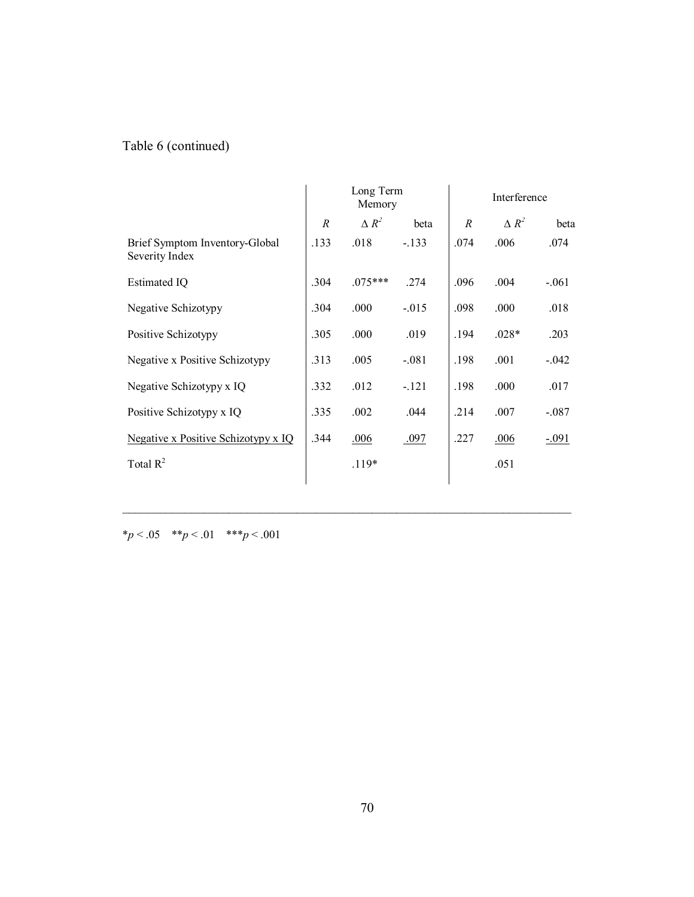Table 6 (continued)

| | Long Term Memory | | | Interference | | |
|---|---|---|---|---|---|---|
| | $R$ | $\Delta R^2$ | beta | $R$ | $\Delta R^2$ | beta |
| Brief Symptom Inventory-Global Severity Index | .133 | .018 | -.133 | .074 | .006 | .074 |
| Estimated IQ | .304 | .075*** | .274 | .096 | .004 | -.061 |
| Negative Schizotypy | .304 | .000 | -.015 | .098 | .000 | .018 |
| Positive Schizotypy | .305 | .000 | .019 | .194 | .028* | .203 |
| Negative x Positive Schizotypy | .313 | .005 | -.081 | .198 | .001 | -.042 |
| Negative Schizotypy x IQ | .332 | .012 | -.121 | .198 | .000 | .017 |
| Positive Schizotypy x IQ | .335 | .002 | .044 | .214 | .007 | -.087 |
| Negative x Positive Schizotypy x IQ | .344 | .006 | .097 | .227 | .006 | -.091 |
| Total $R^2$ | | .119* | | | .051 | |

*$p < .05$ **$p < .01$ ***$p < .001$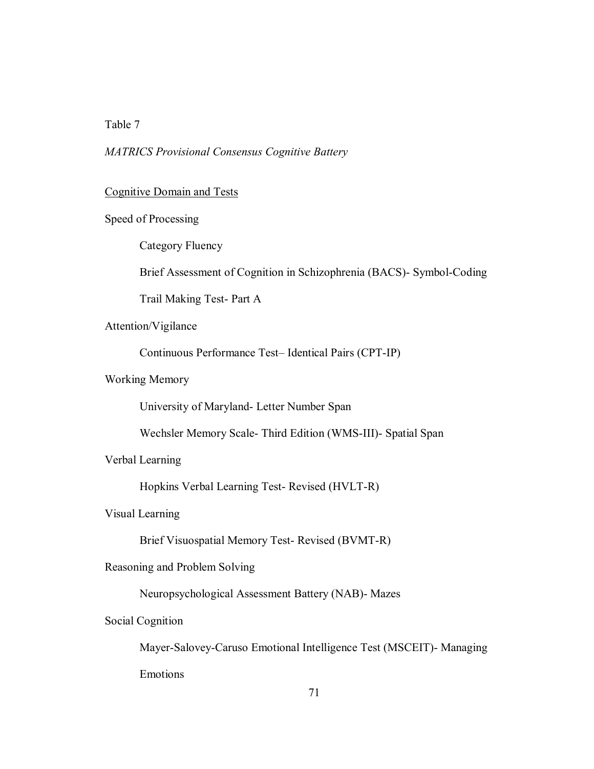Table 7

*MATRICS Provisional Consensus Cognitive Battery*

| Cognitive Domain and Tests |
| --- |
| Speed of Processing |
| Category Fluency |
| Brief Assessment of Cognition in Schizophrenia (BACS)- Symbol-Coding |
| Trail Making Test- Part A |
| Attention/Vigilance |
| Continuous Performance Test– Identical Pairs (CPT-IP) |
| Working Memory |
| University of Maryland- Letter Number Span |
| Wechsler Memory Scale- Third Edition (WMS-III)- Spatial Span |
| Verbal Learning |
| Hopkins Verbal Learning Test- Revised (HVLT-R) |
| Visual Learning |
| Brief Visuospatial Memory Test- Revised (BVMT-R) |
| Reasoning and Problem Solving |
| Neuropsychological Assessment Battery (NAB)- Mazes |
| Social Cognition |
| Mayer-Salovey-Caruso Emotional Intelligence Test (MSCEIT)- Managing Emotions |